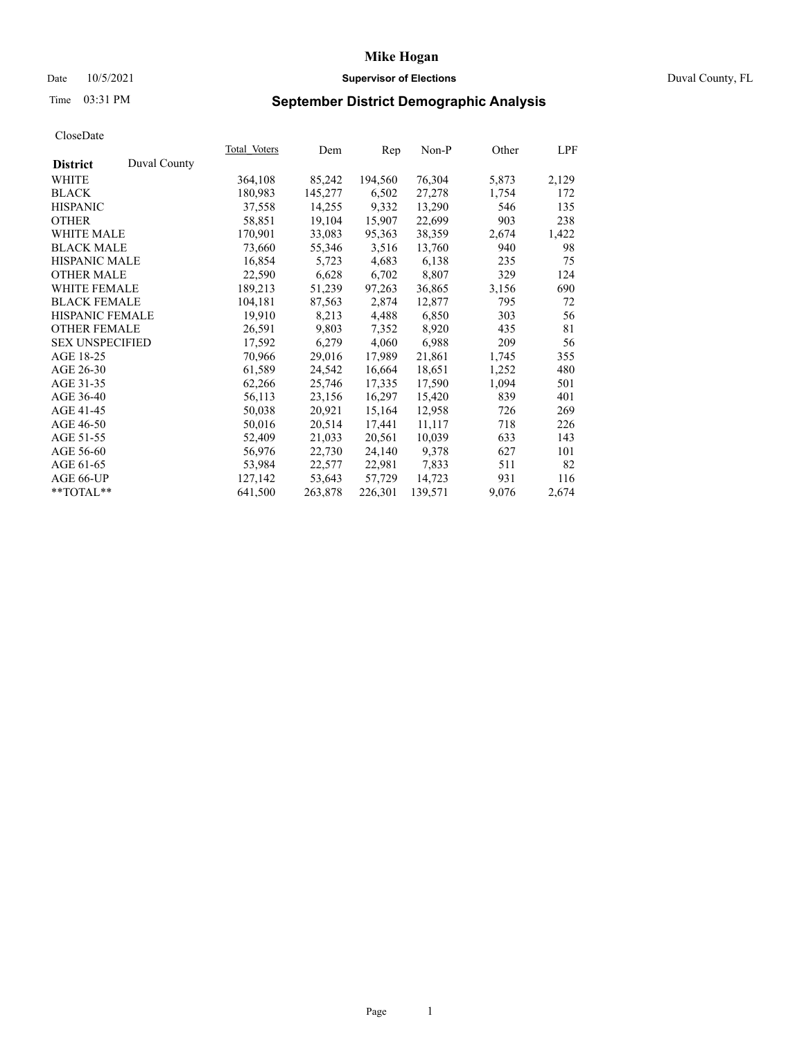# Mike Hogan

Date 10/5/2021 **Supervisor of Elections** Duval County, FL

Time 03:31 PM

## September District Demographic Analysis

CloseDate

| **District** Duval County | Total_Voters | Dem | Rep | Non-P | Other | LPF |
|---|---|---|---|---|---|---|
| WHITE | 364,108 | 85,242 | 194,560 | 76,304 | 5,873 | 2,129 |
| BLACK | 180,983 | 145,277 | 6,502 | 27,278 | 1,754 | 172 |
| HISPANIC | 37,558 | 14,255 | 9,332 | 13,290 | 546 | 135 |
| OTHER | 58,851 | 19,104 | 15,907 | 22,699 | 903 | 238 |
| WHITE MALE | 170,901 | 33,083 | 95,363 | 38,359 | 2,674 | 1,422 |
| BLACK MALE | 73,660 | 55,346 | 3,516 | 13,760 | 940 | 98 |
| HISPANIC MALE | 16,854 | 5,723 | 4,683 | 6,138 | 235 | 75 |
| OTHER MALE | 22,590 | 6,628 | 6,702 | 8,807 | 329 | 124 |
| WHITE FEMALE | 189,213 | 51,239 | 97,263 | 36,865 | 3,156 | 690 |
| BLACK FEMALE | 104,181 | 87,563 | 2,874 | 12,877 | 795 | 72 |
| HISPANIC FEMALE | 19,910 | 8,213 | 4,488 | 6,850 | 303 | 56 |
| OTHER FEMALE | 26,591 | 9,803 | 7,352 | 8,920 | 435 | 81 |
| SEX UNSPECIFIED | 17,592 | 6,279 | 4,060 | 6,988 | 209 | 56 |
| AGE 18-25 | 70,966 | 29,016 | 17,989 | 21,861 | 1,745 | 355 |
| AGE 26-30 | 61,589 | 24,542 | 16,664 | 18,651 | 1,252 | 480 |
| AGE 31-35 | 62,266 | 25,746 | 17,335 | 17,590 | 1,094 | 501 |
| AGE 36-40 | 56,113 | 23,156 | 16,297 | 15,420 | 839 | 401 |
| AGE 41-45 | 50,038 | 20,921 | 15,164 | 12,958 | 726 | 269 |
| AGE 46-50 | 50,016 | 20,514 | 17,441 | 11,117 | 718 | 226 |
| AGE 51-55 | 52,409 | 21,033 | 20,561 | 10,039 | 633 | 143 |
| AGE 56-60 | 56,976 | 22,730 | 24,140 | 9,378 | 627 | 101 |
| AGE 61-65 | 53,984 | 22,577 | 22,981 | 7,833 | 511 | 82 |
| AGE 66-UP | 127,142 | 53,643 | 57,729 | 14,723 | 931 | 116 |
| **TOTAL** | 641,500 | 263,878 | 226,301 | 139,571 | 9,076 | 2,674 |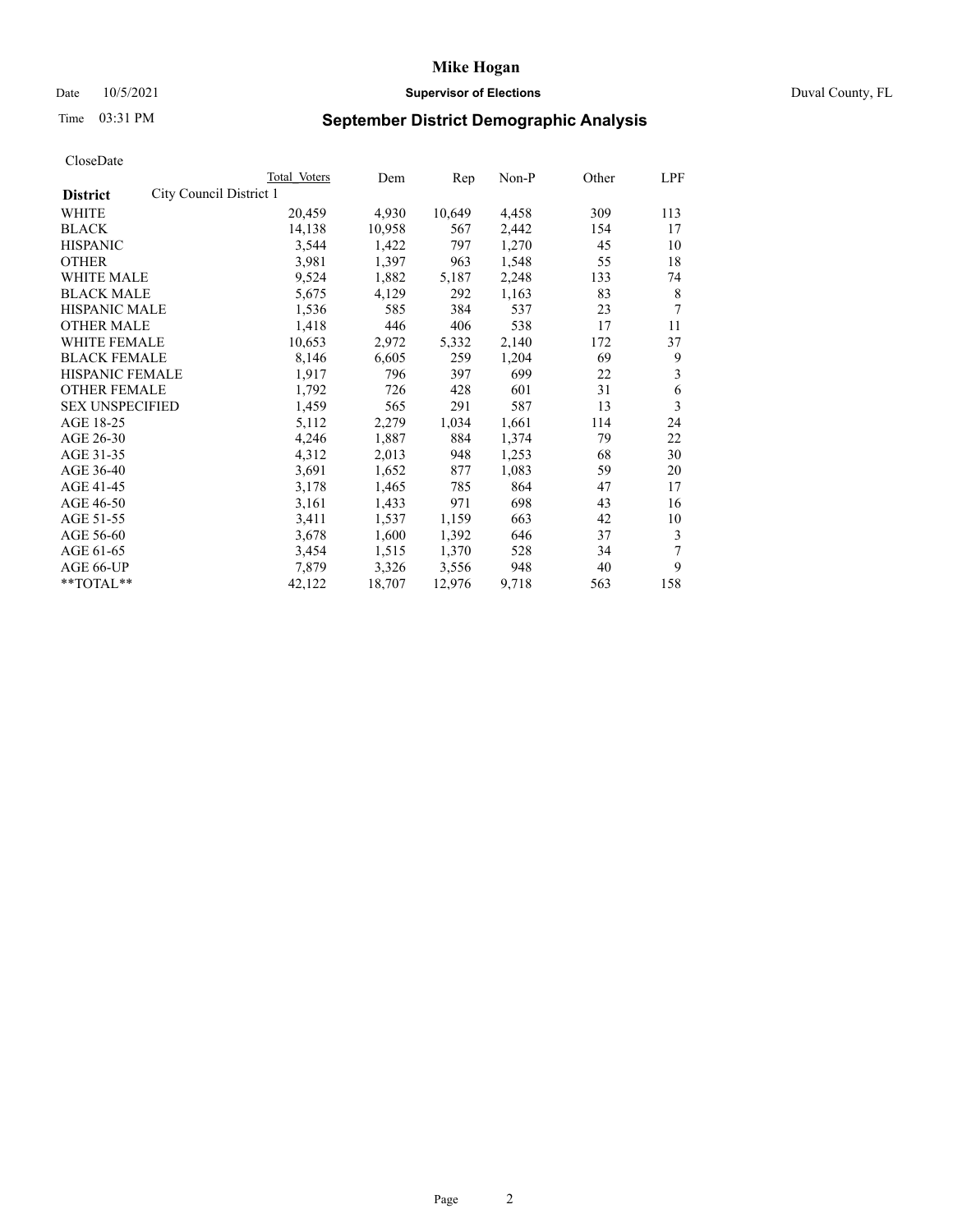# Mike Hogan

Date 10/5/2021 **Supervisor of Elections** Duval County, FL

Time 03:31 PM **September District Demographic Analysis**

CloseDate

| | Total Voters | Dem | Rep | Non-P | Other | LPF |
|---|---|---|---|---|---|---|
| **District** City Council District 1 | | | | | | |
| WHITE | 20,459 | 4,930 | 10,649 | 4,458 | 309 | 113 |
| BLACK | 14,138 | 10,958 | 567 | 2,442 | 154 | 17 |
| HISPANIC | 3,544 | 1,422 | 797 | 1,270 | 45 | 10 |
| OTHER | 3,981 | 1,397 | 963 | 1,548 | 55 | 18 |
| WHITE MALE | 9,524 | 1,882 | 5,187 | 2,248 | 133 | 74 |
| BLACK MALE | 5,675 | 4,129 | 292 | 1,163 | 83 | 8 |
| HISPANIC MALE | 1,536 | 585 | 384 | 537 | 23 | 7 |
| OTHER MALE | 1,418 | 446 | 406 | 538 | 17 | 11 |
| WHITE FEMALE | 10,653 | 2,972 | 5,332 | 2,140 | 172 | 37 |
| BLACK FEMALE | 8,146 | 6,605 | 259 | 1,204 | 69 | 9 |
| HISPANIC FEMALE | 1,917 | 796 | 397 | 699 | 22 | 3 |
| OTHER FEMALE | 1,792 | 726 | 428 | 601 | 31 | 6 |
| SEX UNSPECIFIED | 1,459 | 565 | 291 | 587 | 13 | 3 |
| AGE 18-25 | 5,112 | 2,279 | 1,034 | 1,661 | 114 | 24 |
| AGE 26-30 | 4,246 | 1,887 | 884 | 1,374 | 79 | 22 |
| AGE 31-35 | 4,312 | 2,013 | 948 | 1,253 | 68 | 30 |
| AGE 36-40 | 3,691 | 1,652 | 877 | 1,083 | 59 | 20 |
| AGE 41-45 | 3,178 | 1,465 | 785 | 864 | 47 | 17 |
| AGE 46-50 | 3,161 | 1,433 | 971 | 698 | 43 | 16 |
| AGE 51-55 | 3,411 | 1,537 | 1,159 | 663 | 42 | 10 |
| AGE 56-60 | 3,678 | 1,600 | 1,392 | 646 | 37 | 3 |
| AGE 61-65 | 3,454 | 1,515 | 1,370 | 528 | 34 | 7 |
| AGE 66-UP | 7,879 | 3,326 | 3,556 | 948 | 40 | 9 |
| **TOTAL** | 42,122 | 18,707 | 12,976 | 9,718 | 563 | 158 |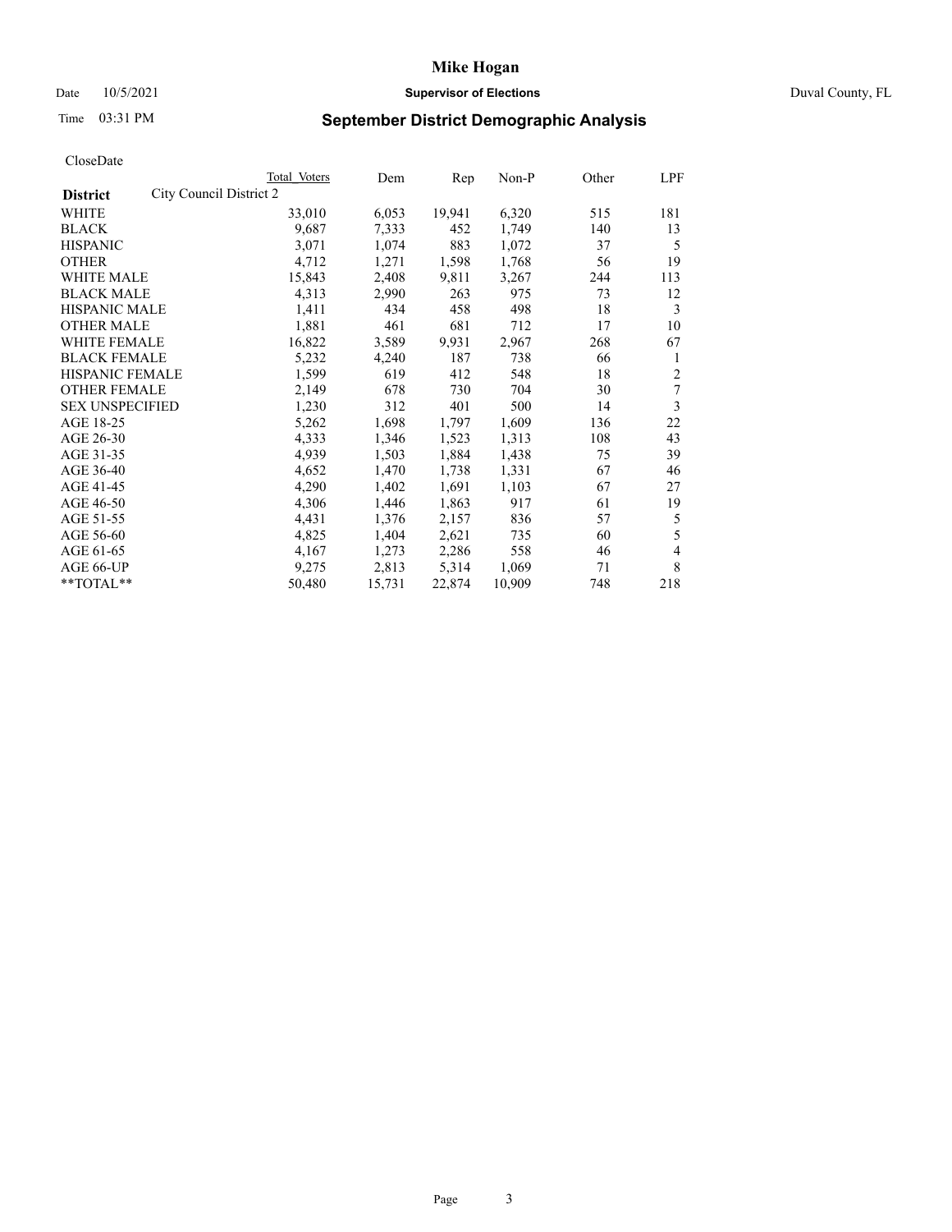CloseDate

| District | City Council District 2 | Total Voters | Dem | Rep | Non-P | Other | LPF |
|---|---|---|---|---|---|---|---|
| WHITE | | 33,010 | 6,053 | 19,941 | 6,320 | 515 | 181 |
| BLACK | | 9,687 | 7,333 | 452 | 1,749 | 140 | 13 |
| HISPANIC | | 3,071 | 1,074 | 883 | 1,072 | 37 | 5 |
| OTHER | | 4,712 | 1,271 | 1,598 | 1,768 | 56 | 19 |
| WHITE MALE | | 15,843 | 2,408 | 9,811 | 3,267 | 244 | 113 |
| BLACK MALE | | 4,313 | 2,990 | 263 | 975 | 73 | 12 |
| HISPANIC MALE | | 1,411 | 434 | 458 | 498 | 18 | 3 |
| OTHER MALE | | 1,881 | 461 | 681 | 712 | 17 | 10 |
| WHITE FEMALE | | 16,822 | 3,589 | 9,931 | 2,967 | 268 | 67 |
| BLACK FEMALE | | 5,232 | 4,240 | 187 | 738 | 66 | 1 |
| HISPANIC FEMALE | | 1,599 | 619 | 412 | 548 | 18 | 2 |
| OTHER FEMALE | | 2,149 | 678 | 730 | 704 | 30 | 7 |
| SEX UNSPECIFIED | | 1,230 | 312 | 401 | 500 | 14 | 3 |
| AGE 18-25 | | 5,262 | 1,698 | 1,797 | 1,609 | 136 | 22 |
| AGE 26-30 | | 4,333 | 1,346 | 1,523 | 1,313 | 108 | 43 |
| AGE 31-35 | | 4,939 | 1,503 | 1,884 | 1,438 | 75 | 39 |
| AGE 36-40 | | 4,652 | 1,470 | 1,738 | 1,331 | 67 | 46 |
| AGE 41-45 | | 4,290 | 1,402 | 1,691 | 1,103 | 67 | 27 |
| AGE 46-50 | | 4,306 | 1,446 | 1,863 | 917 | 61 | 19 |
| AGE 51-55 | | 4,431 | 1,376 | 2,157 | 836 | 57 | 5 |
| AGE 56-60 | | 4,825 | 1,404 | 2,621 | 735 | 60 | 5 |
| AGE 61-65 | | 4,167 | 1,273 | 2,286 | 558 | 46 | 4 |
| AGE 66-UP | | 9,275 | 2,813 | 5,314 | 1,069 | 71 | 8 |
| **TOTAL** | | 50,480 | 15,731 | 22,874 | 10,909 | 748 | 218 |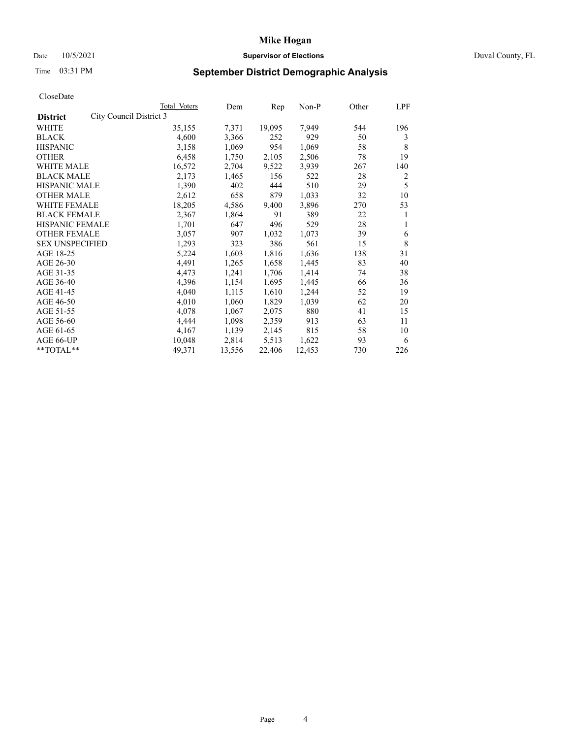# Mike Hogan

Date 10/5/2021 **Supervisor of Elections** Duval County, FL

Time 03:31 PM **September District Demographic Analysis**

CloseDate

| **District** City Council District 3 | Total Voters | Dem | Rep | Non-P | Other | LPF |
|---|---|---|---|---|---|---|
| WHITE | 35,155 | 7,371 | 19,095 | 7,949 | 544 | 196 |
| BLACK | 4,600 | 3,366 | 252 | 929 | 50 | 3 |
| HISPANIC | 3,158 | 1,069 | 954 | 1,069 | 58 | 8 |
| OTHER | 6,458 | 1,750 | 2,105 | 2,506 | 78 | 19 |
| WHITE MALE | 16,572 | 2,704 | 9,522 | 3,939 | 267 | 140 |
| BLACK MALE | 2,173 | 1,465 | 156 | 522 | 28 | 2 |
| HISPANIC MALE | 1,390 | 402 | 444 | 510 | 29 | 5 |
| OTHER MALE | 2,612 | 658 | 879 | 1,033 | 32 | 10 |
| WHITE FEMALE | 18,205 | 4,586 | 9,400 | 3,896 | 270 | 53 |
| BLACK FEMALE | 2,367 | 1,864 | 91 | 389 | 22 | 1 |
| HISPANIC FEMALE | 1,701 | 647 | 496 | 529 | 28 | 1 |
| OTHER FEMALE | 3,057 | 907 | 1,032 | 1,073 | 39 | 6 |
| SEX UNSPECIFIED | 1,293 | 323 | 386 | 561 | 15 | 8 |
| AGE 18-25 | 5,224 | 1,603 | 1,816 | 1,636 | 138 | 31 |
| AGE 26-30 | 4,491 | 1,265 | 1,658 | 1,445 | 83 | 40 |
| AGE 31-35 | 4,473 | 1,241 | 1,706 | 1,414 | 74 | 38 |
| AGE 36-40 | 4,396 | 1,154 | 1,695 | 1,445 | 66 | 36 |
| AGE 41-45 | 4,040 | 1,115 | 1,610 | 1,244 | 52 | 19 |
| AGE 46-50 | 4,010 | 1,060 | 1,829 | 1,039 | 62 | 20 |
| AGE 51-55 | 4,078 | 1,067 | 2,075 | 880 | 41 | 15 |
| AGE 56-60 | 4,444 | 1,098 | 2,359 | 913 | 63 | 11 |
| AGE 61-65 | 4,167 | 1,139 | 2,145 | 815 | 58 | 10 |
| AGE 66-UP | 10,048 | 2,814 | 5,513 | 1,622 | 93 | 6 |
| **TOTAL** | 49,371 | 13,556 | 22,406 | 12,453 | 730 | 226 |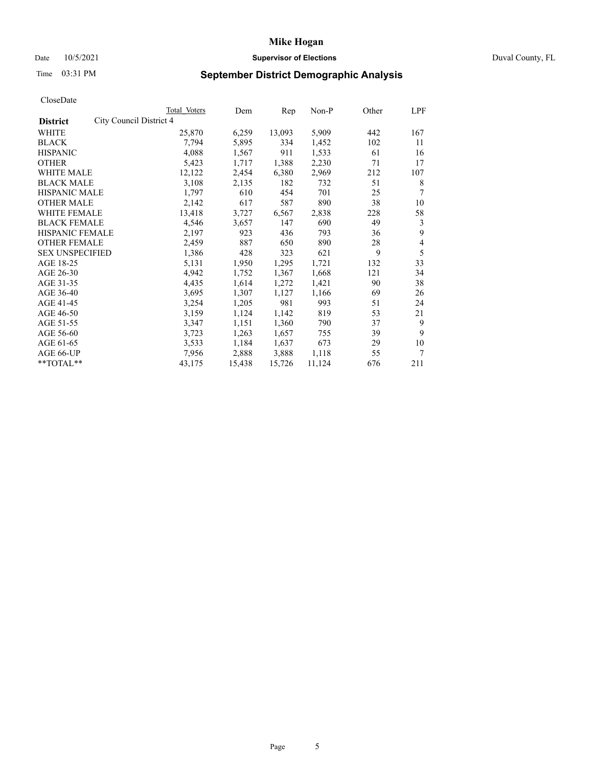# Mike Hogan

Date 10/5/2021 **Supervisor of Elections** Duval County, FL

Time 03:31 PM **September District Demographic Analysis**

CloseDate

| **District** City Council District 4 | Total Voters | Dem | Rep | Non-P | Other | LPF |
|---|---|---|---|---|---|---|
| WHITE | 25,870 | 6,259 | 13,093 | 5,909 | 442 | 167 |
| BLACK | 7,794 | 5,895 | 334 | 1,452 | 102 | 11 |
| HISPANIC | 4,088 | 1,567 | 911 | 1,533 | 61 | 16 |
| OTHER | 5,423 | 1,717 | 1,388 | 2,230 | 71 | 17 |
| WHITE MALE | 12,122 | 2,454 | 6,380 | 2,969 | 212 | 107 |
| BLACK MALE | 3,108 | 2,135 | 182 | 732 | 51 | 8 |
| HISPANIC MALE | 1,797 | 610 | 454 | 701 | 25 | 7 |
| OTHER MALE | 2,142 | 617 | 587 | 890 | 38 | 10 |
| WHITE FEMALE | 13,418 | 3,727 | 6,567 | 2,838 | 228 | 58 |
| BLACK FEMALE | 4,546 | 3,657 | 147 | 690 | 49 | 3 |
| HISPANIC FEMALE | 2,197 | 923 | 436 | 793 | 36 | 9 |
| OTHER FEMALE | 2,459 | 887 | 650 | 890 | 28 | 4 |
| SEX UNSPECIFIED | 1,386 | 428 | 323 | 621 | 9 | 5 |
| AGE 18-25 | 5,131 | 1,950 | 1,295 | 1,721 | 132 | 33 |
| AGE 26-30 | 4,942 | 1,752 | 1,367 | 1,668 | 121 | 34 |
| AGE 31-35 | 4,435 | 1,614 | 1,272 | 1,421 | 90 | 38 |
| AGE 36-40 | 3,695 | 1,307 | 1,127 | 1,166 | 69 | 26 |
| AGE 41-45 | 3,254 | 1,205 | 981 | 993 | 51 | 24 |
| AGE 46-50 | 3,159 | 1,124 | 1,142 | 819 | 53 | 21 |
| AGE 51-55 | 3,347 | 1,151 | 1,360 | 790 | 37 | 9 |
| AGE 56-60 | 3,723 | 1,263 | 1,657 | 755 | 39 | 9 |
| AGE 61-65 | 3,533 | 1,184 | 1,637 | 673 | 29 | 10 |
| AGE 66-UP | 7,956 | 2,888 | 3,888 | 1,118 | 55 | 7 |
| **TOTAL** | 43,175 | 15,438 | 15,726 | 11,124 | 676 | 211 |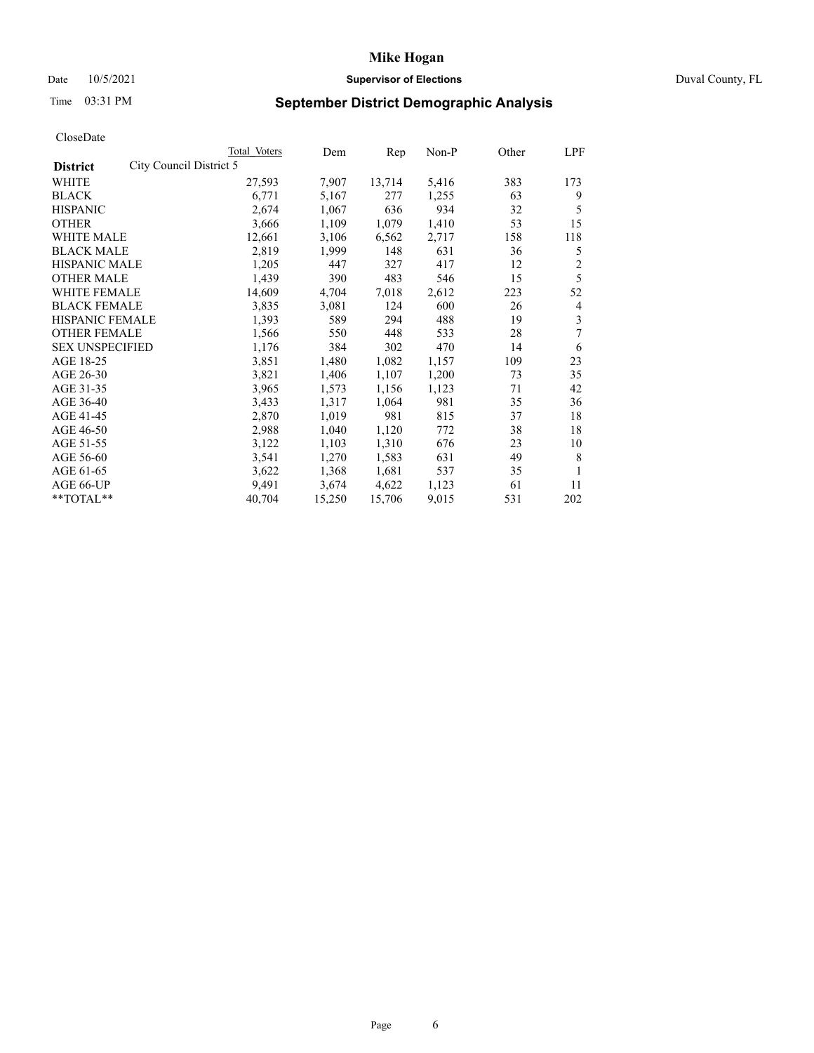# Mike Hogan

Date 10/5/2021 **Supervisor of Elections** Duval County, FL

Time 03:31 PM **September District Demographic Analysis**

CloseDate

| | Total Voters | Dem | Rep | Non-P | Other | LPF |
|---|---|---|---|---|---|---|
| **District** City Council District 5 | | | | | | |
| WHITE | 27,593 | 7,907 | 13,714 | 5,416 | 383 | 173 |
| BLACK | 6,771 | 5,167 | 277 | 1,255 | 63 | 9 |
| HISPANIC | 2,674 | 1,067 | 636 | 934 | 32 | 5 |
| OTHER | 3,666 | 1,109 | 1,079 | 1,410 | 53 | 15 |
| WHITE MALE | 12,661 | 3,106 | 6,562 | 2,717 | 158 | 118 |
| BLACK MALE | 2,819 | 1,999 | 148 | 631 | 36 | 5 |
| HISPANIC MALE | 1,205 | 447 | 327 | 417 | 12 | 2 |
| OTHER MALE | 1,439 | 390 | 483 | 546 | 15 | 5 |
| WHITE FEMALE | 14,609 | 4,704 | 7,018 | 2,612 | 223 | 52 |
| BLACK FEMALE | 3,835 | 3,081 | 124 | 600 | 26 | 4 |
| HISPANIC FEMALE | 1,393 | 589 | 294 | 488 | 19 | 3 |
| OTHER FEMALE | 1,566 | 550 | 448 | 533 | 28 | 7 |
| SEX UNSPECIFIED | 1,176 | 384 | 302 | 470 | 14 | 6 |
| AGE 18-25 | 3,851 | 1,480 | 1,082 | 1,157 | 109 | 23 |
| AGE 26-30 | 3,821 | 1,406 | 1,107 | 1,200 | 73 | 35 |
| AGE 31-35 | 3,965 | 1,573 | 1,156 | 1,123 | 71 | 42 |
| AGE 36-40 | 3,433 | 1,317 | 1,064 | 981 | 35 | 36 |
| AGE 41-45 | 2,870 | 1,019 | 981 | 815 | 37 | 18 |
| AGE 46-50 | 2,988 | 1,040 | 1,120 | 772 | 38 | 18 |
| AGE 51-55 | 3,122 | 1,103 | 1,310 | 676 | 23 | 10 |
| AGE 56-60 | 3,541 | 1,270 | 1,583 | 631 | 49 | 8 |
| AGE 61-65 | 3,622 | 1,368 | 1,681 | 537 | 35 | 1 |
| AGE 66-UP | 9,491 | 3,674 | 4,622 | 1,123 | 61 | 11 |
| **TOTAL** | 40,704 | 15,250 | 15,706 | 9,015 | 531 | 202 |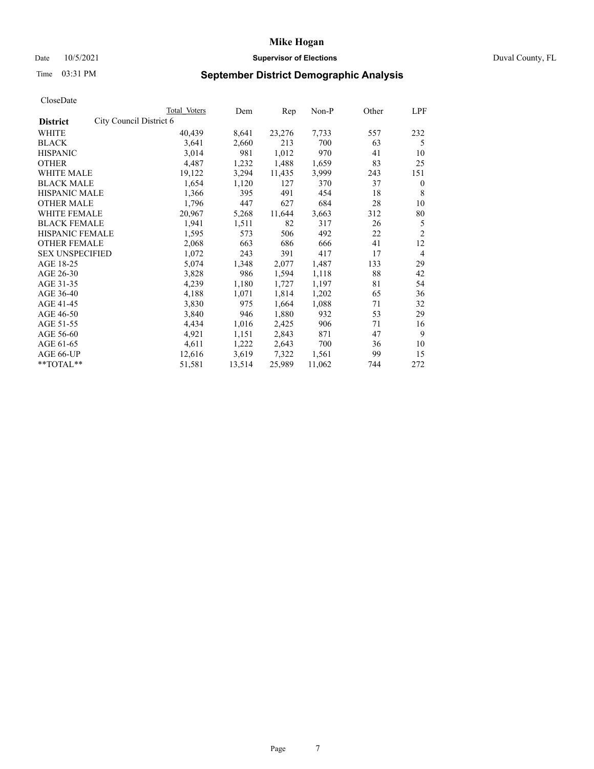# Mike Hogan

Date 10/5/2021 **Supervisor of Elections** Duval County, FL

Time 03:31 PM **September District Demographic Analysis**

CloseDate

| District | Total Voters | Dem | Rep | Non-P | Other | LPF |
|---|---|---|---|---|---|---|
| City Council District 6 | | | | | | |
| WHITE | 40,439 | 8,641 | 23,276 | 7,733 | 557 | 232 |
| BLACK | 3,641 | 2,660 | 213 | 700 | 63 | 5 |
| HISPANIC | 3,014 | 981 | 1,012 | 970 | 41 | 10 |
| OTHER | 4,487 | 1,232 | 1,488 | 1,659 | 83 | 25 |
| WHITE MALE | 19,122 | 3,294 | 11,435 | 3,999 | 243 | 151 |
| BLACK MALE | 1,654 | 1,120 | 127 | 370 | 37 | 0 |
| HISPANIC MALE | 1,366 | 395 | 491 | 454 | 18 | 8 |
| OTHER MALE | 1,796 | 447 | 627 | 684 | 28 | 10 |
| WHITE FEMALE | 20,967 | 5,268 | 11,644 | 3,663 | 312 | 80 |
| BLACK FEMALE | 1,941 | 1,511 | 82 | 317 | 26 | 5 |
| HISPANIC FEMALE | 1,595 | 573 | 506 | 492 | 22 | 2 |
| OTHER FEMALE | 2,068 | 663 | 686 | 666 | 41 | 12 |
| SEX UNSPECIFIED | 1,072 | 243 | 391 | 417 | 17 | 4 |
| AGE 18-25 | 5,074 | 1,348 | 2,077 | 1,487 | 133 | 29 |
| AGE 26-30 | 3,828 | 986 | 1,594 | 1,118 | 88 | 42 |
| AGE 31-35 | 4,239 | 1,180 | 1,727 | 1,197 | 81 | 54 |
| AGE 36-40 | 4,188 | 1,071 | 1,814 | 1,202 | 65 | 36 |
| AGE 41-45 | 3,830 | 975 | 1,664 | 1,088 | 71 | 32 |
| AGE 46-50 | 3,840 | 946 | 1,880 | 932 | 53 | 29 |
| AGE 51-55 | 4,434 | 1,016 | 2,425 | 906 | 71 | 16 |
| AGE 56-60 | 4,921 | 1,151 | 2,843 | 871 | 47 | 9 |
| AGE 61-65 | 4,611 | 1,222 | 2,643 | 700 | 36 | 10 |
| AGE 66-UP | 12,616 | 3,619 | 7,322 | 1,561 | 99 | 15 |
| **TOTAL** | 51,581 | 13,514 | 25,989 | 11,062 | 744 | 272 |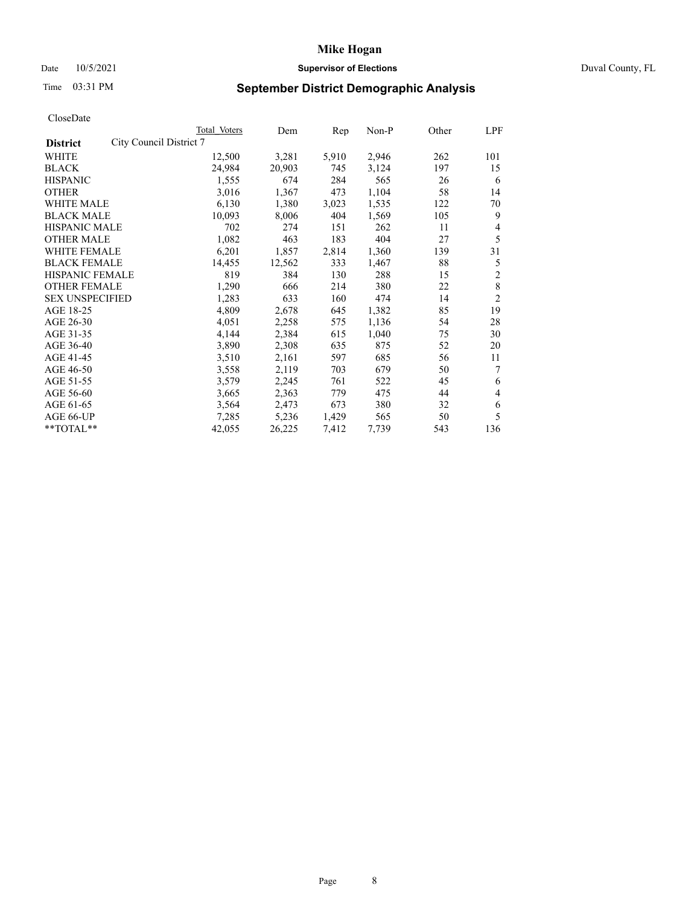# Mike Hogan

Date 10/5/2021 **Supervisor of Elections** Duval County, FL

Time 03:31 PM **September District Demographic Analysis**

CloseDate

| District | Total Voters | Dem | Rep | Non-P | Other | LPF |
|---|---|---|---|---|---|---|
| City Council District 7 | | | | | | |
| WHITE | 12,500 | 3,281 | 5,910 | 2,946 | 262 | 101 |
| BLACK | 24,984 | 20,903 | 745 | 3,124 | 197 | 15 |
| HISPANIC | 1,555 | 674 | 284 | 565 | 26 | 6 |
| OTHER | 3,016 | 1,367 | 473 | 1,104 | 58 | 14 |
| WHITE MALE | 6,130 | 1,380 | 3,023 | 1,535 | 122 | 70 |
| BLACK MALE | 10,093 | 8,006 | 404 | 1,569 | 105 | 9 |
| HISPANIC MALE | 702 | 274 | 151 | 262 | 11 | 4 |
| OTHER MALE | 1,082 | 463 | 183 | 404 | 27 | 5 |
| WHITE FEMALE | 6,201 | 1,857 | 2,814 | 1,360 | 139 | 31 |
| BLACK FEMALE | 14,455 | 12,562 | 333 | 1,467 | 88 | 5 |
| HISPANIC FEMALE | 819 | 384 | 130 | 288 | 15 | 2 |
| OTHER FEMALE | 1,290 | 666 | 214 | 380 | 22 | 8 |
| SEX UNSPECIFIED | 1,283 | 633 | 160 | 474 | 14 | 2 |
| AGE 18-25 | 4,809 | 2,678 | 645 | 1,382 | 85 | 19 |
| AGE 26-30 | 4,051 | 2,258 | 575 | 1,136 | 54 | 28 |
| AGE 31-35 | 4,144 | 2,384 | 615 | 1,040 | 75 | 30 |
| AGE 36-40 | 3,890 | 2,308 | 635 | 875 | 52 | 20 |
| AGE 41-45 | 3,510 | 2,161 | 597 | 685 | 56 | 11 |
| AGE 46-50 | 3,558 | 2,119 | 703 | 679 | 50 | 7 |
| AGE 51-55 | 3,579 | 2,245 | 761 | 522 | 45 | 6 |
| AGE 56-60 | 3,665 | 2,363 | 779 | 475 | 44 | 4 |
| AGE 61-65 | 3,564 | 2,473 | 673 | 380 | 32 | 6 |
| AGE 66-UP | 7,285 | 5,236 | 1,429 | 565 | 50 | 5 |
| **TOTAL** | 42,055 | 26,225 | 7,412 | 7,739 | 543 | 136 |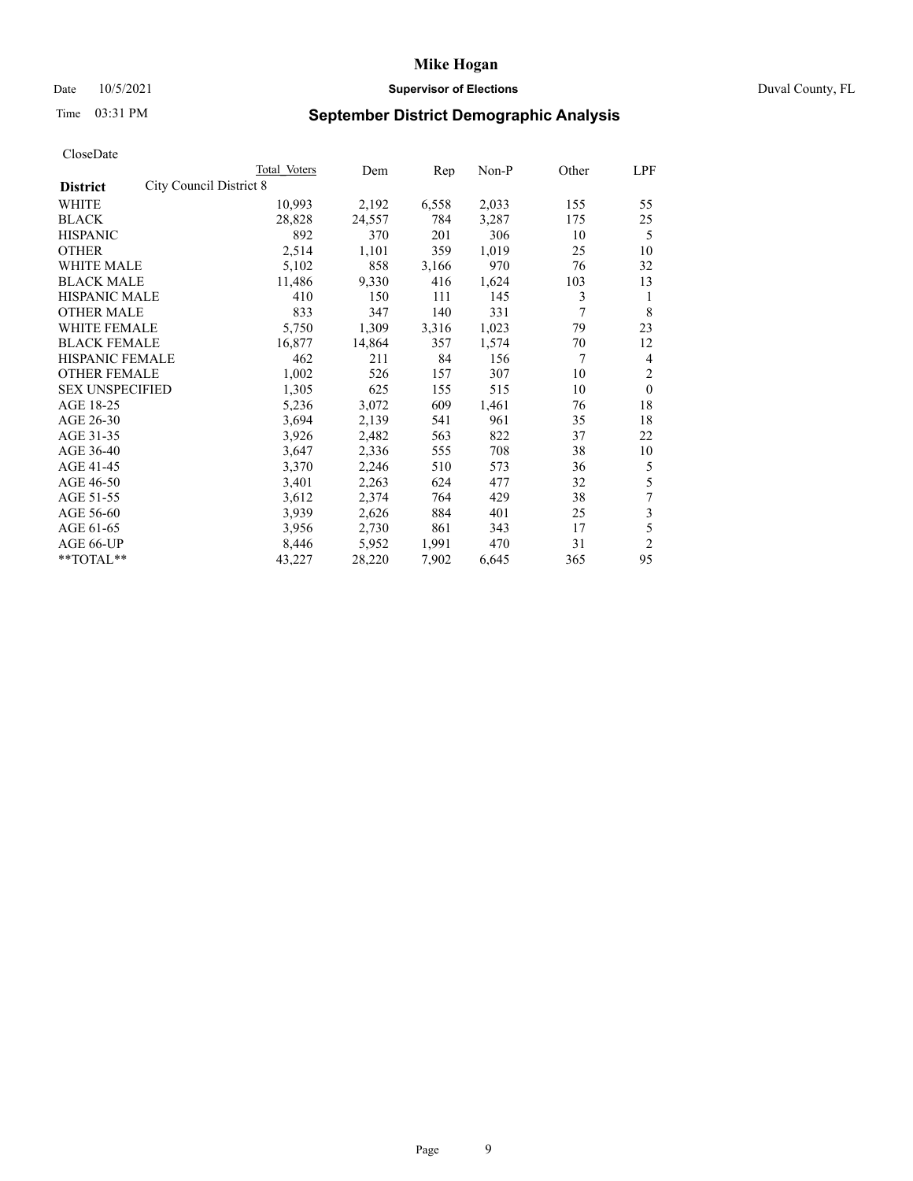# Mike Hogan

Date 10/5/2021 **Supervisor of Elections** Duval County, FL

Time 03:31 PM

## September District Demographic Analysis

CloseDate

| | Total Voters | Dem | Rep | Non-P | Other | LPF |
|---|---|---|---|---|---|---|
| **District** City Council District 8 | | | | | | |
| WHITE | 10,993 | 2,192 | 6,558 | 2,033 | 155 | 55 |
| BLACK | 28,828 | 24,557 | 784 | 3,287 | 175 | 25 |
| HISPANIC | 892 | 370 | 201 | 306 | 10 | 5 |
| OTHER | 2,514 | 1,101 | 359 | 1,019 | 25 | 10 |
| WHITE MALE | 5,102 | 858 | 3,166 | 970 | 76 | 32 |
| BLACK MALE | 11,486 | 9,330 | 416 | 1,624 | 103 | 13 |
| HISPANIC MALE | 410 | 150 | 111 | 145 | 3 | 1 |
| OTHER MALE | 833 | 347 | 140 | 331 | 7 | 8 |
| WHITE FEMALE | 5,750 | 1,309 | 3,316 | 1,023 | 79 | 23 |
| BLACK FEMALE | 16,877 | 14,864 | 357 | 1,574 | 70 | 12 |
| HISPANIC FEMALE | 462 | 211 | 84 | 156 | 7 | 4 |
| OTHER FEMALE | 1,002 | 526 | 157 | 307 | 10 | 2 |
| SEX UNSPECIFIED | 1,305 | 625 | 155 | 515 | 10 | 0 |
| AGE 18-25 | 5,236 | 3,072 | 609 | 1,461 | 76 | 18 |
| AGE 26-30 | 3,694 | 2,139 | 541 | 961 | 35 | 18 |
| AGE 31-35 | 3,926 | 2,482 | 563 | 822 | 37 | 22 |
| AGE 36-40 | 3,647 | 2,336 | 555 | 708 | 38 | 10 |
| AGE 41-45 | 3,370 | 2,246 | 510 | 573 | 36 | 5 |
| AGE 46-50 | 3,401 | 2,263 | 624 | 477 | 32 | 5 |
| AGE 51-55 | 3,612 | 2,374 | 764 | 429 | 38 | 7 |
| AGE 56-60 | 3,939 | 2,626 | 884 | 401 | 25 | 3 |
| AGE 61-65 | 3,956 | 2,730 | 861 | 343 | 17 | 5 |
| AGE 66-UP | 8,446 | 5,952 | 1,991 | 470 | 31 | 2 |
| **TOTAL** | 43,227 | 28,220 | 7,902 | 6,645 | 365 | 95 |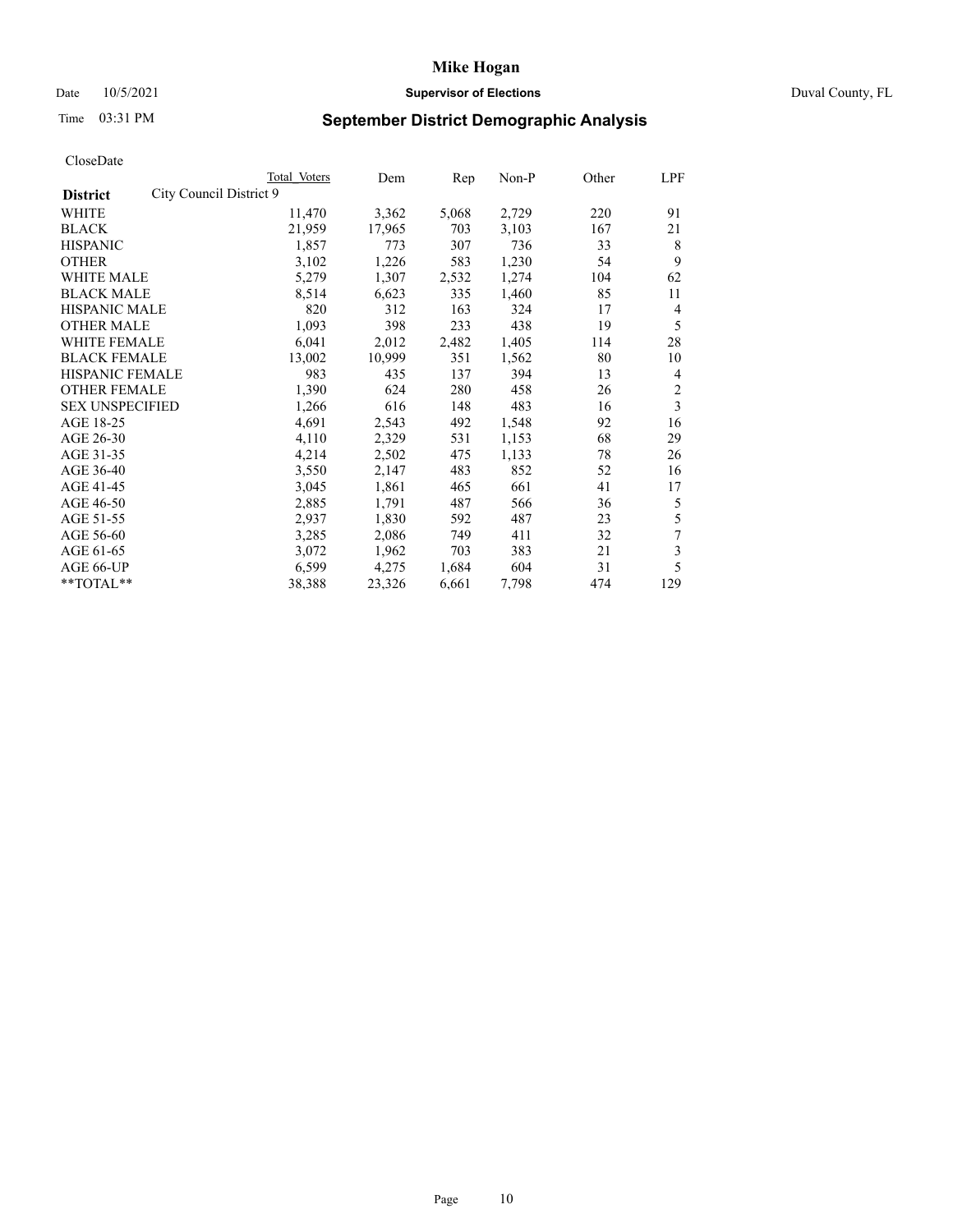# Mike Hogan

Date 10/5/2021 **Supervisor of Elections** Duval County, FL

Time 03:31 PM

## September District Demographic Analysis

CloseDate

| | Total Voters | Dem | Rep | Non-P | Other | LPF |
|---|---|---|---|---|---|---|
| **District** City Council District 9 | | | | | | |
| WHITE | 11,470 | 3,362 | 5,068 | 2,729 | 220 | 91 |
| BLACK | 21,959 | 17,965 | 703 | 3,103 | 167 | 21 |
| HISPANIC | 1,857 | 773 | 307 | 736 | 33 | 8 |
| OTHER | 3,102 | 1,226 | 583 | 1,230 | 54 | 9 |
| WHITE MALE | 5,279 | 1,307 | 2,532 | 1,274 | 104 | 62 |
| BLACK MALE | 8,514 | 6,623 | 335 | 1,460 | 85 | 11 |
| HISPANIC MALE | 820 | 312 | 163 | 324 | 17 | 4 |
| OTHER MALE | 1,093 | 398 | 233 | 438 | 19 | 5 |
| WHITE FEMALE | 6,041 | 2,012 | 2,482 | 1,405 | 114 | 28 |
| BLACK FEMALE | 13,002 | 10,999 | 351 | 1,562 | 80 | 10 |
| HISPANIC FEMALE | 983 | 435 | 137 | 394 | 13 | 4 |
| OTHER FEMALE | 1,390 | 624 | 280 | 458 | 26 | 2 |
| SEX UNSPECIFIED | 1,266 | 616 | 148 | 483 | 16 | 3 |
| AGE 18-25 | 4,691 | 2,543 | 492 | 1,548 | 92 | 16 |
| AGE 26-30 | 4,110 | 2,329 | 531 | 1,153 | 68 | 29 |
| AGE 31-35 | 4,214 | 2,502 | 475 | 1,133 | 78 | 26 |
| AGE 36-40 | 3,550 | 2,147 | 483 | 852 | 52 | 16 |
| AGE 41-45 | 3,045 | 1,861 | 465 | 661 | 41 | 17 |
| AGE 46-50 | 2,885 | 1,791 | 487 | 566 | 36 | 5 |
| AGE 51-55 | 2,937 | 1,830 | 592 | 487 | 23 | 5 |
| AGE 56-60 | 3,285 | 2,086 | 749 | 411 | 32 | 7 |
| AGE 61-65 | 3,072 | 1,962 | 703 | 383 | 21 | 3 |
| AGE 66-UP | 6,599 | 4,275 | 1,684 | 604 | 31 | 5 |
| **TOTAL** | 38,388 | 23,326 | 6,661 | 7,798 | 474 | 129 |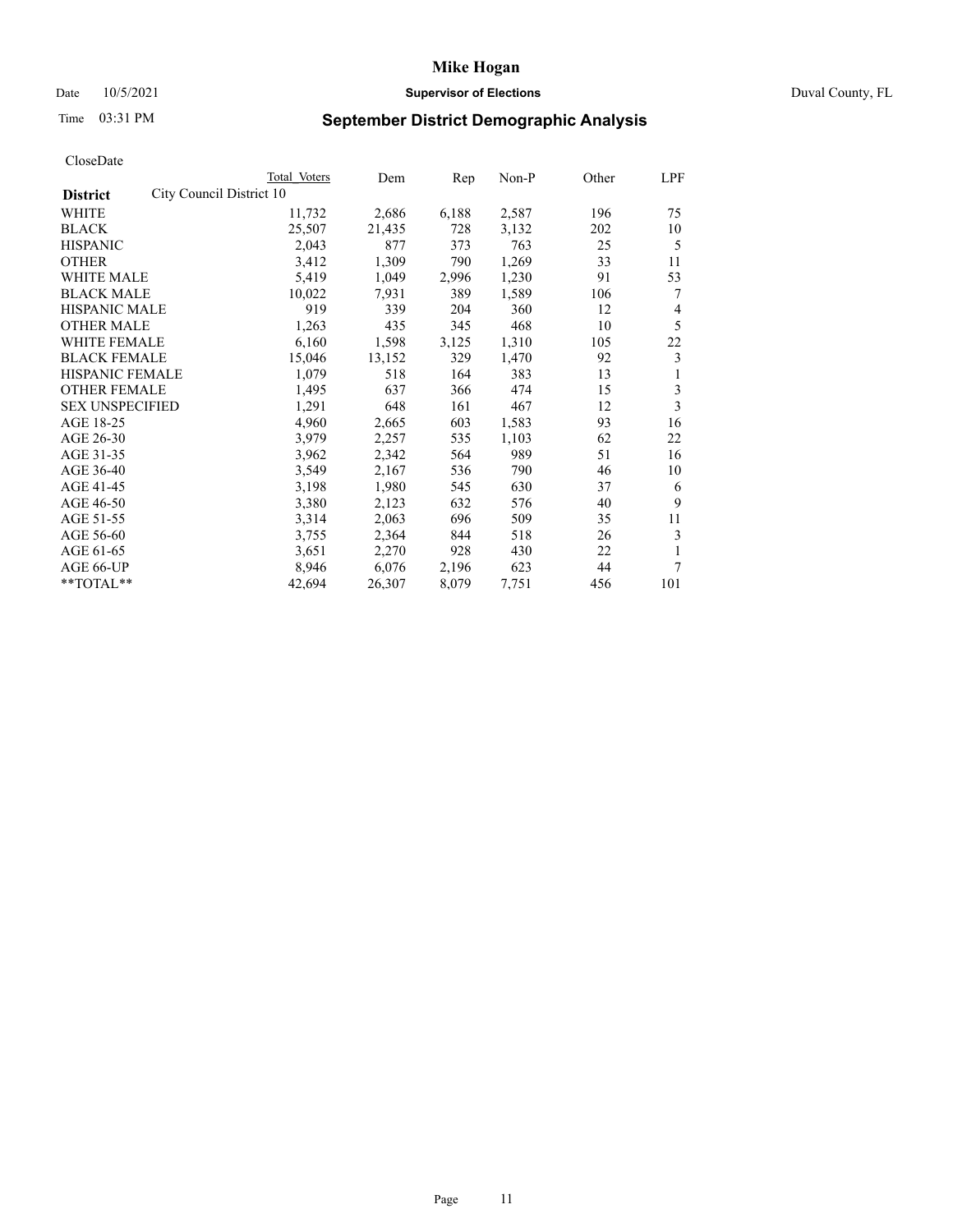# Mike Hogan

Date 10/5/2021 **Supervisor of Elections** Duval County, FL

Time 03:31 PM

## September District Demographic Analysis

CloseDate

| **District** | Total Voters | Dem | Rep | Non-P | Other | LPF |
|---|---|---|---|---|---|---|
| City Council District 10 | | | | | | |
| WHITE | 11,732 | 2,686 | 6,188 | 2,587 | 196 | 75 |
| BLACK | 25,507 | 21,435 | 728 | 3,132 | 202 | 10 |
| HISPANIC | 2,043 | 877 | 373 | 763 | 25 | 5 |
| OTHER | 3,412 | 1,309 | 790 | 1,269 | 33 | 11 |
| WHITE MALE | 5,419 | 1,049 | 2,996 | 1,230 | 91 | 53 |
| BLACK MALE | 10,022 | 7,931 | 389 | 1,589 | 106 | 7 |
| HISPANIC MALE | 919 | 339 | 204 | 360 | 12 | 4 |
| OTHER MALE | 1,263 | 435 | 345 | 468 | 10 | 5 |
| WHITE FEMALE | 6,160 | 1,598 | 3,125 | 1,310 | 105 | 22 |
| BLACK FEMALE | 15,046 | 13,152 | 329 | 1,470 | 92 | 3 |
| HISPANIC FEMALE | 1,079 | 518 | 164 | 383 | 13 | 1 |
| OTHER FEMALE | 1,495 | 637 | 366 | 474 | 15 | 3 |
| SEX UNSPECIFIED | 1,291 | 648 | 161 | 467 | 12 | 3 |
| AGE 18-25 | 4,960 | 2,665 | 603 | 1,583 | 93 | 16 |
| AGE 26-30 | 3,979 | 2,257 | 535 | 1,103 | 62 | 22 |
| AGE 31-35 | 3,962 | 2,342 | 564 | 989 | 51 | 16 |
| AGE 36-40 | 3,549 | 2,167 | 536 | 790 | 46 | 10 |
| AGE 41-45 | 3,198 | 1,980 | 545 | 630 | 37 | 6 |
| AGE 46-50 | 3,380 | 2,123 | 632 | 576 | 40 | 9 |
| AGE 51-55 | 3,314 | 2,063 | 696 | 509 | 35 | 11 |
| AGE 56-60 | 3,755 | 2,364 | 844 | 518 | 26 | 3 |
| AGE 61-65 | 3,651 | 2,270 | 928 | 430 | 22 | 1 |
| AGE 66-UP | 8,946 | 6,076 | 2,196 | 623 | 44 | 7 |
| **TOTAL** | 42,694 | 26,307 | 8,079 | 7,751 | 456 | 101 |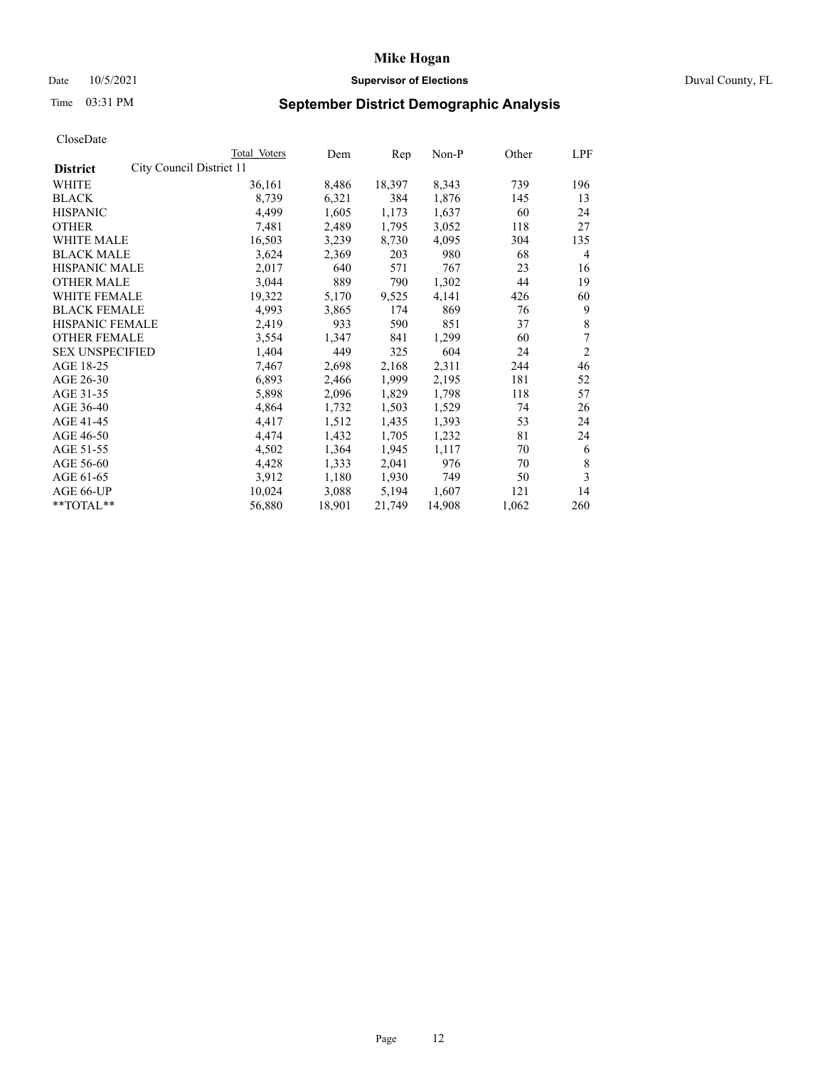# Mike Hogan

Date 10/5/2021 **Supervisor of Elections** Duval County, FL

Time 03:31 PM **September District Demographic Analysis**

CloseDate

| **District** | Total Voters | Dem | Rep | Non-P | Other | LPF |
|---|---|---|---|---|---|---|
| City Council District 11 | | | | | | |
| WHITE | 36,161 | 8,486 | 18,397 | 8,343 | 739 | 196 |
| BLACK | 8,739 | 6,321 | 384 | 1,876 | 145 | 13 |
| HISPANIC | 4,499 | 1,605 | 1,173 | 1,637 | 60 | 24 |
| OTHER | 7,481 | 2,489 | 1,795 | 3,052 | 118 | 27 |
| WHITE MALE | 16,503 | 3,239 | 8,730 | 4,095 | 304 | 135 |
| BLACK MALE | 3,624 | 2,369 | 203 | 980 | 68 | 4 |
| HISPANIC MALE | 2,017 | 640 | 571 | 767 | 23 | 16 |
| OTHER MALE | 3,044 | 889 | 790 | 1,302 | 44 | 19 |
| WHITE FEMALE | 19,322 | 5,170 | 9,525 | 4,141 | 426 | 60 |
| BLACK FEMALE | 4,993 | 3,865 | 174 | 869 | 76 | 9 |
| HISPANIC FEMALE | 2,419 | 933 | 590 | 851 | 37 | 8 |
| OTHER FEMALE | 3,554 | 1,347 | 841 | 1,299 | 60 | 7 |
| SEX UNSPECIFIED | 1,404 | 449 | 325 | 604 | 24 | 2 |
| AGE 18-25 | 7,467 | 2,698 | 2,168 | 2,311 | 244 | 46 |
| AGE 26-30 | 6,893 | 2,466 | 1,999 | 2,195 | 181 | 52 |
| AGE 31-35 | 5,898 | 2,096 | 1,829 | 1,798 | 118 | 57 |
| AGE 36-40 | 4,864 | 1,732 | 1,503 | 1,529 | 74 | 26 |
| AGE 41-45 | 4,417 | 1,512 | 1,435 | 1,393 | 53 | 24 |
| AGE 46-50 | 4,474 | 1,432 | 1,705 | 1,232 | 81 | 24 |
| AGE 51-55 | 4,502 | 1,364 | 1,945 | 1,117 | 70 | 6 |
| AGE 56-60 | 4,428 | 1,333 | 2,041 | 976 | 70 | 8 |
| AGE 61-65 | 3,912 | 1,180 | 1,930 | 749 | 50 | 3 |
| AGE 66-UP | 10,024 | 3,088 | 5,194 | 1,607 | 121 | 14 |
| **TOTAL** | 56,880 | 18,901 | 21,749 | 14,908 | 1,062 | 260 |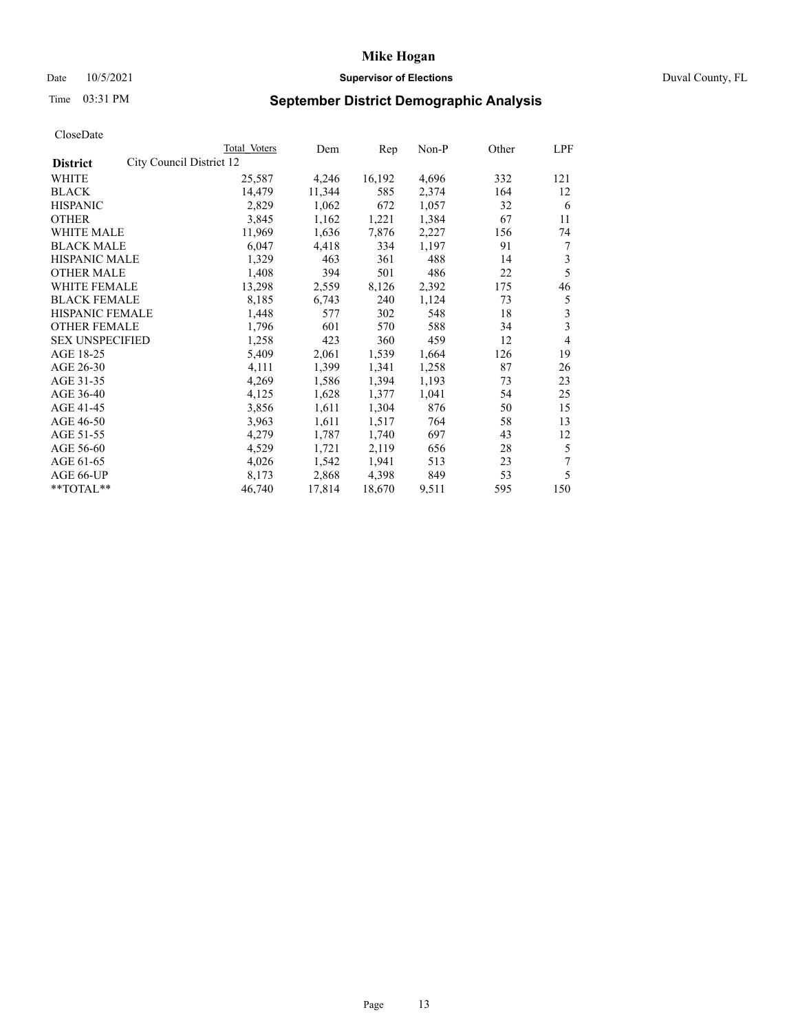# Mike Hogan

Date 10/5/2021 **Supervisor of Elections** Duval County, FL

Time 03:31 PM

## September District Demographic Analysis

CloseDate

| | Total Voters | Dem | Rep | Non-P | Other | LPF |
|---|---|---|---|---|---|---|
| **District** City Council District 12 | | | | | | |
| WHITE | 25,587 | 4,246 | 16,192 | 4,696 | 332 | 121 |
| BLACK | 14,479 | 11,344 | 585 | 2,374 | 164 | 12 |
| HISPANIC | 2,829 | 1,062 | 672 | 1,057 | 32 | 6 |
| OTHER | 3,845 | 1,162 | 1,221 | 1,384 | 67 | 11 |
| WHITE MALE | 11,969 | 1,636 | 7,876 | 2,227 | 156 | 74 |
| BLACK MALE | 6,047 | 4,418 | 334 | 1,197 | 91 | 7 |
| HISPANIC MALE | 1,329 | 463 | 361 | 488 | 14 | 3 |
| OTHER MALE | 1,408 | 394 | 501 | 486 | 22 | 5 |
| WHITE FEMALE | 13,298 | 2,559 | 8,126 | 2,392 | 175 | 46 |
| BLACK FEMALE | 8,185 | 6,743 | 240 | 1,124 | 73 | 5 |
| HISPANIC FEMALE | 1,448 | 577 | 302 | 548 | 18 | 3 |
| OTHER FEMALE | 1,796 | 601 | 570 | 588 | 34 | 3 |
| SEX UNSPECIFIED | 1,258 | 423 | 360 | 459 | 12 | 4 |
| AGE 18-25 | 5,409 | 2,061 | 1,539 | 1,664 | 126 | 19 |
| AGE 26-30 | 4,111 | 1,399 | 1,341 | 1,258 | 87 | 26 |
| AGE 31-35 | 4,269 | 1,586 | 1,394 | 1,193 | 73 | 23 |
| AGE 36-40 | 4,125 | 1,628 | 1,377 | 1,041 | 54 | 25 |
| AGE 41-45 | 3,856 | 1,611 | 1,304 | 876 | 50 | 15 |
| AGE 46-50 | 3,963 | 1,611 | 1,517 | 764 | 58 | 13 |
| AGE 51-55 | 4,279 | 1,787 | 1,740 | 697 | 43 | 12 |
| AGE 56-60 | 4,529 | 1,721 | 2,119 | 656 | 28 | 5 |
| AGE 61-65 | 4,026 | 1,542 | 1,941 | 513 | 23 | 7 |
| AGE 66-UP | 8,173 | 2,868 | 4,398 | 849 | 53 | 5 |
| **TOTAL** | 46,740 | 17,814 | 18,670 | 9,511 | 595 | 150 |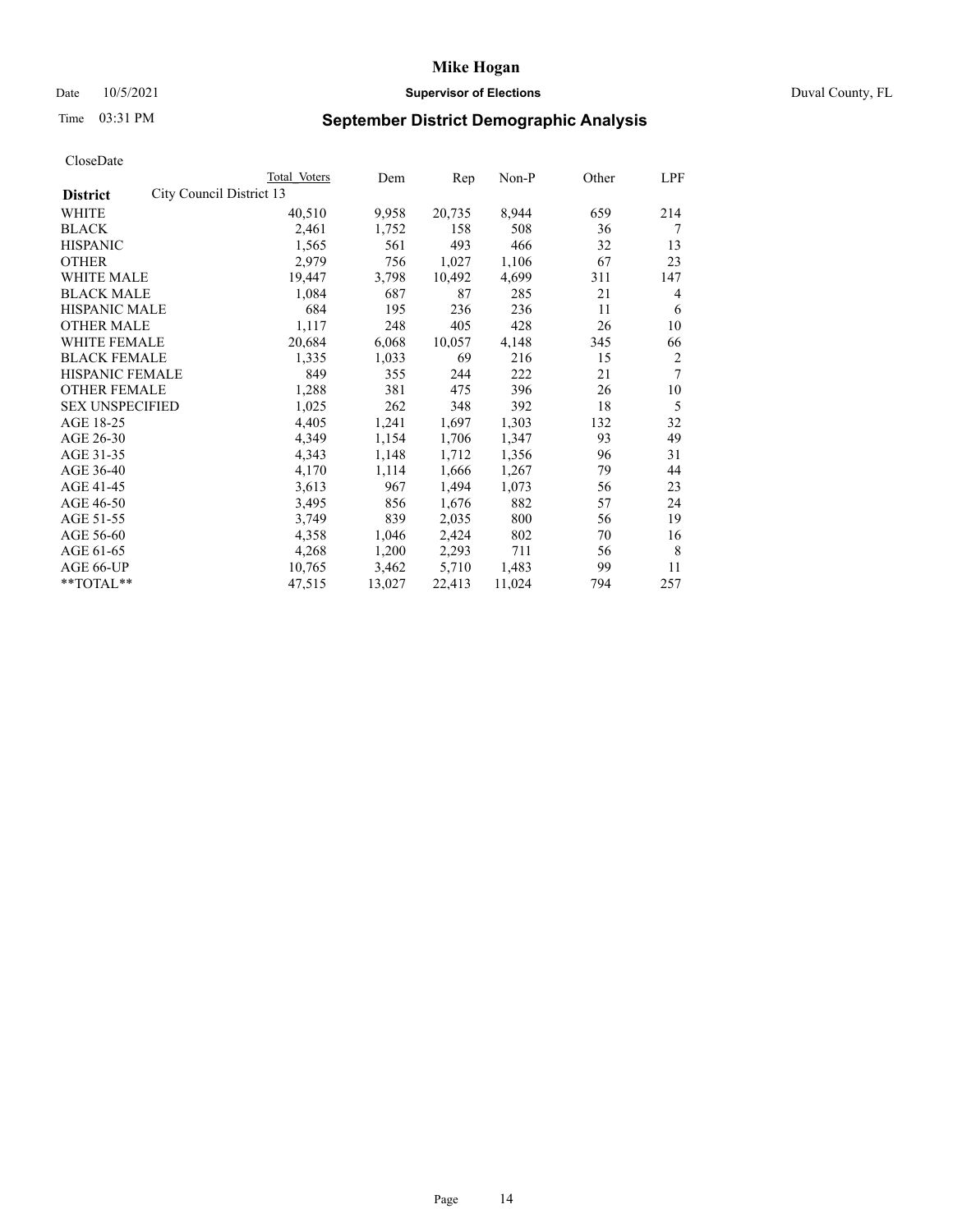# Mike Hogan

Date 10/5/2021 **Supervisor of Elections** Duval County, FL

Time 03:31 PM

## September District Demographic Analysis

CloseDate

| District | Total Voters | Dem | Rep | Non-P | Other | LPF |
|---|---|---|---|---|---|---|
| City Council District 13 | | | | | | |
| WHITE | 40,510 | 9,958 | 20,735 | 8,944 | 659 | 214 |
| BLACK | 2,461 | 1,752 | 158 | 508 | 36 | 7 |
| HISPANIC | 1,565 | 561 | 493 | 466 | 32 | 13 |
| OTHER | 2,979 | 756 | 1,027 | 1,106 | 67 | 23 |
| WHITE MALE | 19,447 | 3,798 | 10,492 | 4,699 | 311 | 147 |
| BLACK MALE | 1,084 | 687 | 87 | 285 | 21 | 4 |
| HISPANIC MALE | 684 | 195 | 236 | 236 | 11 | 6 |
| OTHER MALE | 1,117 | 248 | 405 | 428 | 26 | 10 |
| WHITE FEMALE | 20,684 | 6,068 | 10,057 | 4,148 | 345 | 66 |
| BLACK FEMALE | 1,335 | 1,033 | 69 | 216 | 15 | 2 |
| HISPANIC FEMALE | 849 | 355 | 244 | 222 | 21 | 7 |
| OTHER FEMALE | 1,288 | 381 | 475 | 396 | 26 | 10 |
| SEX UNSPECIFIED | 1,025 | 262 | 348 | 392 | 18 | 5 |
| AGE 18-25 | 4,405 | 1,241 | 1,697 | 1,303 | 132 | 32 |
| AGE 26-30 | 4,349 | 1,154 | 1,706 | 1,347 | 93 | 49 |
| AGE 31-35 | 4,343 | 1,148 | 1,712 | 1,356 | 96 | 31 |
| AGE 36-40 | 4,170 | 1,114 | 1,666 | 1,267 | 79 | 44 |
| AGE 41-45 | 3,613 | 967 | 1,494 | 1,073 | 56 | 23 |
| AGE 46-50 | 3,495 | 856 | 1,676 | 882 | 57 | 24 |
| AGE 51-55 | 3,749 | 839 | 2,035 | 800 | 56 | 19 |
| AGE 56-60 | 4,358 | 1,046 | 2,424 | 802 | 70 | 16 |
| AGE 61-65 | 4,268 | 1,200 | 2,293 | 711 | 56 | 8 |
| AGE 66-UP | 10,765 | 3,462 | 5,710 | 1,483 | 99 | 11 |
| **TOTAL** | 47,515 | 13,027 | 22,413 | 11,024 | 794 | 257 |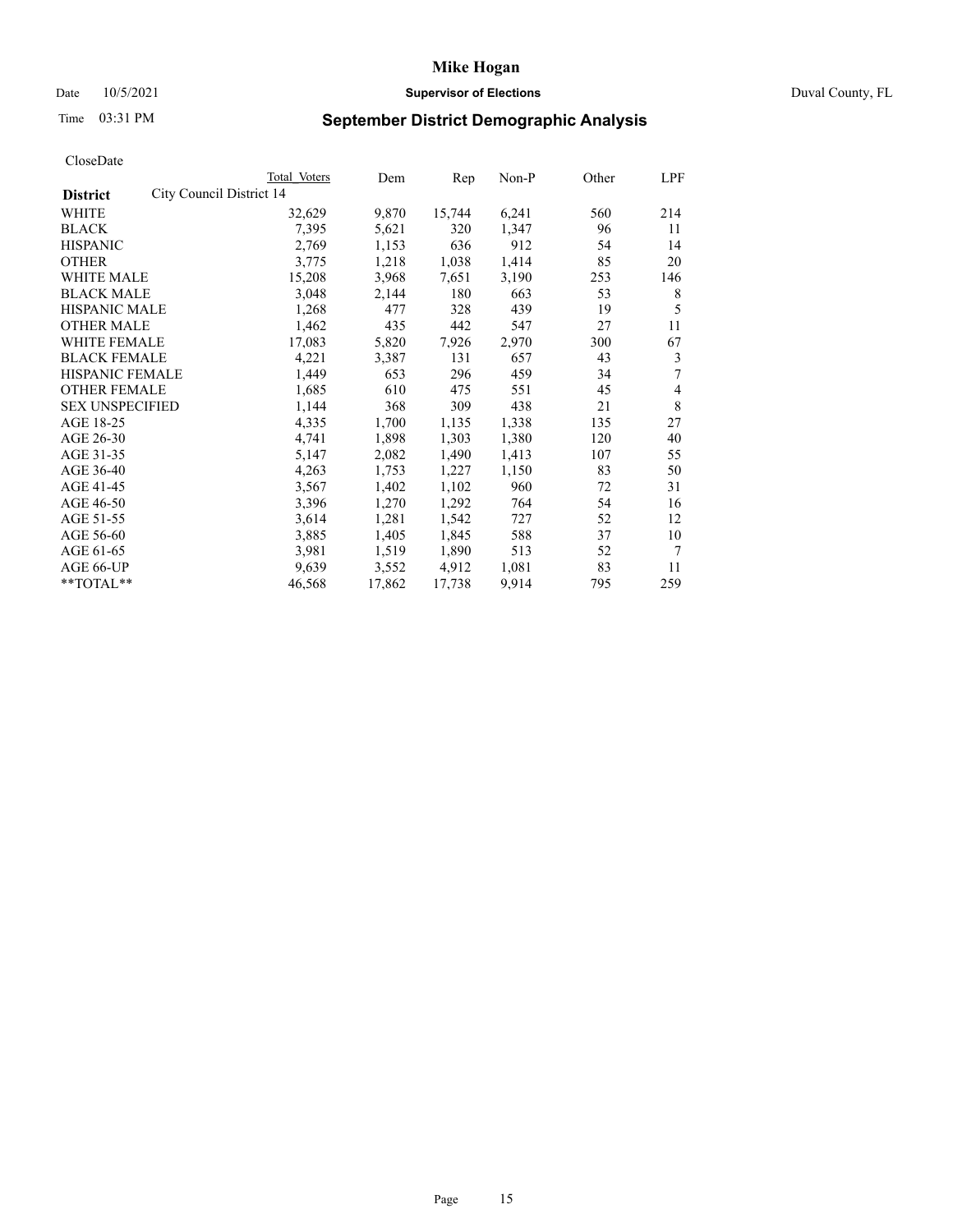# Mike Hogan

Date 10/5/2021 **Supervisor of Elections** Duval County, FL

Time 03:31 PM **September District Demographic Analysis**

CloseDate

| **District** | Total Voters | Dem | Rep | Non-P | Other | LPF |
|---|---|---|---|---|---|---|
| City Council District 14 | | | | | | |
| WHITE | 32,629 | 9,870 | 15,744 | 6,241 | 560 | 214 |
| BLACK | 7,395 | 5,621 | 320 | 1,347 | 96 | 11 |
| HISPANIC | 2,769 | 1,153 | 636 | 912 | 54 | 14 |
| OTHER | 3,775 | 1,218 | 1,038 | 1,414 | 85 | 20 |
| WHITE MALE | 15,208 | 3,968 | 7,651 | 3,190 | 253 | 146 |
| BLACK MALE | 3,048 | 2,144 | 180 | 663 | 53 | 8 |
| HISPANIC MALE | 1,268 | 477 | 328 | 439 | 19 | 5 |
| OTHER MALE | 1,462 | 435 | 442 | 547 | 27 | 11 |
| WHITE FEMALE | 17,083 | 5,820 | 7,926 | 2,970 | 300 | 67 |
| BLACK FEMALE | 4,221 | 3,387 | 131 | 657 | 43 | 3 |
| HISPANIC FEMALE | 1,449 | 653 | 296 | 459 | 34 | 7 |
| OTHER FEMALE | 1,685 | 610 | 475 | 551 | 45 | 4 |
| SEX UNSPECIFIED | 1,144 | 368 | 309 | 438 | 21 | 8 |
| AGE 18-25 | 4,335 | 1,700 | 1,135 | 1,338 | 135 | 27 |
| AGE 26-30 | 4,741 | 1,898 | 1,303 | 1,380 | 120 | 40 |
| AGE 31-35 | 5,147 | 2,082 | 1,490 | 1,413 | 107 | 55 |
| AGE 36-40 | 4,263 | 1,753 | 1,227 | 1,150 | 83 | 50 |
| AGE 41-45 | 3,567 | 1,402 | 1,102 | 960 | 72 | 31 |
| AGE 46-50 | 3,396 | 1,270 | 1,292 | 764 | 54 | 16 |
| AGE 51-55 | 3,614 | 1,281 | 1,542 | 727 | 52 | 12 |
| AGE 56-60 | 3,885 | 1,405 | 1,845 | 588 | 37 | 10 |
| AGE 61-65 | 3,981 | 1,519 | 1,890 | 513 | 52 | 7 |
| AGE 66-UP | 9,639 | 3,552 | 4,912 | 1,081 | 83 | 11 |
| **TOTAL** | 46,568 | 17,862 | 17,738 | 9,914 | 795 | 259 |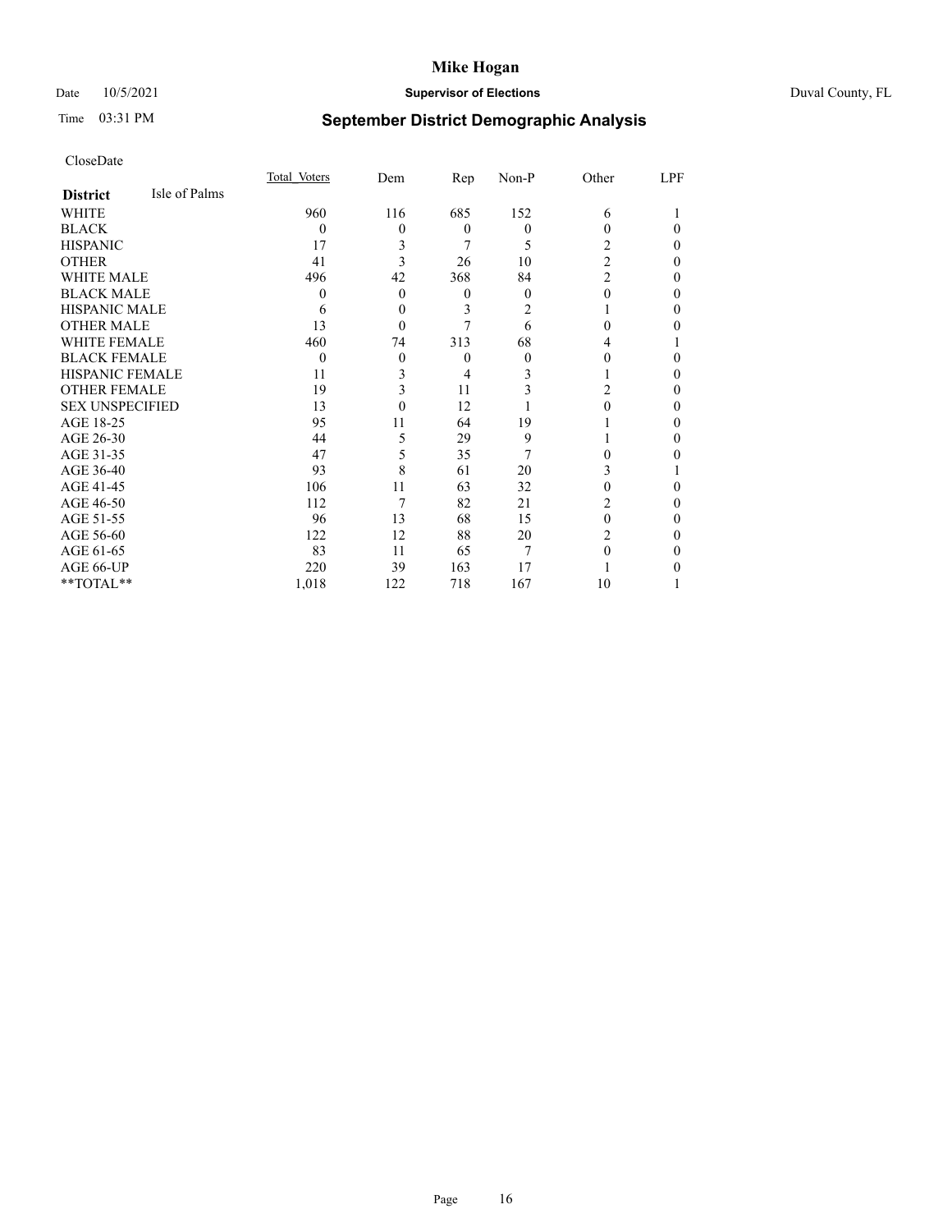# Mike Hogan

Date 10/5/2021 **Supervisor of Elections** Duval County, FL

Time 03:31 PM **September District Demographic Analysis**

CloseDate

| **District** Isle of Palms | Total Voters | Dem | Rep | Non-P | Other | LPF |
|---|---|---|---|---|---|---|
| WHITE | 960 | 116 | 685 | 152 | 6 | 1 |
| BLACK | 0 | 0 | 0 | 0 | 0 | 0 |
| HISPANIC | 17 | 3 | 7 | 5 | 2 | 0 |
| OTHER | 41 | 3 | 26 | 10 | 2 | 0 |
| WHITE MALE | 496 | 42 | 368 | 84 | 2 | 0 |
| BLACK MALE | 0 | 0 | 0 | 0 | 0 | 0 |
| HISPANIC MALE | 6 | 0 | 3 | 2 | 1 | 0 |
| OTHER MALE | 13 | 0 | 7 | 6 | 0 | 0 |
| WHITE FEMALE | 460 | 74 | 313 | 68 | 4 | 1 |
| BLACK FEMALE | 0 | 0 | 0 | 0 | 0 | 0 |
| HISPANIC FEMALE | 11 | 3 | 4 | 3 | 1 | 0 |
| OTHER FEMALE | 19 | 3 | 11 | 3 | 2 | 0 |
| SEX UNSPECIFIED | 13 | 0 | 12 | 1 | 0 | 0 |
| AGE 18-25 | 95 | 11 | 64 | 19 | 1 | 0 |
| AGE 26-30 | 44 | 5 | 29 | 9 | 1 | 0 |
| AGE 31-35 | 47 | 5 | 35 | 7 | 0 | 0 |
| AGE 36-40 | 93 | 8 | 61 | 20 | 3 | 1 |
| AGE 41-45 | 106 | 11 | 63 | 32 | 0 | 0 |
| AGE 46-50 | 112 | 7 | 82 | 21 | 2 | 0 |
| AGE 51-55 | 96 | 13 | 68 | 15 | 0 | 0 |
| AGE 56-60 | 122 | 12 | 88 | 20 | 2 | 0 |
| AGE 61-65 | 83 | 11 | 65 | 7 | 0 | 0 |
| AGE 66-UP | 220 | 39 | 163 | 17 | 1 | 0 |
| **TOTAL** | 1,018 | 122 | 718 | 167 | 10 | 1 |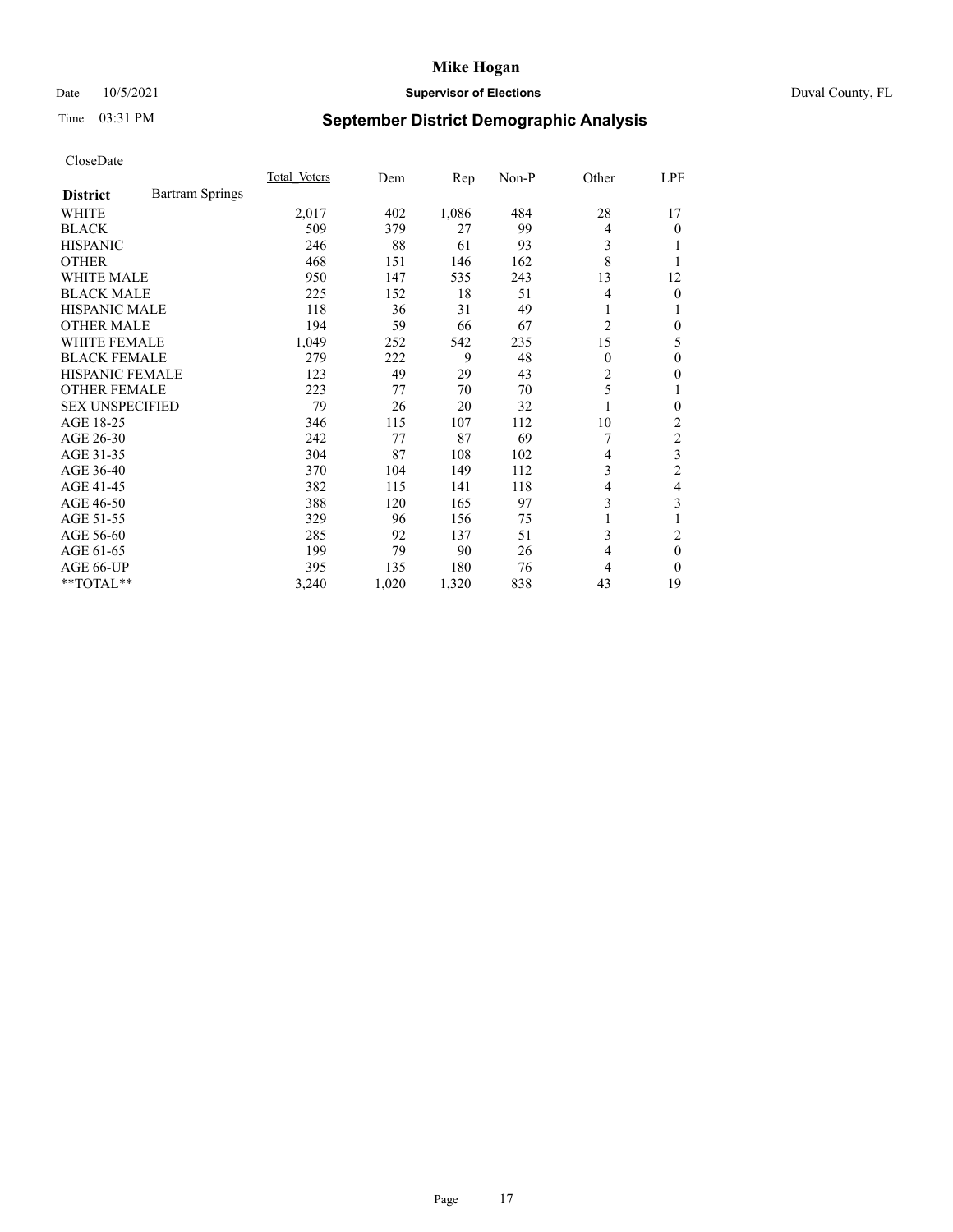# Mike Hogan

Date 10/5/2021 **Supervisor of Elections** Duval County, FL

Time 03:31 PM **September District Demographic Analysis**

CloseDate

| **District** Bartram Springs | Total Voters | Dem | Rep | Non-P | Other | LPF |
|---|---|---|---|---|---|---|
| WHITE | 2,017 | 402 | 1,086 | 484 | 28 | 17 |
| BLACK | 509 | 379 | 27 | 99 | 4 | 0 |
| HISPANIC | 246 | 88 | 61 | 93 | 3 | 1 |
| OTHER | 468 | 151 | 146 | 162 | 8 | 1 |
| WHITE MALE | 950 | 147 | 535 | 243 | 13 | 12 |
| BLACK MALE | 225 | 152 | 18 | 51 | 4 | 0 |
| HISPANIC MALE | 118 | 36 | 31 | 49 | 1 | 1 |
| OTHER MALE | 194 | 59 | 66 | 67 | 2 | 0 |
| WHITE FEMALE | 1,049 | 252 | 542 | 235 | 15 | 5 |
| BLACK FEMALE | 279 | 222 | 9 | 48 | 0 | 0 |
| HISPANIC FEMALE | 123 | 49 | 29 | 43 | 2 | 0 |
| OTHER FEMALE | 223 | 77 | 70 | 70 | 5 | 1 |
| SEX UNSPECIFIED | 79 | 26 | 20 | 32 | 1 | 0 |
| AGE 18-25 | 346 | 115 | 107 | 112 | 10 | 2 |
| AGE 26-30 | 242 | 77 | 87 | 69 | 7 | 2 |
| AGE 31-35 | 304 | 87 | 108 | 102 | 4 | 3 |
| AGE 36-40 | 370 | 104 | 149 | 112 | 3 | 2 |
| AGE 41-45 | 382 | 115 | 141 | 118 | 4 | 4 |
| AGE 46-50 | 388 | 120 | 165 | 97 | 3 | 3 |
| AGE 51-55 | 329 | 96 | 156 | 75 | 1 | 1 |
| AGE 56-60 | 285 | 92 | 137 | 51 | 3 | 2 |
| AGE 61-65 | 199 | 79 | 90 | 26 | 4 | 0 |
| AGE 66-UP | 395 | 135 | 180 | 76 | 4 | 0 |
| **TOTAL** | 3,240 | 1,020 | 1,320 | 838 | 43 | 19 |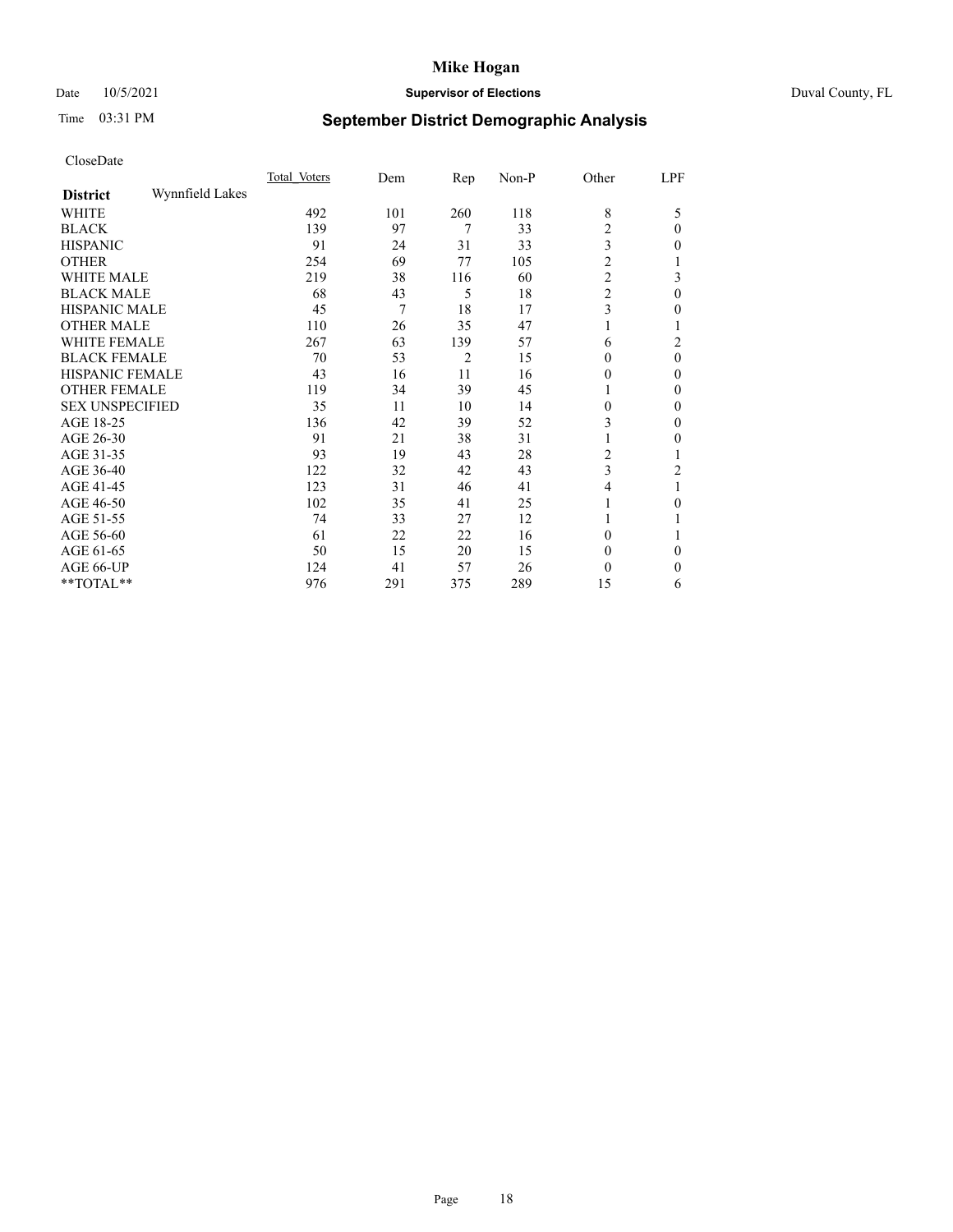# Mike Hogan

Date 10/5/2021 **Supervisor of Elections** Duval County, FL

Time 03:31 PM **September District Demographic Analysis**

CloseDate

| **District** Wynnfield Lakes | Total Voters | Dem | Rep | Non-P | Other | LPF |
|---|---|---|---|---|---|---|
| WHITE | 492 | 101 | 260 | 118 | 8 | 5 |
| BLACK | 139 | 97 | 7 | 33 | 2 | 0 |
| HISPANIC | 91 | 24 | 31 | 33 | 3 | 0 |
| OTHER | 254 | 69 | 77 | 105 | 2 | 1 |
| WHITE MALE | 219 | 38 | 116 | 60 | 2 | 3 |
| BLACK MALE | 68 | 43 | 5 | 18 | 2 | 0 |
| HISPANIC MALE | 45 | 7 | 18 | 17 | 3 | 0 |
| OTHER MALE | 110 | 26 | 35 | 47 | 1 | 1 |
| WHITE FEMALE | 267 | 63 | 139 | 57 | 6 | 2 |
| BLACK FEMALE | 70 | 53 | 2 | 15 | 0 | 0 |
| HISPANIC FEMALE | 43 | 16 | 11 | 16 | 0 | 0 |
| OTHER FEMALE | 119 | 34 | 39 | 45 | 1 | 0 |
| SEX UNSPECIFIED | 35 | 11 | 10 | 14 | 0 | 0 |
| AGE 18-25 | 136 | 42 | 39 | 52 | 3 | 0 |
| AGE 26-30 | 91 | 21 | 38 | 31 | 1 | 0 |
| AGE 31-35 | 93 | 19 | 43 | 28 | 2 | 1 |
| AGE 36-40 | 122 | 32 | 42 | 43 | 3 | 2 |
| AGE 41-45 | 123 | 31 | 46 | 41 | 4 | 1 |
| AGE 46-50 | 102 | 35 | 41 | 25 | 1 | 0 |
| AGE 51-55 | 74 | 33 | 27 | 12 | 1 | 1 |
| AGE 56-60 | 61 | 22 | 22 | 16 | 0 | 1 |
| AGE 61-65 | 50 | 15 | 20 | 15 | 0 | 0 |
| AGE 66-UP | 124 | 41 | 57 | 26 | 0 | 0 |
| **TOTAL** | 976 | 291 | 375 | 289 | 15 | 6 |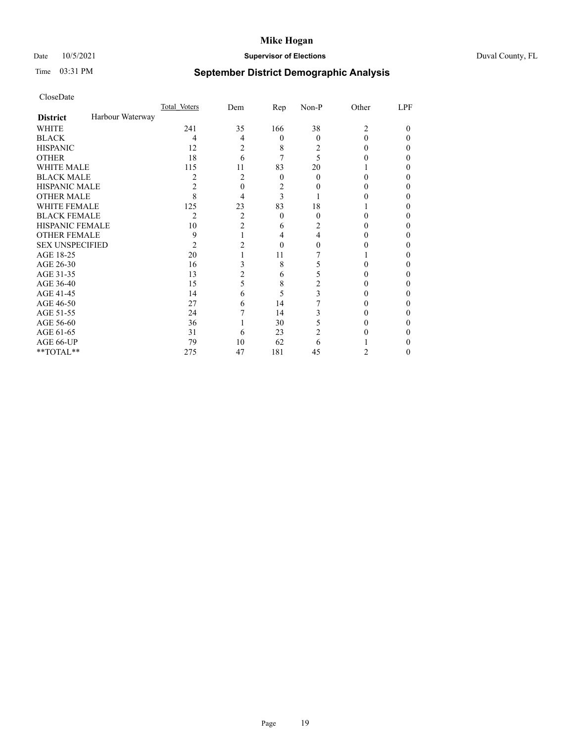# Mike Hogan

Date 10/5/2021 **Supervisor of Elections** Duval County, FL

Time 03:31 PM **September District Demographic Analysis**

CloseDate

| | Total Voters | Dem | Rep | Non-P | Other | LPF |
|---|---|---|---|---|---|---|
| **District** Harbour Waterway | | | | | | |
| WHITE | 241 | 35 | 166 | 38 | 2 | 0 |
| BLACK | 4 | 4 | 0 | 0 | 0 | 0 |
| HISPANIC | 12 | 2 | 8 | 2 | 0 | 0 |
| OTHER | 18 | 6 | 7 | 5 | 0 | 0 |
| WHITE MALE | 115 | 11 | 83 | 20 | 1 | 0 |
| BLACK MALE | 2 | 2 | 0 | 0 | 0 | 0 |
| HISPANIC MALE | 2 | 0 | 2 | 0 | 0 | 0 |
| OTHER MALE | 8 | 4 | 3 | 1 | 0 | 0 |
| WHITE FEMALE | 125 | 23 | 83 | 18 | 1 | 0 |
| BLACK FEMALE | 2 | 2 | 0 | 0 | 0 | 0 |
| HISPANIC FEMALE | 10 | 2 | 6 | 2 | 0 | 0 |
| OTHER FEMALE | 9 | 1 | 4 | 4 | 0 | 0 |
| SEX UNSPECIFIED | 2 | 2 | 0 | 0 | 0 | 0 |
| AGE 18-25 | 20 | 1 | 11 | 7 | 1 | 0 |
| AGE 26-30 | 16 | 3 | 8 | 5 | 0 | 0 |
| AGE 31-35 | 13 | 2 | 6 | 5 | 0 | 0 |
| AGE 36-40 | 15 | 5 | 8 | 2 | 0 | 0 |
| AGE 41-45 | 14 | 6 | 5 | 3 | 0 | 0 |
| AGE 46-50 | 27 | 6 | 14 | 7 | 0 | 0 |
| AGE 51-55 | 24 | 7 | 14 | 3 | 0 | 0 |
| AGE 56-60 | 36 | 1 | 30 | 5 | 0 | 0 |
| AGE 61-65 | 31 | 6 | 23 | 2 | 0 | 0 |
| AGE 66-UP | 79 | 10 | 62 | 6 | 1 | 0 |
| **TOTAL** | 275 | 47 | 181 | 45 | 2 | 0 |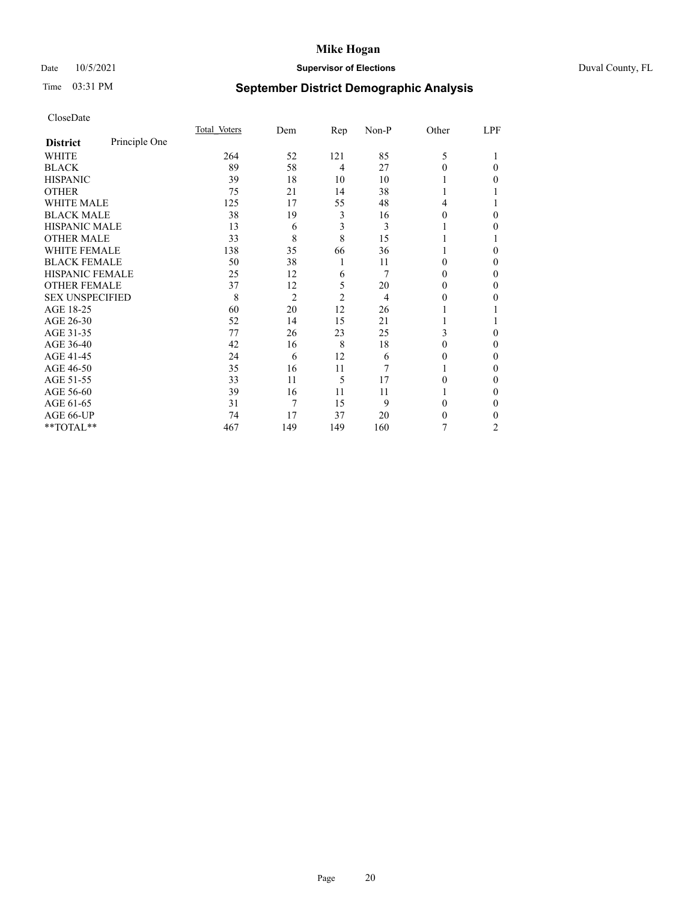# Mike Hogan

Date 10/5/2021 **Supervisor of Elections** Duval County, FL

Time 03:31 PM **September District Demographic Analysis**

CloseDate

| **District** Principle One | Total Voters | Dem | Rep | Non-P | Other | LPF |
|---|---|---|---|---|---|---|
| WHITE | 264 | 52 | 121 | 85 | 5 | 1 |
| BLACK | 89 | 58 | 4 | 27 | 0 | 0 |
| HISPANIC | 39 | 18 | 10 | 10 | 1 | 0 |
| OTHER | 75 | 21 | 14 | 38 | 1 | 1 |
| WHITE MALE | 125 | 17 | 55 | 48 | 4 | 1 |
| BLACK MALE | 38 | 19 | 3 | 16 | 0 | 0 |
| HISPANIC MALE | 13 | 6 | 3 | 3 | 1 | 0 |
| OTHER MALE | 33 | 8 | 8 | 15 | 1 | 1 |
| WHITE FEMALE | 138 | 35 | 66 | 36 | 1 | 0 |
| BLACK FEMALE | 50 | 38 | 1 | 11 | 0 | 0 |
| HISPANIC FEMALE | 25 | 12 | 6 | 7 | 0 | 0 |
| OTHER FEMALE | 37 | 12 | 5 | 20 | 0 | 0 |
| SEX UNSPECIFIED | 8 | 2 | 2 | 4 | 0 | 0 |
| AGE 18-25 | 60 | 20 | 12 | 26 | 1 | 1 |
| AGE 26-30 | 52 | 14 | 15 | 21 | 1 | 1 |
| AGE 31-35 | 77 | 26 | 23 | 25 | 3 | 0 |
| AGE 36-40 | 42 | 16 | 8 | 18 | 0 | 0 |
| AGE 41-45 | 24 | 6 | 12 | 6 | 0 | 0 |
| AGE 46-50 | 35 | 16 | 11 | 7 | 1 | 0 |
| AGE 51-55 | 33 | 11 | 5 | 17 | 0 | 0 |
| AGE 56-60 | 39 | 16 | 11 | 11 | 1 | 0 |
| AGE 61-65 | 31 | 7 | 15 | 9 | 0 | 0 |
| AGE 66-UP | 74 | 17 | 37 | 20 | 0 | 0 |
| **TOTAL** | 467 | 149 | 149 | 160 | 7 | 2 |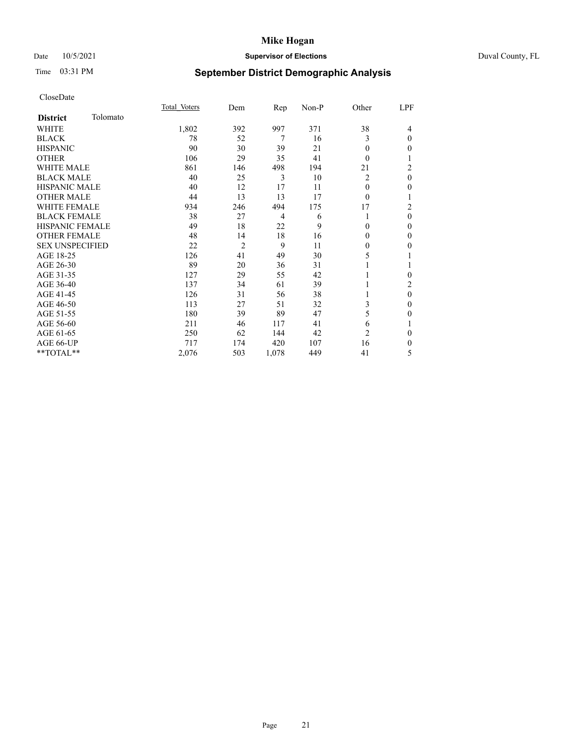# Mike Hogan

Date 10/5/2021 **Supervisor of Elections** Duval County, FL

Time 03:31 PM **September District Demographic Analysis**

CloseDate

| **District** Tolomato | Total Voters | Dem | Rep | Non-P | Other | LPF |
|---|---|---|---|---|---|---|
| WHITE | 1,802 | 392 | 997 | 371 | 38 | 4 |
| BLACK | 78 | 52 | 7 | 16 | 3 | 0 |
| HISPANIC | 90 | 30 | 39 | 21 | 0 | 0 |
| OTHER | 106 | 29 | 35 | 41 | 0 | 1 |
| WHITE MALE | 861 | 146 | 498 | 194 | 21 | 2 |
| BLACK MALE | 40 | 25 | 3 | 10 | 2 | 0 |
| HISPANIC MALE | 40 | 12 | 17 | 11 | 0 | 0 |
| OTHER MALE | 44 | 13 | 13 | 17 | 0 | 1 |
| WHITE FEMALE | 934 | 246 | 494 | 175 | 17 | 2 |
| BLACK FEMALE | 38 | 27 | 4 | 6 | 1 | 0 |
| HISPANIC FEMALE | 49 | 18 | 22 | 9 | 0 | 0 |
| OTHER FEMALE | 48 | 14 | 18 | 16 | 0 | 0 |
| SEX UNSPECIFIED | 22 | 2 | 9 | 11 | 0 | 0 |
| AGE 18-25 | 126 | 41 | 49 | 30 | 5 | 1 |
| AGE 26-30 | 89 | 20 | 36 | 31 | 1 | 1 |
| AGE 31-35 | 127 | 29 | 55 | 42 | 1 | 0 |
| AGE 36-40 | 137 | 34 | 61 | 39 | 1 | 2 |
| AGE 41-45 | 126 | 31 | 56 | 38 | 1 | 0 |
| AGE 46-50 | 113 | 27 | 51 | 32 | 3 | 0 |
| AGE 51-55 | 180 | 39 | 89 | 47 | 5 | 0 |
| AGE 56-60 | 211 | 46 | 117 | 41 | 6 | 1 |
| AGE 61-65 | 250 | 62 | 144 | 42 | 2 | 0 |
| AGE 66-UP | 717 | 174 | 420 | 107 | 16 | 0 |
| **TOTAL** | 2,076 | 503 | 1,078 | 449 | 41 | 5 |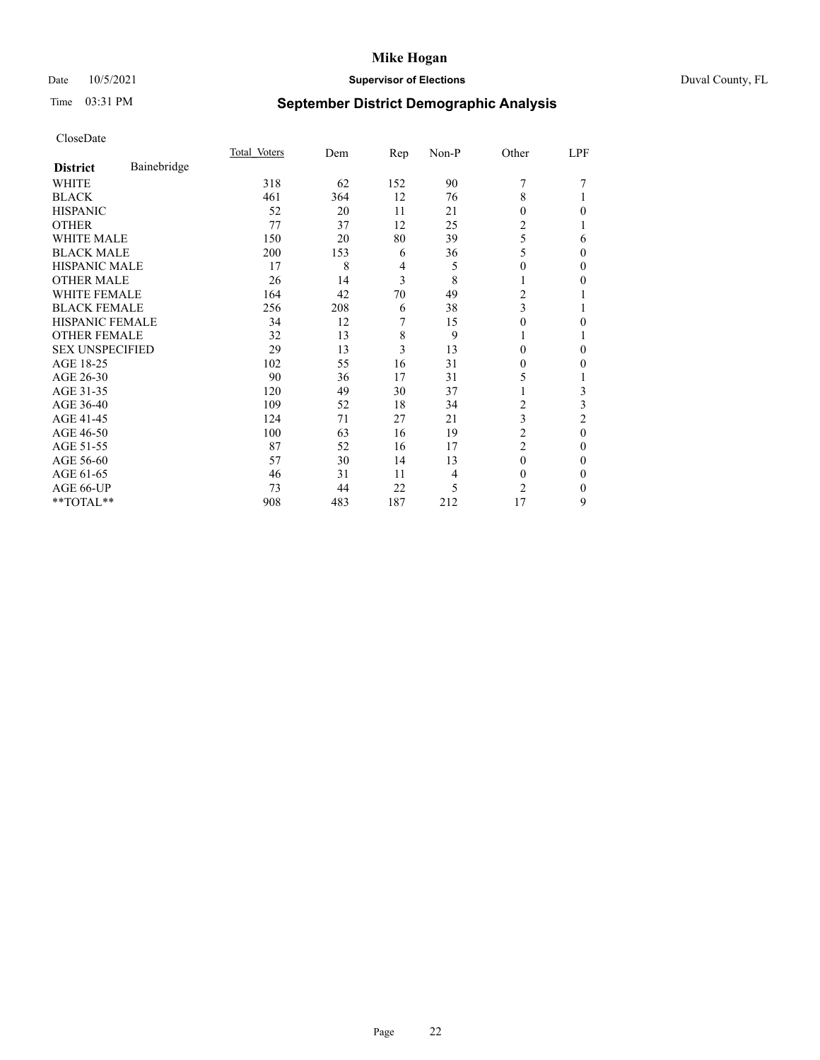# Mike Hogan

Date 10/5/2021 **Supervisor of Elections** Duval County, FL

Time 03:31 PM

## September District Demographic Analysis

CloseDate

| **District** Bainebridge | Total Voters | Dem | Rep | Non-P | Other | LPF |
|---|---|---|---|---|---|---|
| WHITE | 318 | 62 | 152 | 90 | 7 | 7 |
| BLACK | 461 | 364 | 12 | 76 | 8 | 1 |
| HISPANIC | 52 | 20 | 11 | 21 | 0 | 0 |
| OTHER | 77 | 37 | 12 | 25 | 2 | 1 |
| WHITE MALE | 150 | 20 | 80 | 39 | 5 | 6 |
| BLACK MALE | 200 | 153 | 6 | 36 | 5 | 0 |
| HISPANIC MALE | 17 | 8 | 4 | 5 | 0 | 0 |
| OTHER MALE | 26 | 14 | 3 | 8 | 1 | 0 |
| WHITE FEMALE | 164 | 42 | 70 | 49 | 2 | 1 |
| BLACK FEMALE | 256 | 208 | 6 | 38 | 3 | 1 |
| HISPANIC FEMALE | 34 | 12 | 7 | 15 | 0 | 0 |
| OTHER FEMALE | 32 | 13 | 8 | 9 | 1 | 1 |
| SEX UNSPECIFIED | 29 | 13 | 3 | 13 | 0 | 0 |
| AGE 18-25 | 102 | 55 | 16 | 31 | 0 | 0 |
| AGE 26-30 | 90 | 36 | 17 | 31 | 5 | 1 |
| AGE 31-35 | 120 | 49 | 30 | 37 | 1 | 3 |
| AGE 36-40 | 109 | 52 | 18 | 34 | 2 | 3 |
| AGE 41-45 | 124 | 71 | 27 | 21 | 3 | 2 |
| AGE 46-50 | 100 | 63 | 16 | 19 | 2 | 0 |
| AGE 51-55 | 87 | 52 | 16 | 17 | 2 | 0 |
| AGE 56-60 | 57 | 30 | 14 | 13 | 0 | 0 |
| AGE 61-65 | 46 | 31 | 11 | 4 | 0 | 0 |
| AGE 66-UP | 73 | 44 | 22 | 5 | 2 | 0 |
| **TOTAL** | 908 | 483 | 187 | 212 | 17 | 9 |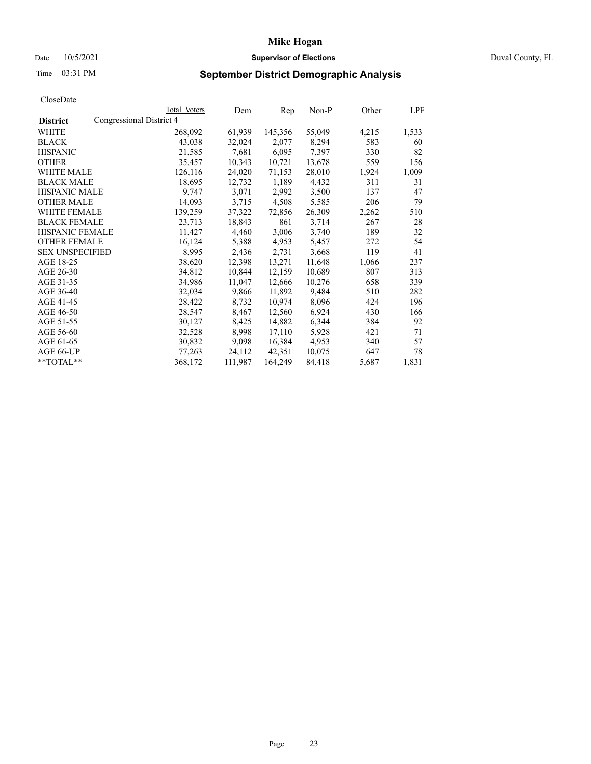# Mike Hogan

Date 10/5/2021 **Supervisor of Elections** Duval County, FL

Time 03:31 PM **September District Demographic Analysis**

CloseDate

| District | Total Voters | Dem | Rep | Non-P | Other | LPF |
|---|---|---|---|---|---|---|
| Congressional District 4 | | | | | | |
| WHITE | 268,092 | 61,939 | 145,356 | 55,049 | 4,215 | 1,533 |
| BLACK | 43,038 | 32,024 | 2,077 | 8,294 | 583 | 60 |
| HISPANIC | 21,585 | 7,681 | 6,095 | 7,397 | 330 | 82 |
| OTHER | 35,457 | 10,343 | 10,721 | 13,678 | 559 | 156 |
| WHITE MALE | 126,116 | 24,020 | 71,153 | 28,010 | 1,924 | 1,009 |
| BLACK MALE | 18,695 | 12,732 | 1,189 | 4,432 | 311 | 31 |
| HISPANIC MALE | 9,747 | 3,071 | 2,992 | 3,500 | 137 | 47 |
| OTHER MALE | 14,093 | 3,715 | 4,508 | 5,585 | 206 | 79 |
| WHITE FEMALE | 139,259 | 37,322 | 72,856 | 26,309 | 2,262 | 510 |
| BLACK FEMALE | 23,713 | 18,843 | 861 | 3,714 | 267 | 28 |
| HISPANIC FEMALE | 11,427 | 4,460 | 3,006 | 3,740 | 189 | 32 |
| OTHER FEMALE | 16,124 | 5,388 | 4,953 | 5,457 | 272 | 54 |
| SEX UNSPECIFIED | 8,995 | 2,436 | 2,731 | 3,668 | 119 | 41 |
| AGE 18-25 | 38,620 | 12,398 | 13,271 | 11,648 | 1,066 | 237 |
| AGE 26-30 | 34,812 | 10,844 | 12,159 | 10,689 | 807 | 313 |
| AGE 31-35 | 34,986 | 11,047 | 12,666 | 10,276 | 658 | 339 |
| AGE 36-40 | 32,034 | 9,866 | 11,892 | 9,484 | 510 | 282 |
| AGE 41-45 | 28,422 | 8,732 | 10,974 | 8,096 | 424 | 196 |
| AGE 46-50 | 28,547 | 8,467 | 12,560 | 6,924 | 430 | 166 |
| AGE 51-55 | 30,127 | 8,425 | 14,882 | 6,344 | 384 | 92 |
| AGE 56-60 | 32,528 | 8,998 | 17,110 | 5,928 | 421 | 71 |
| AGE 61-65 | 30,832 | 9,098 | 16,384 | 4,953 | 340 | 57 |
| AGE 66-UP | 77,263 | 24,112 | 42,351 | 10,075 | 647 | 78 |
| **TOTAL** | 368,172 | 111,987 | 164,249 | 84,418 | 5,687 | 1,831 |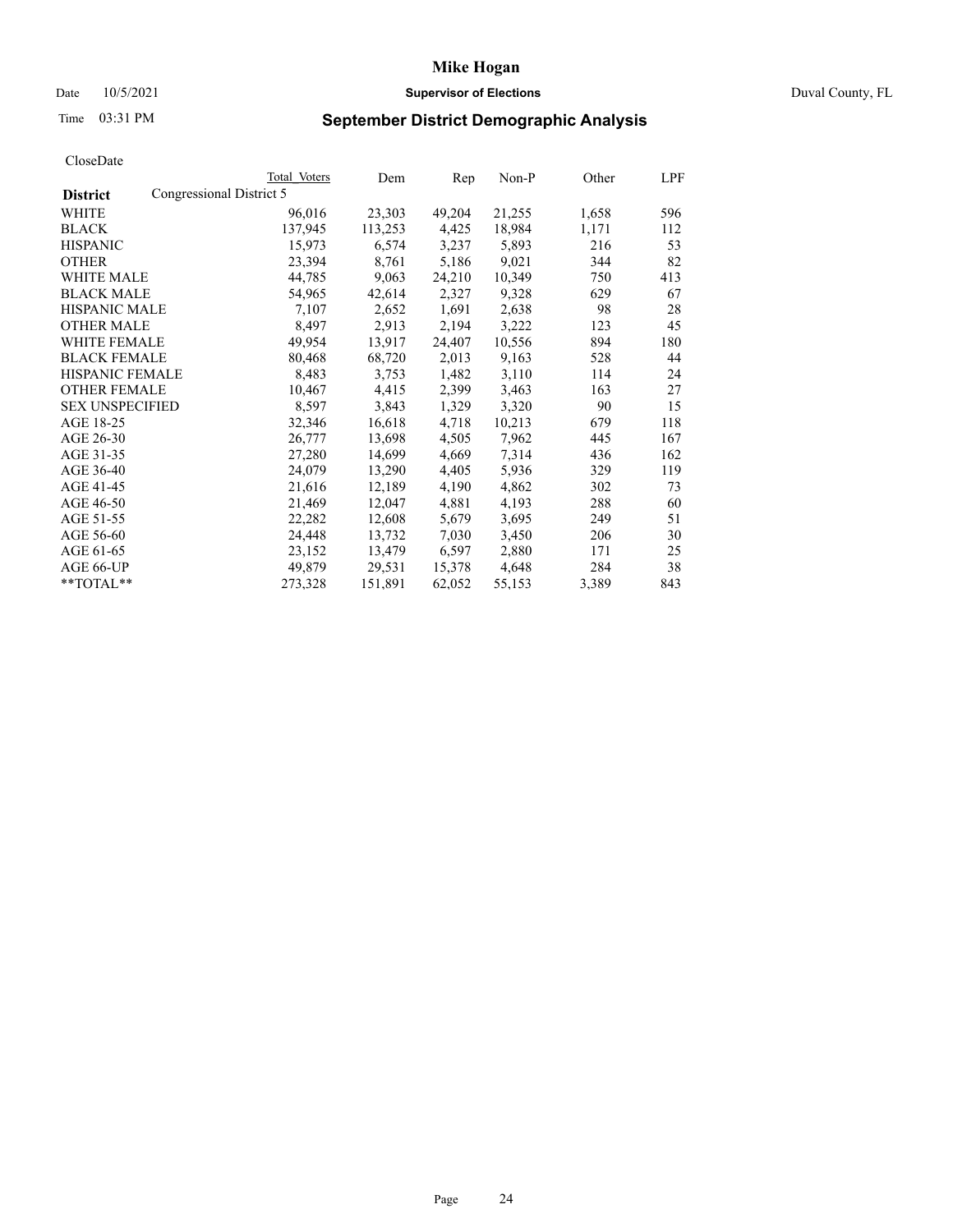# Mike Hogan

Date 10/5/2021 **Supervisor of Elections** Duval County, FL

Time 03:31 PM **September District Demographic Analysis**

CloseDate

| District | Total Voters | Dem | Rep | Non-P | Other | LPF |
|---|---|---|---|---|---|---|
| Congressional District 5 | | | | | | |
| WHITE | 96,016 | 23,303 | 49,204 | 21,255 | 1,658 | 596 |
| BLACK | 137,945 | 113,253 | 4,425 | 18,984 | 1,171 | 112 |
| HISPANIC | 15,973 | 6,574 | 3,237 | 5,893 | 216 | 53 |
| OTHER | 23,394 | 8,761 | 5,186 | 9,021 | 344 | 82 |
| WHITE MALE | 44,785 | 9,063 | 24,210 | 10,349 | 750 | 413 |
| BLACK MALE | 54,965 | 42,614 | 2,327 | 9,328 | 629 | 67 |
| HISPANIC MALE | 7,107 | 2,652 | 1,691 | 2,638 | 98 | 28 |
| OTHER MALE | 8,497 | 2,913 | 2,194 | 3,222 | 123 | 45 |
| WHITE FEMALE | 49,954 | 13,917 | 24,407 | 10,556 | 894 | 180 |
| BLACK FEMALE | 80,468 | 68,720 | 2,013 | 9,163 | 528 | 44 |
| HISPANIC FEMALE | 8,483 | 3,753 | 1,482 | 3,110 | 114 | 24 |
| OTHER FEMALE | 10,467 | 4,415 | 2,399 | 3,463 | 163 | 27 |
| SEX UNSPECIFIED | 8,597 | 3,843 | 1,329 | 3,320 | 90 | 15 |
| AGE 18-25 | 32,346 | 16,618 | 4,718 | 10,213 | 679 | 118 |
| AGE 26-30 | 26,777 | 13,698 | 4,505 | 7,962 | 445 | 167 |
| AGE 31-35 | 27,280 | 14,699 | 4,669 | 7,314 | 436 | 162 |
| AGE 36-40 | 24,079 | 13,290 | 4,405 | 5,936 | 329 | 119 |
| AGE 41-45 | 21,616 | 12,189 | 4,190 | 4,862 | 302 | 73 |
| AGE 46-50 | 21,469 | 12,047 | 4,881 | 4,193 | 288 | 60 |
| AGE 51-55 | 22,282 | 12,608 | 5,679 | 3,695 | 249 | 51 |
| AGE 56-60 | 24,448 | 13,732 | 7,030 | 3,450 | 206 | 30 |
| AGE 61-65 | 23,152 | 13,479 | 6,597 | 2,880 | 171 | 25 |
| AGE 66-UP | 49,879 | 29,531 | 15,378 | 4,648 | 284 | 38 |
| **TOTAL** | 273,328 | 151,891 | 62,052 | 55,153 | 3,389 | 843 |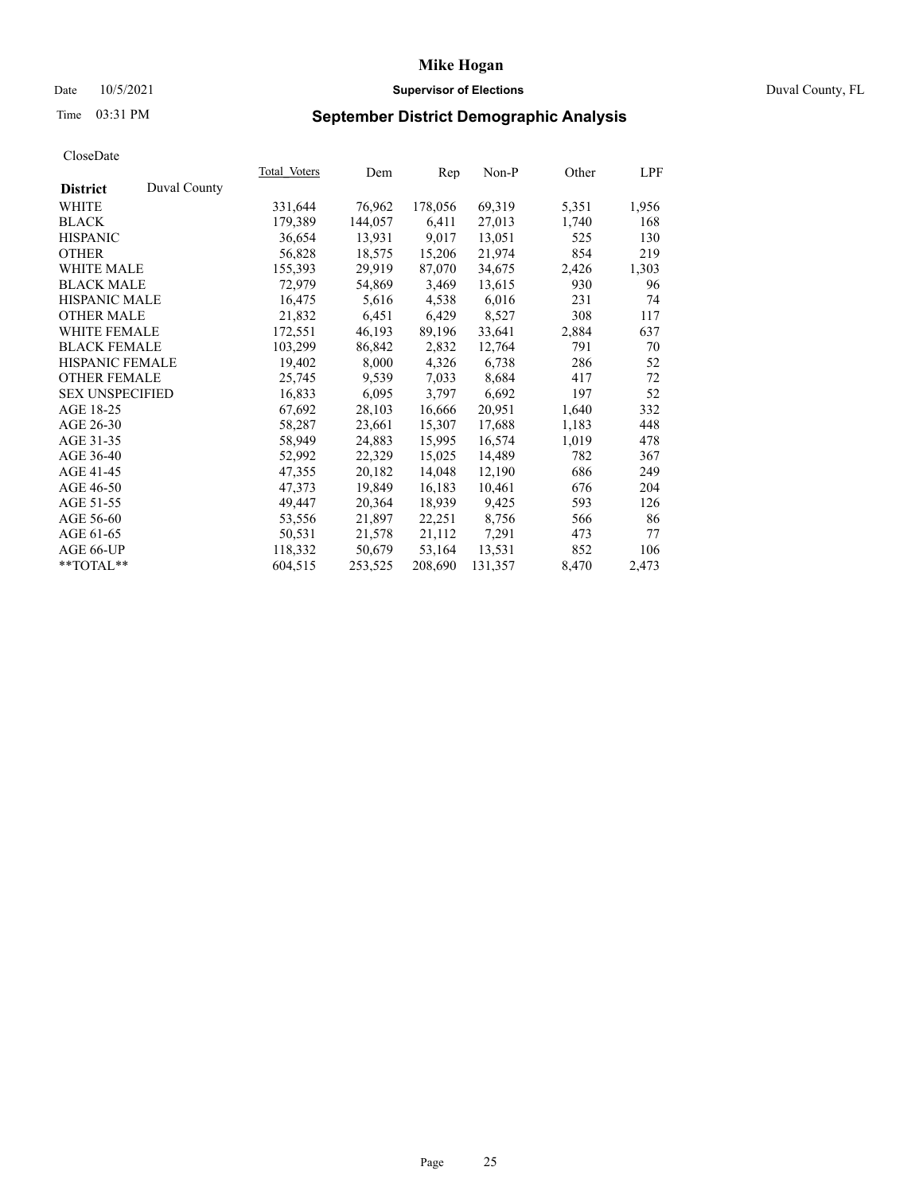# Mike Hogan

Date 10/5/2021 **Supervisor of Elections** Duval County, FL

Time 03:31 PM **September District Demographic Analysis**

CloseDate

| **District** Duval County | Total Voters | Dem | Rep | Non-P | Other | LPF |
|---|---|---|---|---|---|---|
| WHITE | 331,644 | 76,962 | 178,056 | 69,319 | 5,351 | 1,956 |
| BLACK | 179,389 | 144,057 | 6,411 | 27,013 | 1,740 | 168 |
| HISPANIC | 36,654 | 13,931 | 9,017 | 13,051 | 525 | 130 |
| OTHER | 56,828 | 18,575 | 15,206 | 21,974 | 854 | 219 |
| WHITE MALE | 155,393 | 29,919 | 87,070 | 34,675 | 2,426 | 1,303 |
| BLACK MALE | 72,979 | 54,869 | 3,469 | 13,615 | 930 | 96 |
| HISPANIC MALE | 16,475 | 5,616 | 4,538 | 6,016 | 231 | 74 |
| OTHER MALE | 21,832 | 6,451 | 6,429 | 8,527 | 308 | 117 |
| WHITE FEMALE | 172,551 | 46,193 | 89,196 | 33,641 | 2,884 | 637 |
| BLACK FEMALE | 103,299 | 86,842 | 2,832 | 12,764 | 791 | 70 |
| HISPANIC FEMALE | 19,402 | 8,000 | 4,326 | 6,738 | 286 | 52 |
| OTHER FEMALE | 25,745 | 9,539 | 7,033 | 8,684 | 417 | 72 |
| SEX UNSPECIFIED | 16,833 | 6,095 | 3,797 | 6,692 | 197 | 52 |
| AGE 18-25 | 67,692 | 28,103 | 16,666 | 20,951 | 1,640 | 332 |
| AGE 26-30 | 58,287 | 23,661 | 15,307 | 17,688 | 1,183 | 448 |
| AGE 31-35 | 58,949 | 24,883 | 15,995 | 16,574 | 1,019 | 478 |
| AGE 36-40 | 52,992 | 22,329 | 15,025 | 14,489 | 782 | 367 |
| AGE 41-45 | 47,355 | 20,182 | 14,048 | 12,190 | 686 | 249 |
| AGE 46-50 | 47,373 | 19,849 | 16,183 | 10,461 | 676 | 204 |
| AGE 51-55 | 49,447 | 20,364 | 18,939 | 9,425 | 593 | 126 |
| AGE 56-60 | 53,556 | 21,897 | 22,251 | 8,756 | 566 | 86 |
| AGE 61-65 | 50,531 | 21,578 | 21,112 | 7,291 | 473 | 77 |
| AGE 66-UP | 118,332 | 50,679 | 53,164 | 13,531 | 852 | 106 |
| **TOTAL** | 604,515 | 253,525 | 208,690 | 131,357 | 8,470 | 2,473 |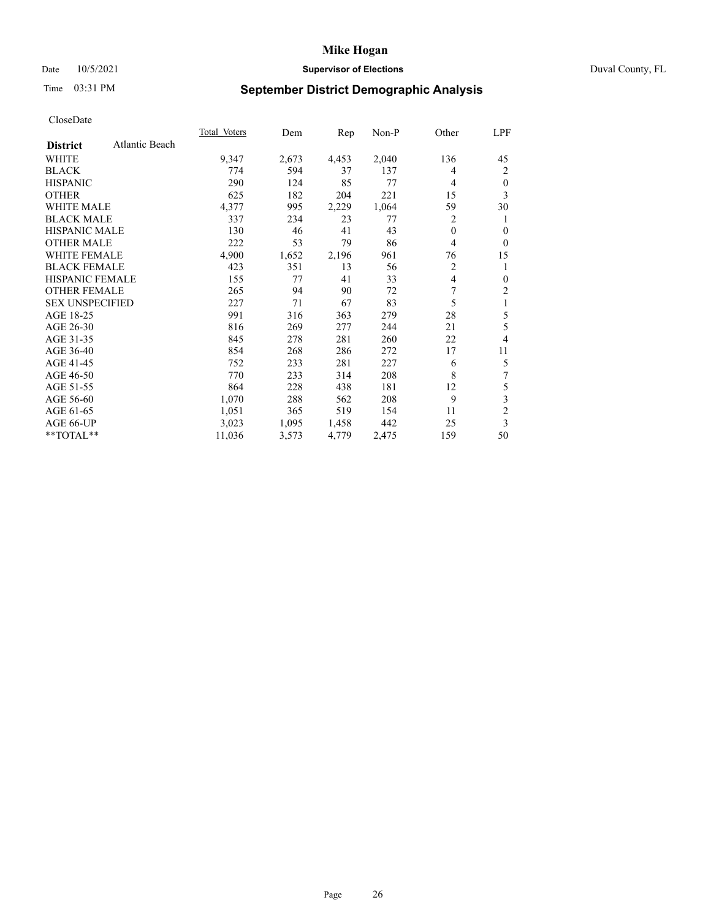# Mike Hogan

Date 10/5/2021 **Supervisor of Elections** Duval County, FL

Time 03:31 PM **September District Demographic Analysis**

CloseDate

| **District** Atlantic Beach | Total Voters | Dem | Rep | Non-P | Other | LPF |
|---|---|---|---|---|---|---|
| WHITE | 9,347 | 2,673 | 4,453 | 2,040 | 136 | 45 |
| BLACK | 774 | 594 | 37 | 137 | 4 | 2 |
| HISPANIC | 290 | 124 | 85 | 77 | 4 | 0 |
| OTHER | 625 | 182 | 204 | 221 | 15 | 3 |
| WHITE MALE | 4,377 | 995 | 2,229 | 1,064 | 59 | 30 |
| BLACK MALE | 337 | 234 | 23 | 77 | 2 | 1 |
| HISPANIC MALE | 130 | 46 | 41 | 43 | 0 | 0 |
| OTHER MALE | 222 | 53 | 79 | 86 | 4 | 0 |
| WHITE FEMALE | 4,900 | 1,652 | 2,196 | 961 | 76 | 15 |
| BLACK FEMALE | 423 | 351 | 13 | 56 | 2 | 1 |
| HISPANIC FEMALE | 155 | 77 | 41 | 33 | 4 | 0 |
| OTHER FEMALE | 265 | 94 | 90 | 72 | 7 | 2 |
| SEX UNSPECIFIED | 227 | 71 | 67 | 83 | 5 | 1 |
| AGE 18-25 | 991 | 316 | 363 | 279 | 28 | 5 |
| AGE 26-30 | 816 | 269 | 277 | 244 | 21 | 5 |
| AGE 31-35 | 845 | 278 | 281 | 260 | 22 | 4 |
| AGE 36-40 | 854 | 268 | 286 | 272 | 17 | 11 |
| AGE 41-45 | 752 | 233 | 281 | 227 | 6 | 5 |
| AGE 46-50 | 770 | 233 | 314 | 208 | 8 | 7 |
| AGE 51-55 | 864 | 228 | 438 | 181 | 12 | 5 |
| AGE 56-60 | 1,070 | 288 | 562 | 208 | 9 | 3 |
| AGE 61-65 | 1,051 | 365 | 519 | 154 | 11 | 2 |
| AGE 66-UP | 3,023 | 1,095 | 1,458 | 442 | 25 | 3 |
| **TOTAL** | 11,036 | 3,573 | 4,779 | 2,475 | 159 | 50 |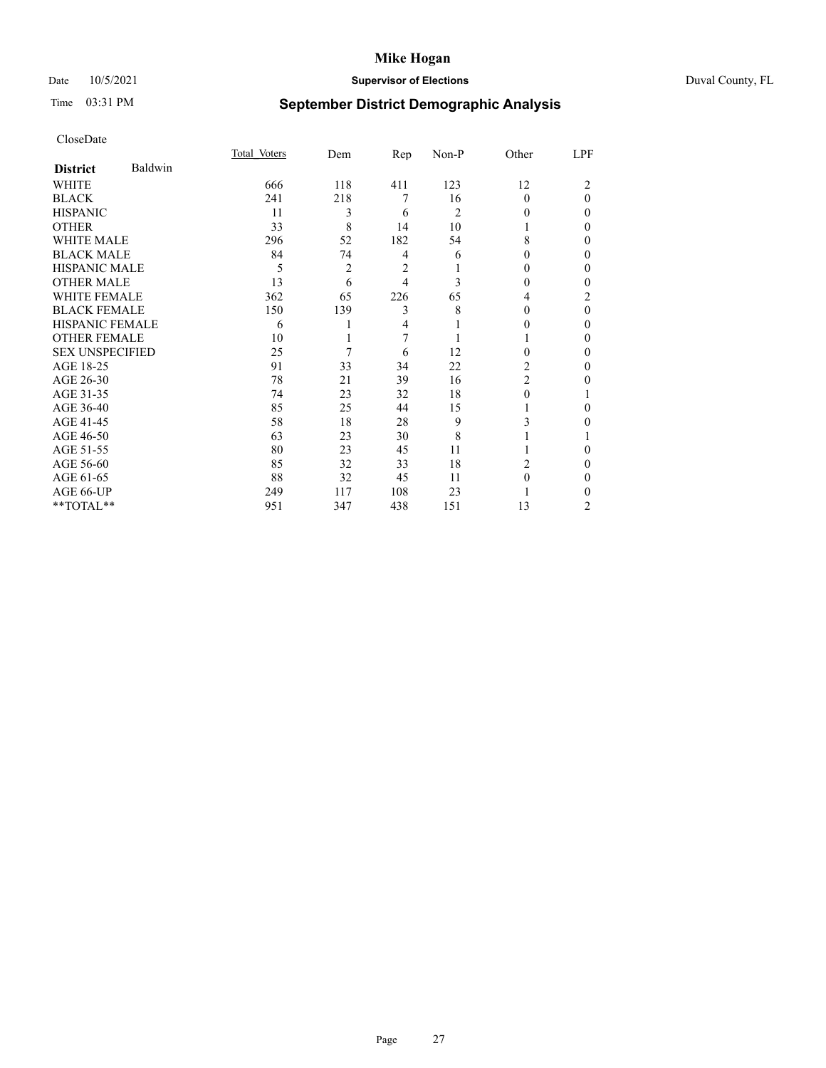CloseDate

| District Baldwin | Total Voters | Dem | Rep | Non-P | Other | LPF |
|---|---|---|---|---|---|---|
| WHITE | 666 | 118 | 411 | 123 | 12 | 2 |
| BLACK | 241 | 218 | 7 | 16 | 0 | 0 |
| HISPANIC | 11 | 3 | 6 | 2 | 0 | 0 |
| OTHER | 33 | 8 | 14 | 10 | 1 | 0 |
| WHITE MALE | 296 | 52 | 182 | 54 | 8 | 0 |
| BLACK MALE | 84 | 74 | 4 | 6 | 0 | 0 |
| HISPANIC MALE | 5 | 2 | 2 | 1 | 0 | 0 |
| OTHER MALE | 13 | 6 | 4 | 3 | 0 | 0 |
| WHITE FEMALE | 362 | 65 | 226 | 65 | 4 | 2 |
| BLACK FEMALE | 150 | 139 | 3 | 8 | 0 | 0 |
| HISPANIC FEMALE | 6 | 1 | 4 | 1 | 0 | 0 |
| OTHER FEMALE | 10 | 1 | 7 | 1 | 1 | 0 |
| SEX UNSPECIFIED | 25 | 7 | 6 | 12 | 0 | 0 |
| AGE 18-25 | 91 | 33 | 34 | 22 | 2 | 0 |
| AGE 26-30 | 78 | 21 | 39 | 16 | 2 | 0 |
| AGE 31-35 | 74 | 23 | 32 | 18 | 0 | 1 |
| AGE 36-40 | 85 | 25 | 44 | 15 | 1 | 0 |
| AGE 41-45 | 58 | 18 | 28 | 9 | 3 | 0 |
| AGE 46-50 | 63 | 23 | 30 | 8 | 1 | 1 |
| AGE 51-55 | 80 | 23 | 45 | 11 | 1 | 0 |
| AGE 56-60 | 85 | 32 | 33 | 18 | 2 | 0 |
| AGE 61-65 | 88 | 32 | 45 | 11 | 0 | 0 |
| AGE 66-UP | 249 | 117 | 108 | 23 | 1 | 0 |
| **TOTAL** | 951 | 347 | 438 | 151 | 13 | 2 |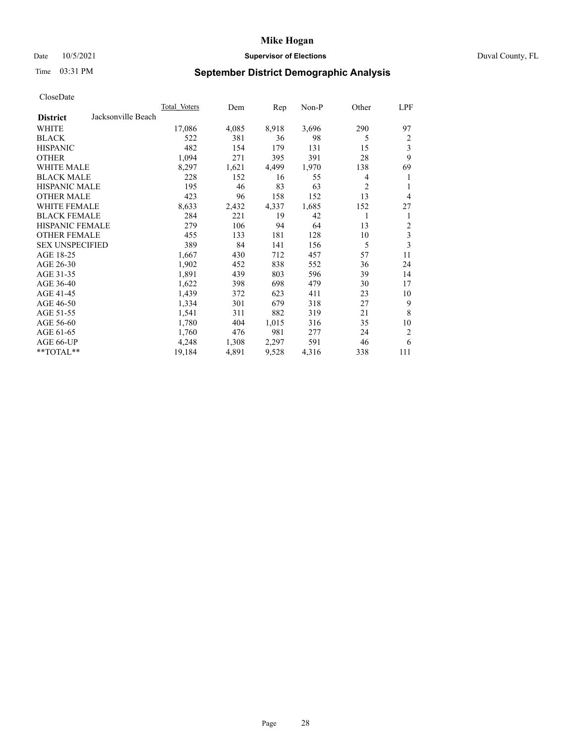# Mike Hogan

Date 10/5/2021 **Supervisor of Elections** Duval County, FL

Time 03:31 PM **September District Demographic Analysis**

CloseDate

| District | Jacksonville Beach | Total Voters | Dem | Rep | Non-P | Other | LPF |
|---|---|---|---|---|---|---|---|
| WHITE | | 17,086 | 4,085 | 8,918 | 3,696 | 290 | 97 |
| BLACK | | 522 | 381 | 36 | 98 | 5 | 2 |
| HISPANIC | | 482 | 154 | 179 | 131 | 15 | 3 |
| OTHER | | 1,094 | 271 | 395 | 391 | 28 | 9 |
| WHITE MALE | | 8,297 | 1,621 | 4,499 | 1,970 | 138 | 69 |
| BLACK MALE | | 228 | 152 | 16 | 55 | 4 | 1 |
| HISPANIC MALE | | 195 | 46 | 83 | 63 | 2 | 1 |
| OTHER MALE | | 423 | 96 | 158 | 152 | 13 | 4 |
| WHITE FEMALE | | 8,633 | 2,432 | 4,337 | 1,685 | 152 | 27 |
| BLACK FEMALE | | 284 | 221 | 19 | 42 | 1 | 1 |
| HISPANIC FEMALE | | 279 | 106 | 94 | 64 | 13 | 2 |
| OTHER FEMALE | | 455 | 133 | 181 | 128 | 10 | 3 |
| SEX UNSPECIFIED | | 389 | 84 | 141 | 156 | 5 | 3 |
| AGE 18-25 | | 1,667 | 430 | 712 | 457 | 57 | 11 |
| AGE 26-30 | | 1,902 | 452 | 838 | 552 | 36 | 24 |
| AGE 31-35 | | 1,891 | 439 | 803 | 596 | 39 | 14 |
| AGE 36-40 | | 1,622 | 398 | 698 | 479 | 30 | 17 |
| AGE 41-45 | | 1,439 | 372 | 623 | 411 | 23 | 10 |
| AGE 46-50 | | 1,334 | 301 | 679 | 318 | 27 | 9 |
| AGE 51-55 | | 1,541 | 311 | 882 | 319 | 21 | 8 |
| AGE 56-60 | | 1,780 | 404 | 1,015 | 316 | 35 | 10 |
| AGE 61-65 | | 1,760 | 476 | 981 | 277 | 24 | 2 |
| AGE 66-UP | | 4,248 | 1,308 | 2,297 | 591 | 46 | 6 |
| **TOTAL** | | 19,184 | 4,891 | 9,528 | 4,316 | 338 | 111 |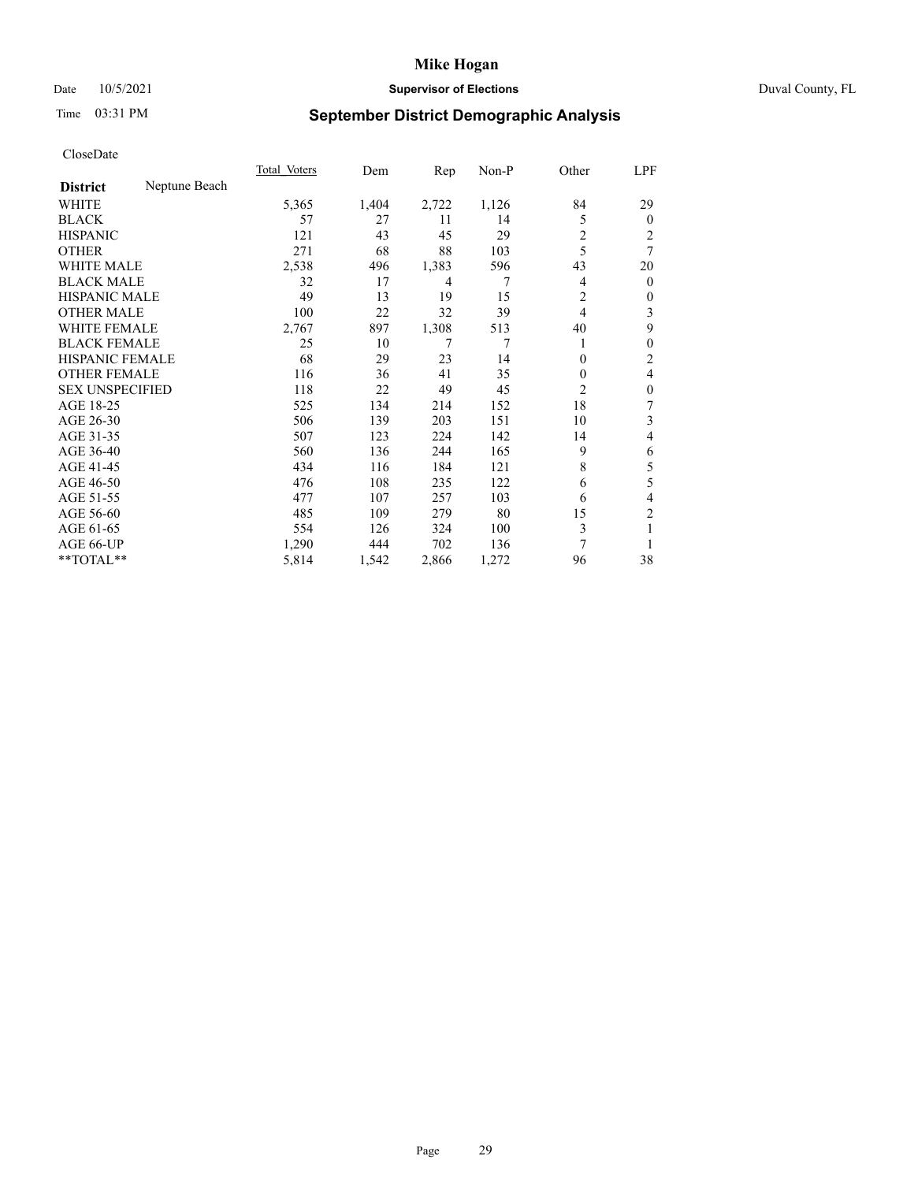Date 10/5/2021

Time 03:31 PM

# Mike Hogan

## Supervisor of Elections

Duval County, FL

## September District Demographic Analysis

CloseDate

| District | Neptune Beach | Total Voters | Dem | Rep | Non-P | Other | LPF |
|---|---|---|---|---|---|---|---|
| WHITE | | 5,365 | 1,404 | 2,722 | 1,126 | 84 | 29 |
| BLACK | | 57 | 27 | 11 | 14 | 5 | 0 |
| HISPANIC | | 121 | 43 | 45 | 29 | 2 | 2 |
| OTHER | | 271 | 68 | 88 | 103 | 5 | 7 |
| WHITE MALE | | 2,538 | 496 | 1,383 | 596 | 43 | 20 |
| BLACK MALE | | 32 | 17 | 4 | 7 | 4 | 0 |
| HISPANIC MALE | | 49 | 13 | 19 | 15 | 2 | 0 |
| OTHER MALE | | 100 | 22 | 32 | 39 | 4 | 3 |
| WHITE FEMALE | | 2,767 | 897 | 1,308 | 513 | 40 | 9 |
| BLACK FEMALE | | 25 | 10 | 7 | 7 | 1 | 0 |
| HISPANIC FEMALE | | 68 | 29 | 23 | 14 | 0 | 2 |
| OTHER FEMALE | | 116 | 36 | 41 | 35 | 0 | 4 |
| SEX UNSPECIFIED | | 118 | 22 | 49 | 45 | 2 | 0 |
| AGE 18-25 | | 525 | 134 | 214 | 152 | 18 | 7 |
| AGE 26-30 | | 506 | 139 | 203 | 151 | 10 | 3 |
| AGE 31-35 | | 507 | 123 | 224 | 142 | 14 | 4 |
| AGE 36-40 | | 560 | 136 | 244 | 165 | 9 | 6 |
| AGE 41-45 | | 434 | 116 | 184 | 121 | 8 | 5 |
| AGE 46-50 | | 476 | 108 | 235 | 122 | 6 | 5 |
| AGE 51-55 | | 477 | 107 | 257 | 103 | 6 | 4 |
| AGE 56-60 | | 485 | 109 | 279 | 80 | 15 | 2 |
| AGE 61-65 | | 554 | 126 | 324 | 100 | 3 | 1 |
| AGE 66-UP | | 1,290 | 444 | 702 | 136 | 7 | 1 |
| **TOTAL** | | 5,814 | 1,542 | 2,866 | 1,272 | 96 | 38 |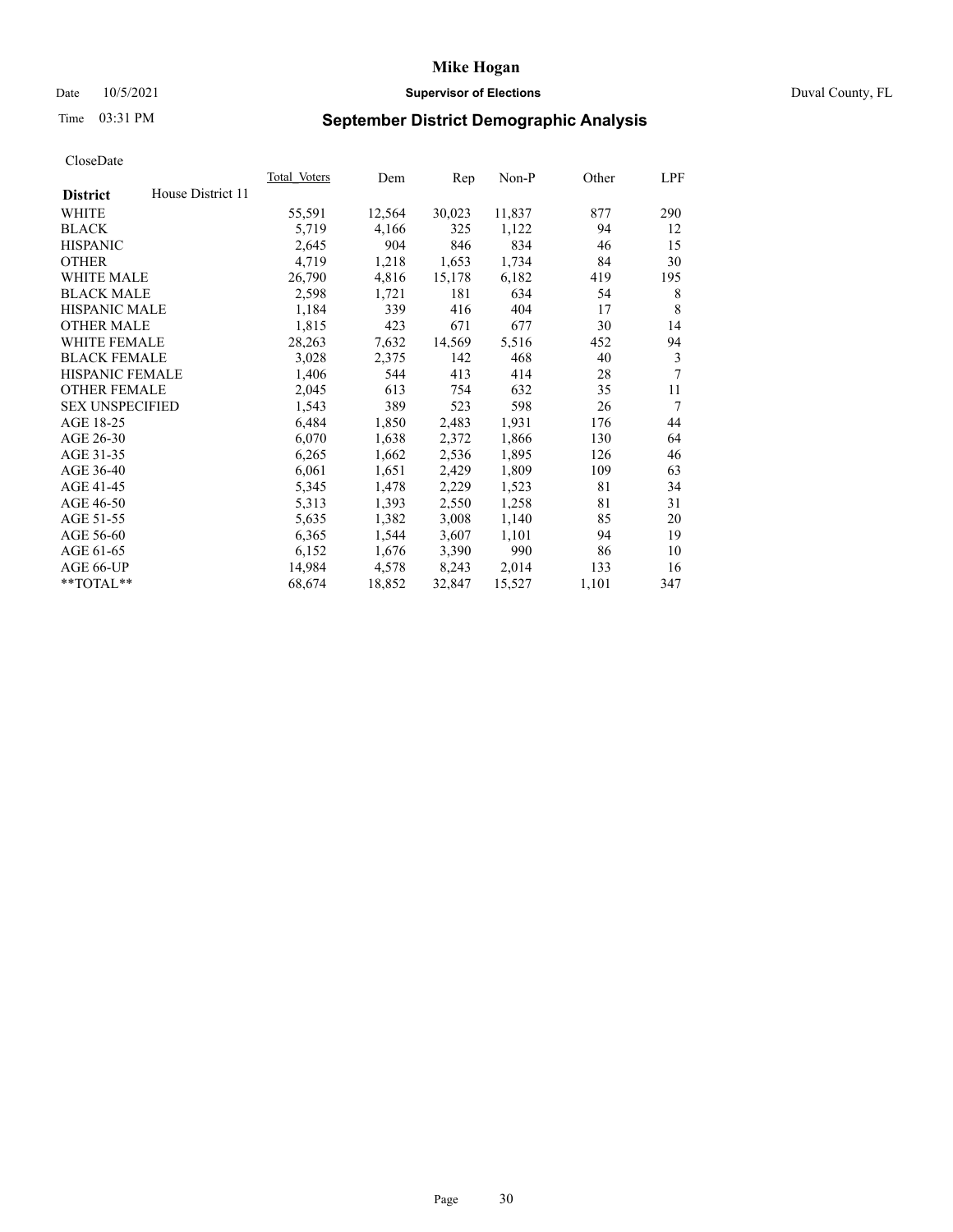# Mike Hogan

Date 10/5/2021 **Supervisor of Elections** Duval County, FL

Time 03:31 PM

## September District Demographic Analysis

CloseDate

| **District** House District 11 | Total Voters | Dem | Rep | Non-P | Other | LPF |
|---|---|---|---|---|---|---|
| WHITE | 55,591 | 12,564 | 30,023 | 11,837 | 877 | 290 |
| BLACK | 5,719 | 4,166 | 325 | 1,122 | 94 | 12 |
| HISPANIC | 2,645 | 904 | 846 | 834 | 46 | 15 |
| OTHER | 4,719 | 1,218 | 1,653 | 1,734 | 84 | 30 |
| WHITE MALE | 26,790 | 4,816 | 15,178 | 6,182 | 419 | 195 |
| BLACK MALE | 2,598 | 1,721 | 181 | 634 | 54 | 8 |
| HISPANIC MALE | 1,184 | 339 | 416 | 404 | 17 | 8 |
| OTHER MALE | 1,815 | 423 | 671 | 677 | 30 | 14 |
| WHITE FEMALE | 28,263 | 7,632 | 14,569 | 5,516 | 452 | 94 |
| BLACK FEMALE | 3,028 | 2,375 | 142 | 468 | 40 | 3 |
| HISPANIC FEMALE | 1,406 | 544 | 413 | 414 | 28 | 7 |
| OTHER FEMALE | 2,045 | 613 | 754 | 632 | 35 | 11 |
| SEX UNSPECIFIED | 1,543 | 389 | 523 | 598 | 26 | 7 |
| AGE 18-25 | 6,484 | 1,850 | 2,483 | 1,931 | 176 | 44 |
| AGE 26-30 | 6,070 | 1,638 | 2,372 | 1,866 | 130 | 64 |
| AGE 31-35 | 6,265 | 1,662 | 2,536 | 1,895 | 126 | 46 |
| AGE 36-40 | 6,061 | 1,651 | 2,429 | 1,809 | 109 | 63 |
| AGE 41-45 | 5,345 | 1,478 | 2,229 | 1,523 | 81 | 34 |
| AGE 46-50 | 5,313 | 1,393 | 2,550 | 1,258 | 81 | 31 |
| AGE 51-55 | 5,635 | 1,382 | 3,008 | 1,140 | 85 | 20 |
| AGE 56-60 | 6,365 | 1,544 | 3,607 | 1,101 | 94 | 19 |
| AGE 61-65 | 6,152 | 1,676 | 3,390 | 990 | 86 | 10 |
| AGE 66-UP | 14,984 | 4,578 | 8,243 | 2,014 | 133 | 16 |
| **TOTAL** | 68,674 | 18,852 | 32,847 | 15,527 | 1,101 | 347 |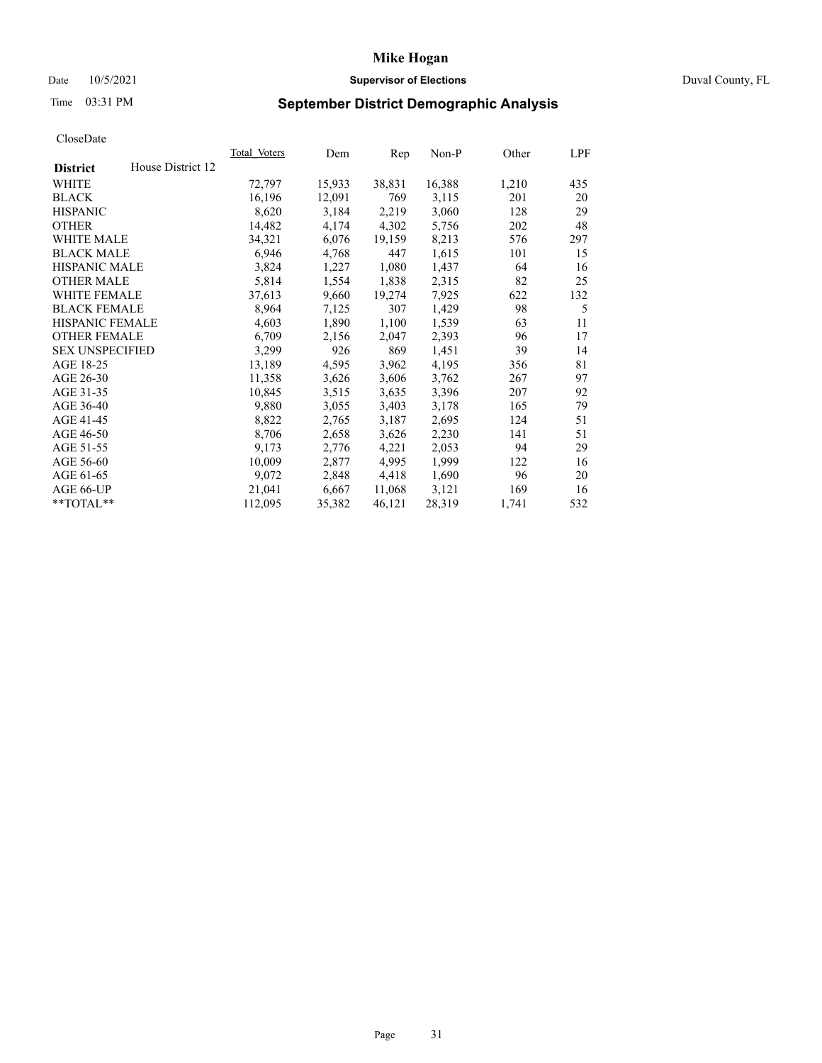# Mike Hogan

Date 10/5/2021 **Supervisor of Elections** Duval County, FL

Time 03:31 PM **September District Demographic Analysis**

CloseDate

| **District** House District 12 | Total Voters | Dem | Rep | Non-P | Other | LPF |
|---|---|---|---|---|---|---|
| WHITE | 72,797 | 15,933 | 38,831 | 16,388 | 1,210 | 435 |
| BLACK | 16,196 | 12,091 | 769 | 3,115 | 201 | 20 |
| HISPANIC | 8,620 | 3,184 | 2,219 | 3,060 | 128 | 29 |
| OTHER | 14,482 | 4,174 | 4,302 | 5,756 | 202 | 48 |
| WHITE MALE | 34,321 | 6,076 | 19,159 | 8,213 | 576 | 297 |
| BLACK MALE | 6,946 | 4,768 | 447 | 1,615 | 101 | 15 |
| HISPANIC MALE | 3,824 | 1,227 | 1,080 | 1,437 | 64 | 16 |
| OTHER MALE | 5,814 | 1,554 | 1,838 | 2,315 | 82 | 25 |
| WHITE FEMALE | 37,613 | 9,660 | 19,274 | 7,925 | 622 | 132 |
| BLACK FEMALE | 8,964 | 7,125 | 307 | 1,429 | 98 | 5 |
| HISPANIC FEMALE | 4,603 | 1,890 | 1,100 | 1,539 | 63 | 11 |
| OTHER FEMALE | 6,709 | 2,156 | 2,047 | 2,393 | 96 | 17 |
| SEX UNSPECIFIED | 3,299 | 926 | 869 | 1,451 | 39 | 14 |
| AGE 18-25 | 13,189 | 4,595 | 3,962 | 4,195 | 356 | 81 |
| AGE 26-30 | 11,358 | 3,626 | 3,606 | 3,762 | 267 | 97 |
| AGE 31-35 | 10,845 | 3,515 | 3,635 | 3,396 | 207 | 92 |
| AGE 36-40 | 9,880 | 3,055 | 3,403 | 3,178 | 165 | 79 |
| AGE 41-45 | 8,822 | 2,765 | 3,187 | 2,695 | 124 | 51 |
| AGE 46-50 | 8,706 | 2,658 | 3,626 | 2,230 | 141 | 51 |
| AGE 51-55 | 9,173 | 2,776 | 4,221 | 2,053 | 94 | 29 |
| AGE 56-60 | 10,009 | 2,877 | 4,995 | 1,999 | 122 | 16 |
| AGE 61-65 | 9,072 | 2,848 | 4,418 | 1,690 | 96 | 20 |
| AGE 66-UP | 21,041 | 6,667 | 11,068 | 3,121 | 169 | 16 |
| **TOTAL** | 112,095 | 35,382 | 46,121 | 28,319 | 1,741 | 532 |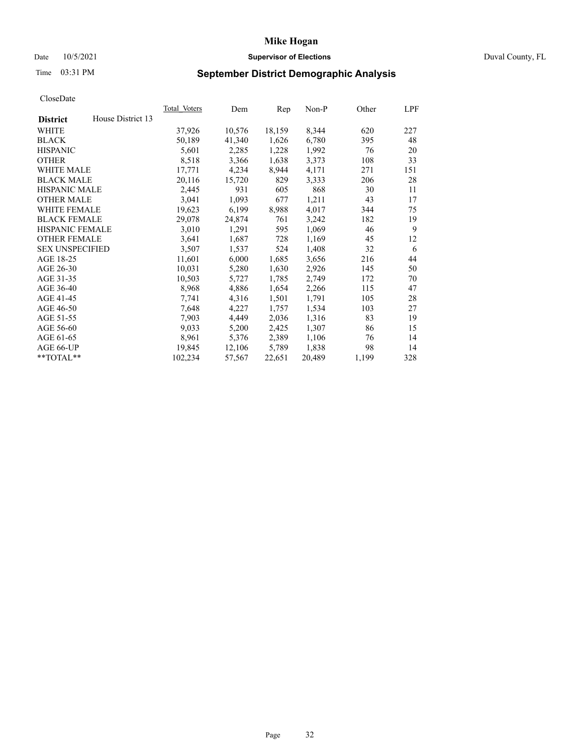# Mike Hogan

Date 10/5/2021 **Supervisor of Elections** Duval County, FL

Time 03:31 PM

## September District Demographic Analysis

CloseDate

| **District** House District 13 | Total_Voters | Dem | Rep | Non-P | Other | LPF |
|---|---|---|---|---|---|---|
| WHITE | 37,926 | 10,576 | 18,159 | 8,344 | 620 | 227 |
| BLACK | 50,189 | 41,340 | 1,626 | 6,780 | 395 | 48 |
| HISPANIC | 5,601 | 2,285 | 1,228 | 1,992 | 76 | 20 |
| OTHER | 8,518 | 3,366 | 1,638 | 3,373 | 108 | 33 |
| WHITE MALE | 17,771 | 4,234 | 8,944 | 4,171 | 271 | 151 |
| BLACK MALE | 20,116 | 15,720 | 829 | 3,333 | 206 | 28 |
| HISPANIC MALE | 2,445 | 931 | 605 | 868 | 30 | 11 |
| OTHER MALE | 3,041 | 1,093 | 677 | 1,211 | 43 | 17 |
| WHITE FEMALE | 19,623 | 6,199 | 8,988 | 4,017 | 344 | 75 |
| BLACK FEMALE | 29,078 | 24,874 | 761 | 3,242 | 182 | 19 |
| HISPANIC FEMALE | 3,010 | 1,291 | 595 | 1,069 | 46 | 9 |
| OTHER FEMALE | 3,641 | 1,687 | 728 | 1,169 | 45 | 12 |
| SEX UNSPECIFIED | 3,507 | 1,537 | 524 | 1,408 | 32 | 6 |
| AGE 18-25 | 11,601 | 6,000 | 1,685 | 3,656 | 216 | 44 |
| AGE 26-30 | 10,031 | 5,280 | 1,630 | 2,926 | 145 | 50 |
| AGE 31-35 | 10,503 | 5,727 | 1,785 | 2,749 | 172 | 70 |
| AGE 36-40 | 8,968 | 4,886 | 1,654 | 2,266 | 115 | 47 |
| AGE 41-45 | 7,741 | 4,316 | 1,501 | 1,791 | 105 | 28 |
| AGE 46-50 | 7,648 | 4,227 | 1,757 | 1,534 | 103 | 27 |
| AGE 51-55 | 7,903 | 4,449 | 2,036 | 1,316 | 83 | 19 |
| AGE 56-60 | 9,033 | 5,200 | 2,425 | 1,307 | 86 | 15 |
| AGE 61-65 | 8,961 | 5,376 | 2,389 | 1,106 | 76 | 14 |
| AGE 66-UP | 19,845 | 12,106 | 5,789 | 1,838 | 98 | 14 |
| **TOTAL** | 102,234 | 57,567 | 22,651 | 20,489 | 1,199 | 328 |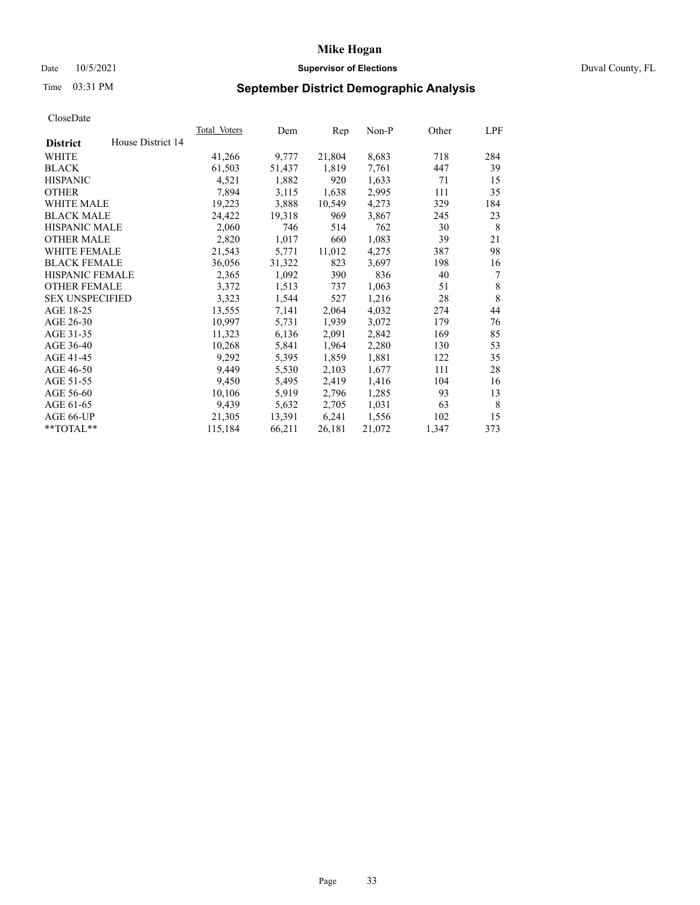# Mike Hogan

Date 10/5/2021 **Supervisor of Elections** Duval County, FL

Time 03:31 PM

## September District Demographic Analysis

CloseDate

| **District** House District 14 | Total Voters | Dem | Rep | Non-P | Other | LPF |
|---|---|---|---|---|---|---|
| WHITE | 41,266 | 9,777 | 21,804 | 8,683 | 718 | 284 |
| BLACK | 61,503 | 51,437 | 1,819 | 7,761 | 447 | 39 |
| HISPANIC | 4,521 | 1,882 | 920 | 1,633 | 71 | 15 |
| OTHER | 7,894 | 3,115 | 1,638 | 2,995 | 111 | 35 |
| WHITE MALE | 19,223 | 3,888 | 10,549 | 4,273 | 329 | 184 |
| BLACK MALE | 24,422 | 19,318 | 969 | 3,867 | 245 | 23 |
| HISPANIC MALE | 2,060 | 746 | 514 | 762 | 30 | 8 |
| OTHER MALE | 2,820 | 1,017 | 660 | 1,083 | 39 | 21 |
| WHITE FEMALE | 21,543 | 5,771 | 11,012 | 4,275 | 387 | 98 |
| BLACK FEMALE | 36,056 | 31,322 | 823 | 3,697 | 198 | 16 |
| HISPANIC FEMALE | 2,365 | 1,092 | 390 | 836 | 40 | 7 |
| OTHER FEMALE | 3,372 | 1,513 | 737 | 1,063 | 51 | 8 |
| SEX UNSPECIFIED | 3,323 | 1,544 | 527 | 1,216 | 28 | 8 |
| AGE 18-25 | 13,555 | 7,141 | 2,064 | 4,032 | 274 | 44 |
| AGE 26-30 | 10,997 | 5,731 | 1,939 | 3,072 | 179 | 76 |
| AGE 31-35 | 11,323 | 6,136 | 2,091 | 2,842 | 169 | 85 |
| AGE 36-40 | 10,268 | 5,841 | 1,964 | 2,280 | 130 | 53 |
| AGE 41-45 | 9,292 | 5,395 | 1,859 | 1,881 | 122 | 35 |
| AGE 46-50 | 9,449 | 5,530 | 2,103 | 1,677 | 111 | 28 |
| AGE 51-55 | 9,450 | 5,495 | 2,419 | 1,416 | 104 | 16 |
| AGE 56-60 | 10,106 | 5,919 | 2,796 | 1,285 | 93 | 13 |
| AGE 61-65 | 9,439 | 5,632 | 2,705 | 1,031 | 63 | 8 |
| AGE 66-UP | 21,305 | 13,391 | 6,241 | 1,556 | 102 | 15 |
| **TOTAL** | 115,184 | 66,211 | 26,181 | 21,072 | 1,347 | 373 |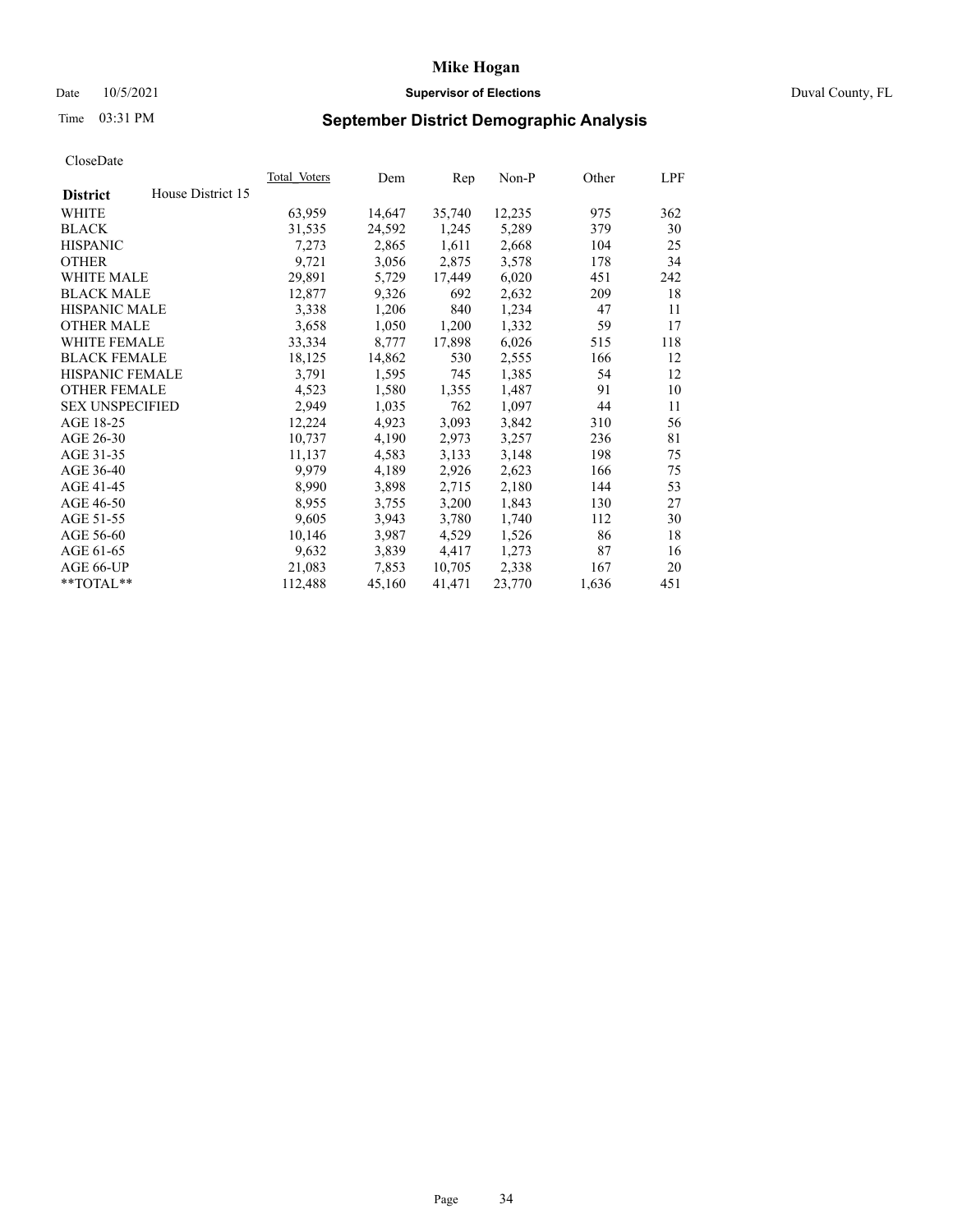# Mike Hogan

Date 10/5/2021 **Supervisor of Elections** Duval County, FL

Time 03:31 PM **September District Demographic Analysis**

CloseDate

| **District** House District 15 | Total Voters | Dem | Rep | Non-P | Other | LPF |
|---|---|---|---|---|---|---|
| WHITE | 63,959 | 14,647 | 35,740 | 12,235 | 975 | 362 |
| BLACK | 31,535 | 24,592 | 1,245 | 5,289 | 379 | 30 |
| HISPANIC | 7,273 | 2,865 | 1,611 | 2,668 | 104 | 25 |
| OTHER | 9,721 | 3,056 | 2,875 | 3,578 | 178 | 34 |
| WHITE MALE | 29,891 | 5,729 | 17,449 | 6,020 | 451 | 242 |
| BLACK MALE | 12,877 | 9,326 | 692 | 2,632 | 209 | 18 |
| HISPANIC MALE | 3,338 | 1,206 | 840 | 1,234 | 47 | 11 |
| OTHER MALE | 3,658 | 1,050 | 1,200 | 1,332 | 59 | 17 |
| WHITE FEMALE | 33,334 | 8,777 | 17,898 | 6,026 | 515 | 118 |
| BLACK FEMALE | 18,125 | 14,862 | 530 | 2,555 | 166 | 12 |
| HISPANIC FEMALE | 3,791 | 1,595 | 745 | 1,385 | 54 | 12 |
| OTHER FEMALE | 4,523 | 1,580 | 1,355 | 1,487 | 91 | 10 |
| SEX UNSPECIFIED | 2,949 | 1,035 | 762 | 1,097 | 44 | 11 |
| AGE 18-25 | 12,224 | 4,923 | 3,093 | 3,842 | 310 | 56 |
| AGE 26-30 | 10,737 | 4,190 | 2,973 | 3,257 | 236 | 81 |
| AGE 31-35 | 11,137 | 4,583 | 3,133 | 3,148 | 198 | 75 |
| AGE 36-40 | 9,979 | 4,189 | 2,926 | 2,623 | 166 | 75 |
| AGE 41-45 | 8,990 | 3,898 | 2,715 | 2,180 | 144 | 53 |
| AGE 46-50 | 8,955 | 3,755 | 3,200 | 1,843 | 130 | 27 |
| AGE 51-55 | 9,605 | 3,943 | 3,780 | 1,740 | 112 | 30 |
| AGE 56-60 | 10,146 | 3,987 | 4,529 | 1,526 | 86 | 18 |
| AGE 61-65 | 9,632 | 3,839 | 4,417 | 1,273 | 87 | 16 |
| AGE 66-UP | 21,083 | 7,853 | 10,705 | 2,338 | 167 | 20 |
| **TOTAL** | 112,488 | 45,160 | 41,471 | 23,770 | 1,636 | 451 |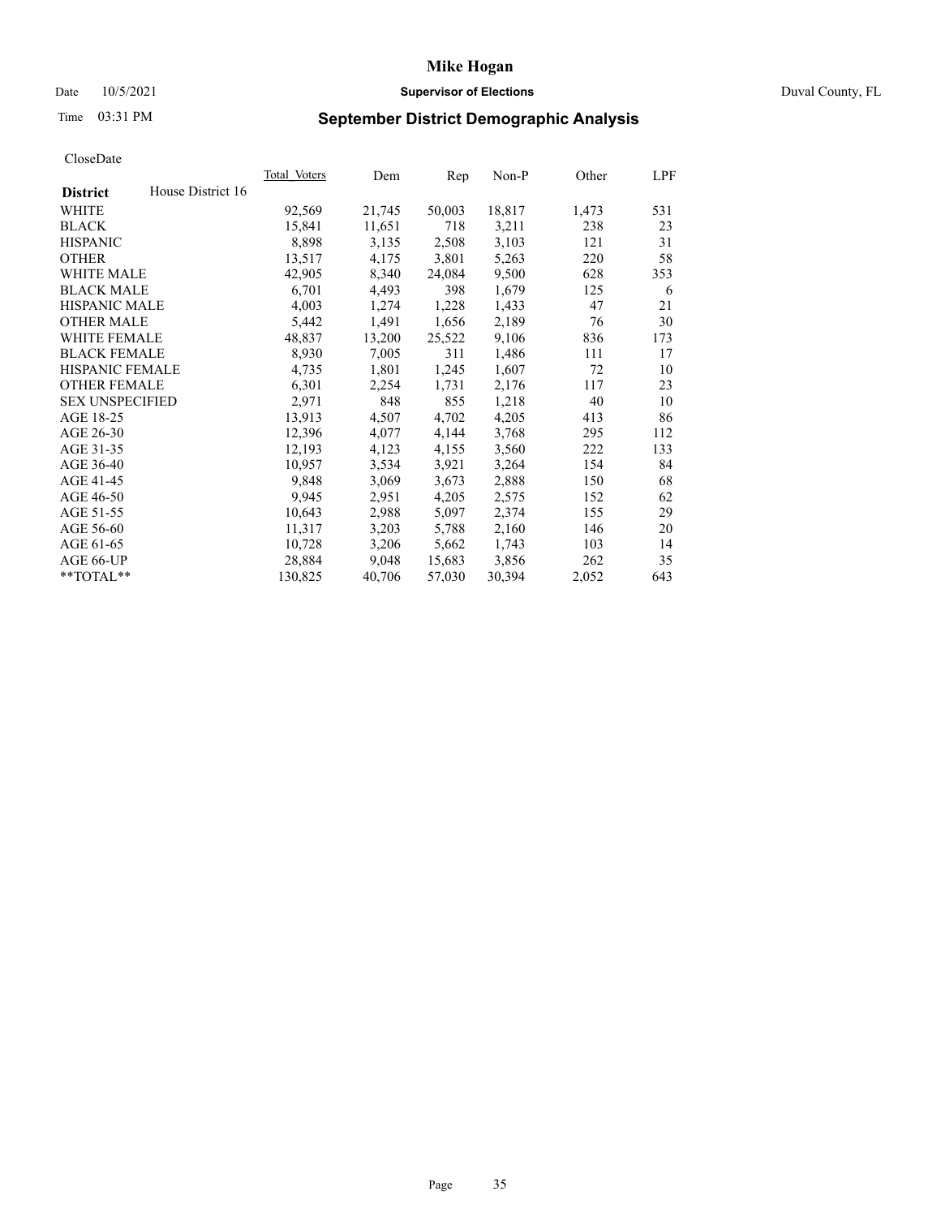# Mike Hogan

Date 10/5/2021 **Supervisor of Elections** Duval County, FL

Time 03:31 PM **September District Demographic Analysis**

CloseDate

| District | House District 16 | Total_Voters | Dem | Rep | Non-P | Other | LPF |
|---|---|---|---|---|---|---|---|
| WHITE | | 92,569 | 21,745 | 50,003 | 18,817 | 1,473 | 531 |
| BLACK | | 15,841 | 11,651 | 718 | 3,211 | 238 | 23 |
| HISPANIC | | 8,898 | 3,135 | 2,508 | 3,103 | 121 | 31 |
| OTHER | | 13,517 | 4,175 | 3,801 | 5,263 | 220 | 58 |
| WHITE MALE | | 42,905 | 8,340 | 24,084 | 9,500 | 628 | 353 |
| BLACK MALE | | 6,701 | 4,493 | 398 | 1,679 | 125 | 6 |
| HISPANIC MALE | | 4,003 | 1,274 | 1,228 | 1,433 | 47 | 21 |
| OTHER MALE | | 5,442 | 1,491 | 1,656 | 2,189 | 76 | 30 |
| WHITE FEMALE | | 48,837 | 13,200 | 25,522 | 9,106 | 836 | 173 |
| BLACK FEMALE | | 8,930 | 7,005 | 311 | 1,486 | 111 | 17 |
| HISPANIC FEMALE | | 4,735 | 1,801 | 1,245 | 1,607 | 72 | 10 |
| OTHER FEMALE | | 6,301 | 2,254 | 1,731 | 2,176 | 117 | 23 |
| SEX UNSPECIFIED | | 2,971 | 848 | 855 | 1,218 | 40 | 10 |
| AGE 18-25 | | 13,913 | 4,507 | 4,702 | 4,205 | 413 | 86 |
| AGE 26-30 | | 12,396 | 4,077 | 4,144 | 3,768 | 295 | 112 |
| AGE 31-35 | | 12,193 | 4,123 | 4,155 | 3,560 | 222 | 133 |
| AGE 36-40 | | 10,957 | 3,534 | 3,921 | 3,264 | 154 | 84 |
| AGE 41-45 | | 9,848 | 3,069 | 3,673 | 2,888 | 150 | 68 |
| AGE 46-50 | | 9,945 | 2,951 | 4,205 | 2,575 | 152 | 62 |
| AGE 51-55 | | 10,643 | 2,988 | 5,097 | 2,374 | 155 | 29 |
| AGE 56-60 | | 11,317 | 3,203 | 5,788 | 2,160 | 146 | 20 |
| AGE 61-65 | | 10,728 | 3,206 | 5,662 | 1,743 | 103 | 14 |
| AGE 66-UP | | 28,884 | 9,048 | 15,683 | 3,856 | 262 | 35 |
| **TOTAL** | | 130,825 | 40,706 | 57,030 | 30,394 | 2,052 | 643 |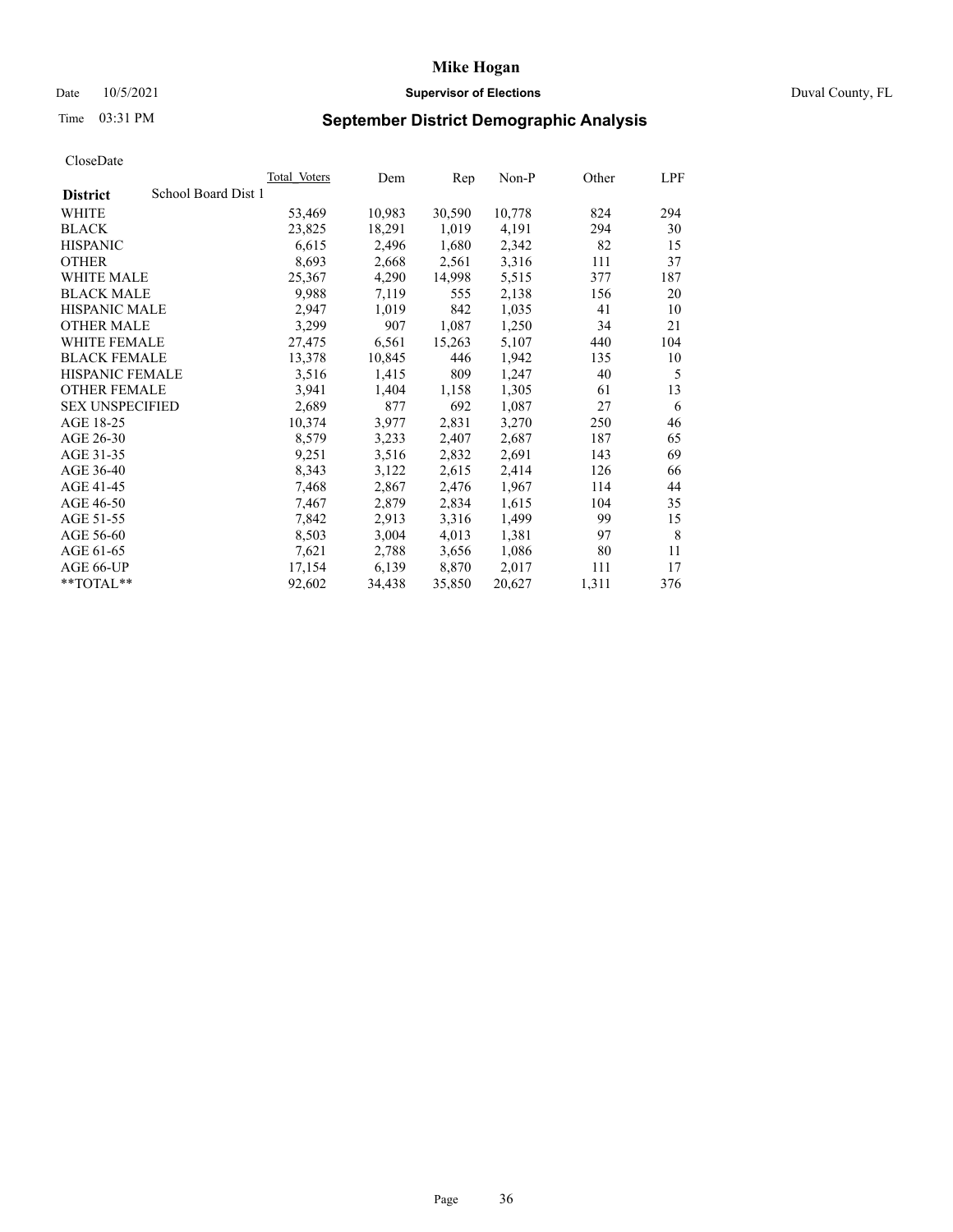# September District Demographic Analysis

CloseDate

| District | School Board Dist 1 | Total Voters | Dem | Rep | Non-P | Other | LPF |
|---|---|---|---|---|---|---|---|
| WHITE | | 53,469 | 10,983 | 30,590 | 10,778 | 824 | 294 |
| BLACK | | 23,825 | 18,291 | 1,019 | 4,191 | 294 | 30 |
| HISPANIC | | 6,615 | 2,496 | 1,680 | 2,342 | 82 | 15 |
| OTHER | | 8,693 | 2,668 | 2,561 | 3,316 | 111 | 37 |
| WHITE MALE | | 25,367 | 4,290 | 14,998 | 5,515 | 377 | 187 |
| BLACK MALE | | 9,988 | 7,119 | 555 | 2,138 | 156 | 20 |
| HISPANIC MALE | | 2,947 | 1,019 | 842 | 1,035 | 41 | 10 |
| OTHER MALE | | 3,299 | 907 | 1,087 | 1,250 | 34 | 21 |
| WHITE FEMALE | | 27,475 | 6,561 | 15,263 | 5,107 | 440 | 104 |
| BLACK FEMALE | | 13,378 | 10,845 | 446 | 1,942 | 135 | 10 |
| HISPANIC FEMALE | | 3,516 | 1,415 | 809 | 1,247 | 40 | 5 |
| OTHER FEMALE | | 3,941 | 1,404 | 1,158 | 1,305 | 61 | 13 |
| SEX UNSPECIFIED | | 2,689 | 877 | 692 | 1,087 | 27 | 6 |
| AGE 18-25 | | 10,374 | 3,977 | 2,831 | 3,270 | 250 | 46 |
| AGE 26-30 | | 8,579 | 3,233 | 2,407 | 2,687 | 187 | 65 |
| AGE 31-35 | | 9,251 | 3,516 | 2,832 | 2,691 | 143 | 69 |
| AGE 36-40 | | 8,343 | 3,122 | 2,615 | 2,414 | 126 | 66 |
| AGE 41-45 | | 7,468 | 2,867 | 2,476 | 1,967 | 114 | 44 |
| AGE 46-50 | | 7,467 | 2,879 | 2,834 | 1,615 | 104 | 35 |
| AGE 51-55 | | 7,842 | 2,913 | 3,316 | 1,499 | 99 | 15 |
| AGE 56-60 | | 8,503 | 3,004 | 4,013 | 1,381 | 97 | 8 |
| AGE 61-65 | | 7,621 | 2,788 | 3,656 | 1,086 | 80 | 11 |
| AGE 66-UP | | 17,154 | 6,139 | 8,870 | 2,017 | 111 | 17 |
| **TOTAL** | | 92,602 | 34,438 | 35,850 | 20,627 | 1,311 | 376 |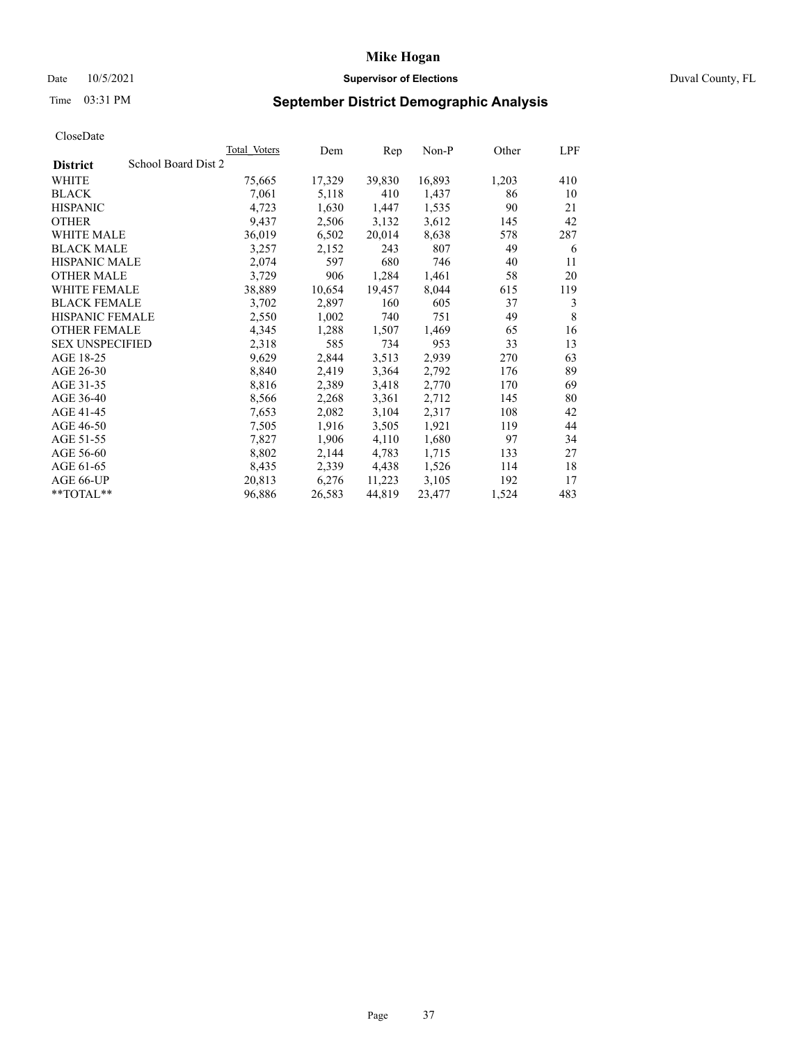# Mike Hogan

Date 10/5/2021 **Supervisor of Elections** Duval County, FL

Time 03:31 PM **September District Demographic Analysis**

CloseDate

| District | School Board Dist 2 | Total Voters | Dem | Rep | Non-P | Other | LPF |
|---|---|---|---|---|---|---|---|
| WHITE | | 75,665 | 17,329 | 39,830 | 16,893 | 1,203 | 410 |
| BLACK | | 7,061 | 5,118 | 410 | 1,437 | 86 | 10 |
| HISPANIC | | 4,723 | 1,630 | 1,447 | 1,535 | 90 | 21 |
| OTHER | | 9,437 | 2,506 | 3,132 | 3,612 | 145 | 42 |
| WHITE MALE | | 36,019 | 6,502 | 20,014 | 8,638 | 578 | 287 |
| BLACK MALE | | 3,257 | 2,152 | 243 | 807 | 49 | 6 |
| HISPANIC MALE | | 2,074 | 597 | 680 | 746 | 40 | 11 |
| OTHER MALE | | 3,729 | 906 | 1,284 | 1,461 | 58 | 20 |
| WHITE FEMALE | | 38,889 | 10,654 | 19,457 | 8,044 | 615 | 119 |
| BLACK FEMALE | | 3,702 | 2,897 | 160 | 605 | 37 | 3 |
| HISPANIC FEMALE | | 2,550 | 1,002 | 740 | 751 | 49 | 8 |
| OTHER FEMALE | | 4,345 | 1,288 | 1,507 | 1,469 | 65 | 16 |
| SEX UNSPECIFIED | | 2,318 | 585 | 734 | 953 | 33 | 13 |
| AGE 18-25 | | 9,629 | 2,844 | 3,513 | 2,939 | 270 | 63 |
| AGE 26-30 | | 8,840 | 2,419 | 3,364 | 2,792 | 176 | 89 |
| AGE 31-35 | | 8,816 | 2,389 | 3,418 | 2,770 | 170 | 69 |
| AGE 36-40 | | 8,566 | 2,268 | 3,361 | 2,712 | 145 | 80 |
| AGE 41-45 | | 7,653 | 2,082 | 3,104 | 2,317 | 108 | 42 |
| AGE 46-50 | | 7,505 | 1,916 | 3,505 | 1,921 | 119 | 44 |
| AGE 51-55 | | 7,827 | 1,906 | 4,110 | 1,680 | 97 | 34 |
| AGE 56-60 | | 8,802 | 2,144 | 4,783 | 1,715 | 133 | 27 |
| AGE 61-65 | | 8,435 | 2,339 | 4,438 | 1,526 | 114 | 18 |
| AGE 66-UP | | 20,813 | 6,276 | 11,223 | 3,105 | 192 | 17 |
| **TOTAL** | | 96,886 | 26,583 | 44,819 | 23,477 | 1,524 | 483 |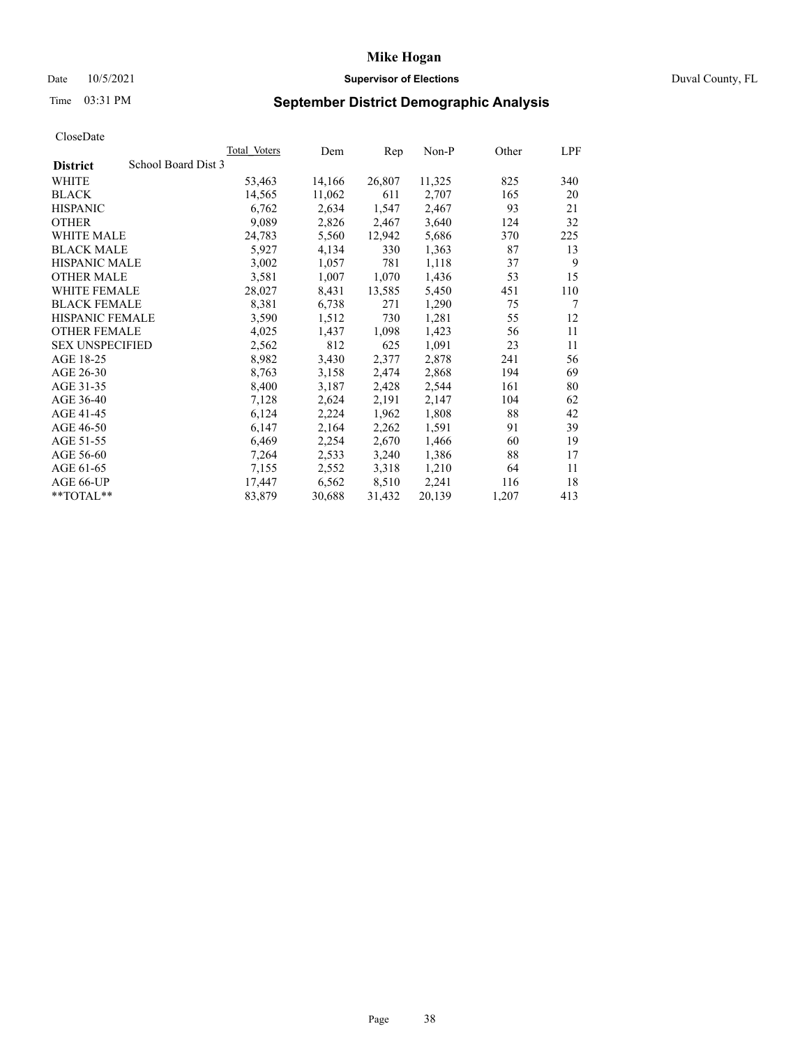# Mike Hogan

Date 10/5/2021 **Supervisor of Elections** Duval County, FL

Time 03:31 PM

## September District Demographic Analysis

CloseDate

| **District** School Board Dist 3 | Total Voters | Dem | Rep | Non-P | Other | LPF |
|---|---|---|---|---|---|---|
| WHITE | 53,463 | 14,166 | 26,807 | 11,325 | 825 | 340 |
| BLACK | 14,565 | 11,062 | 611 | 2,707 | 165 | 20 |
| HISPANIC | 6,762 | 2,634 | 1,547 | 2,467 | 93 | 21 |
| OTHER | 9,089 | 2,826 | 2,467 | 3,640 | 124 | 32 |
| WHITE MALE | 24,783 | 5,560 | 12,942 | 5,686 | 370 | 225 |
| BLACK MALE | 5,927 | 4,134 | 330 | 1,363 | 87 | 13 |
| HISPANIC MALE | 3,002 | 1,057 | 781 | 1,118 | 37 | 9 |
| OTHER MALE | 3,581 | 1,007 | 1,070 | 1,436 | 53 | 15 |
| WHITE FEMALE | 28,027 | 8,431 | 13,585 | 5,450 | 451 | 110 |
| BLACK FEMALE | 8,381 | 6,738 | 271 | 1,290 | 75 | 7 |
| HISPANIC FEMALE | 3,590 | 1,512 | 730 | 1,281 | 55 | 12 |
| OTHER FEMALE | 4,025 | 1,437 | 1,098 | 1,423 | 56 | 11 |
| SEX UNSPECIFIED | 2,562 | 812 | 625 | 1,091 | 23 | 11 |
| AGE 18-25 | 8,982 | 3,430 | 2,377 | 2,878 | 241 | 56 |
| AGE 26-30 | 8,763 | 3,158 | 2,474 | 2,868 | 194 | 69 |
| AGE 31-35 | 8,400 | 3,187 | 2,428 | 2,544 | 161 | 80 |
| AGE 36-40 | 7,128 | 2,624 | 2,191 | 2,147 | 104 | 62 |
| AGE 41-45 | 6,124 | 2,224 | 1,962 | 1,808 | 88 | 42 |
| AGE 46-50 | 6,147 | 2,164 | 2,262 | 1,591 | 91 | 39 |
| AGE 51-55 | 6,469 | 2,254 | 2,670 | 1,466 | 60 | 19 |
| AGE 56-60 | 7,264 | 2,533 | 3,240 | 1,386 | 88 | 17 |
| AGE 61-65 | 7,155 | 2,552 | 3,318 | 1,210 | 64 | 11 |
| AGE 66-UP | 17,447 | 6,562 | 8,510 | 2,241 | 116 | 18 |
| **TOTAL** | 83,879 | 30,688 | 31,432 | 20,139 | 1,207 | 413 |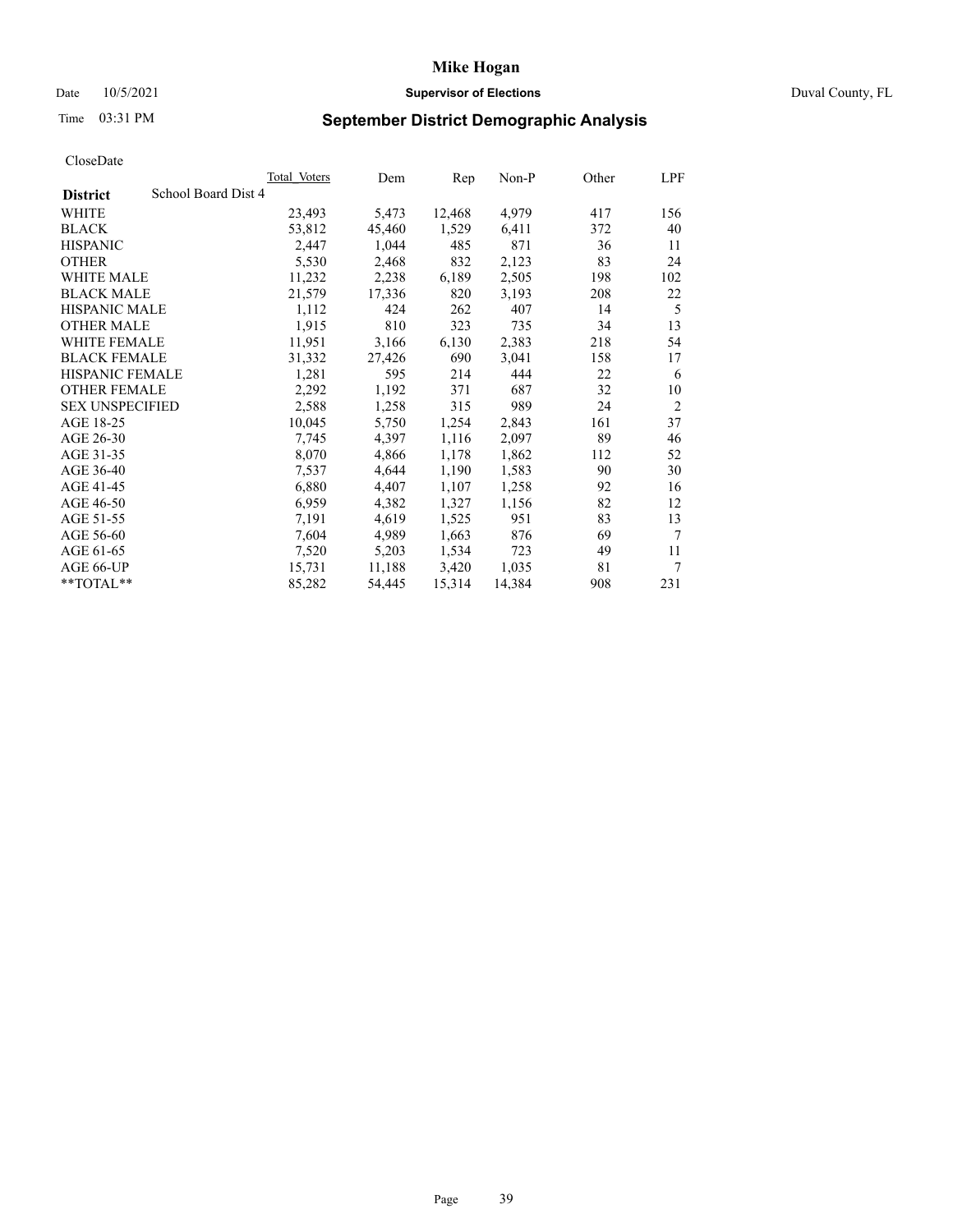# Mike Hogan

Date 10/5/2021 **Supervisor of Elections** Duval County, FL

Time 03:31 PM **September District Demographic Analysis**

CloseDate

| **District** School Board Dist 4 | Total Voters | Dem | Rep | Non-P | Other | LPF |
|---|---|---|---|---|---|---|
| WHITE | 23,493 | 5,473 | 12,468 | 4,979 | 417 | 156 |
| BLACK | 53,812 | 45,460 | 1,529 | 6,411 | 372 | 40 |
| HISPANIC | 2,447 | 1,044 | 485 | 871 | 36 | 11 |
| OTHER | 5,530 | 2,468 | 832 | 2,123 | 83 | 24 |
| WHITE MALE | 11,232 | 2,238 | 6,189 | 2,505 | 198 | 102 |
| BLACK MALE | 21,579 | 17,336 | 820 | 3,193 | 208 | 22 |
| HISPANIC MALE | 1,112 | 424 | 262 | 407 | 14 | 5 |
| OTHER MALE | 1,915 | 810 | 323 | 735 | 34 | 13 |
| WHITE FEMALE | 11,951 | 3,166 | 6,130 | 2,383 | 218 | 54 |
| BLACK FEMALE | 31,332 | 27,426 | 690 | 3,041 | 158 | 17 |
| HISPANIC FEMALE | 1,281 | 595 | 214 | 444 | 22 | 6 |
| OTHER FEMALE | 2,292 | 1,192 | 371 | 687 | 32 | 10 |
| SEX UNSPECIFIED | 2,588 | 1,258 | 315 | 989 | 24 | 2 |
| AGE 18-25 | 10,045 | 5,750 | 1,254 | 2,843 | 161 | 37 |
| AGE 26-30 | 7,745 | 4,397 | 1,116 | 2,097 | 89 | 46 |
| AGE 31-35 | 8,070 | 4,866 | 1,178 | 1,862 | 112 | 52 |
| AGE 36-40 | 7,537 | 4,644 | 1,190 | 1,583 | 90 | 30 |
| AGE 41-45 | 6,880 | 4,407 | 1,107 | 1,258 | 92 | 16 |
| AGE 46-50 | 6,959 | 4,382 | 1,327 | 1,156 | 82 | 12 |
| AGE 51-55 | 7,191 | 4,619 | 1,525 | 951 | 83 | 13 |
| AGE 56-60 | 7,604 | 4,989 | 1,663 | 876 | 69 | 7 |
| AGE 61-65 | 7,520 | 5,203 | 1,534 | 723 | 49 | 11 |
| AGE 66-UP | 15,731 | 11,188 | 3,420 | 1,035 | 81 | 7 |
| **TOTAL** | 85,282 | 54,445 | 15,314 | 14,384 | 908 | 231 |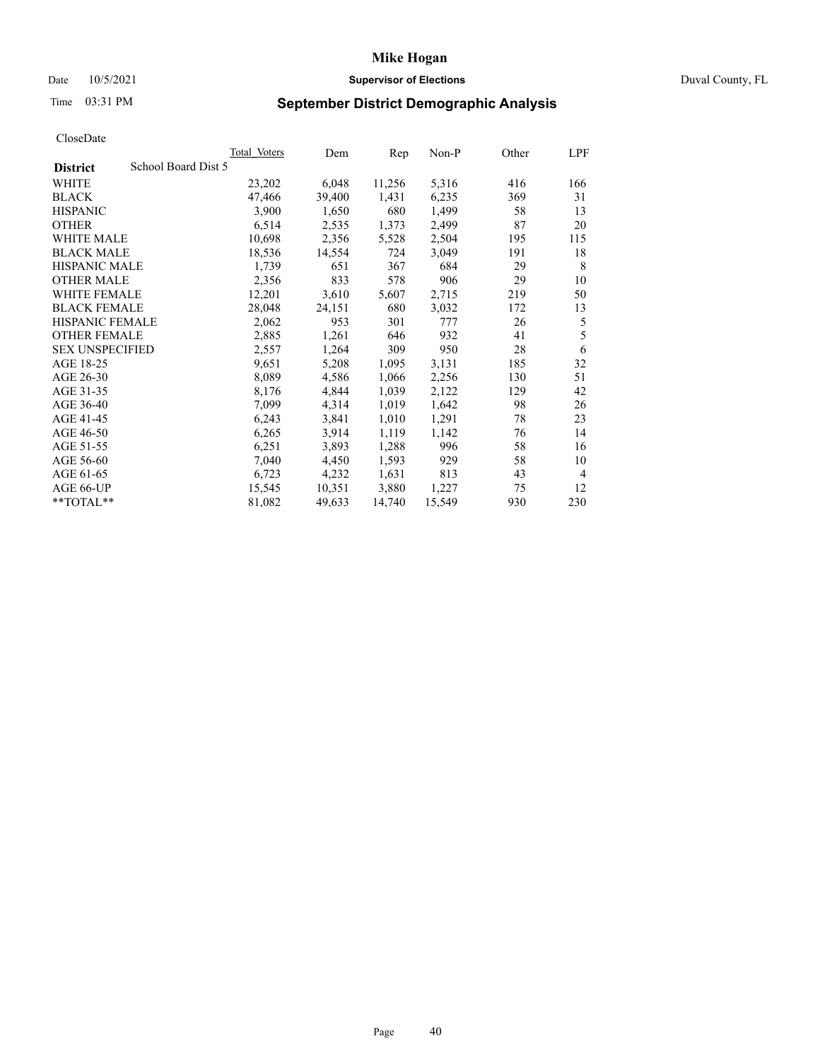# Mike Hogan

Date 10/5/2021 **Supervisor of Elections** Duval County, FL

Time 03:31 PM

## September District Demographic Analysis

CloseDate

| **District** School Board Dist 5 | Total Voters | Dem | Rep | Non-P | Other | LPF |
|---|---|---|---|---|---|---|
| WHITE | 23,202 | 6,048 | 11,256 | 5,316 | 416 | 166 |
| BLACK | 47,466 | 39,400 | 1,431 | 6,235 | 369 | 31 |
| HISPANIC | 3,900 | 1,650 | 680 | 1,499 | 58 | 13 |
| OTHER | 6,514 | 2,535 | 1,373 | 2,499 | 87 | 20 |
| WHITE MALE | 10,698 | 2,356 | 5,528 | 2,504 | 195 | 115 |
| BLACK MALE | 18,536 | 14,554 | 724 | 3,049 | 191 | 18 |
| HISPANIC MALE | 1,739 | 651 | 367 | 684 | 29 | 8 |
| OTHER MALE | 2,356 | 833 | 578 | 906 | 29 | 10 |
| WHITE FEMALE | 12,201 | 3,610 | 5,607 | 2,715 | 219 | 50 |
| BLACK FEMALE | 28,048 | 24,151 | 680 | 3,032 | 172 | 13 |
| HISPANIC FEMALE | 2,062 | 953 | 301 | 777 | 26 | 5 |
| OTHER FEMALE | 2,885 | 1,261 | 646 | 932 | 41 | 5 |
| SEX UNSPECIFIED | 2,557 | 1,264 | 309 | 950 | 28 | 6 |
| AGE 18-25 | 9,651 | 5,208 | 1,095 | 3,131 | 185 | 32 |
| AGE 26-30 | 8,089 | 4,586 | 1,066 | 2,256 | 130 | 51 |
| AGE 31-35 | 8,176 | 4,844 | 1,039 | 2,122 | 129 | 42 |
| AGE 36-40 | 7,099 | 4,314 | 1,019 | 1,642 | 98 | 26 |
| AGE 41-45 | 6,243 | 3,841 | 1,010 | 1,291 | 78 | 23 |
| AGE 46-50 | 6,265 | 3,914 | 1,119 | 1,142 | 76 | 14 |
| AGE 51-55 | 6,251 | 3,893 | 1,288 | 996 | 58 | 16 |
| AGE 56-60 | 7,040 | 4,450 | 1,593 | 929 | 58 | 10 |
| AGE 61-65 | 6,723 | 4,232 | 1,631 | 813 | 43 | 4 |
| AGE 66-UP | 15,545 | 10,351 | 3,880 | 1,227 | 75 | 12 |
| **TOTAL** | 81,082 | 49,633 | 14,740 | 15,549 | 930 | 230 |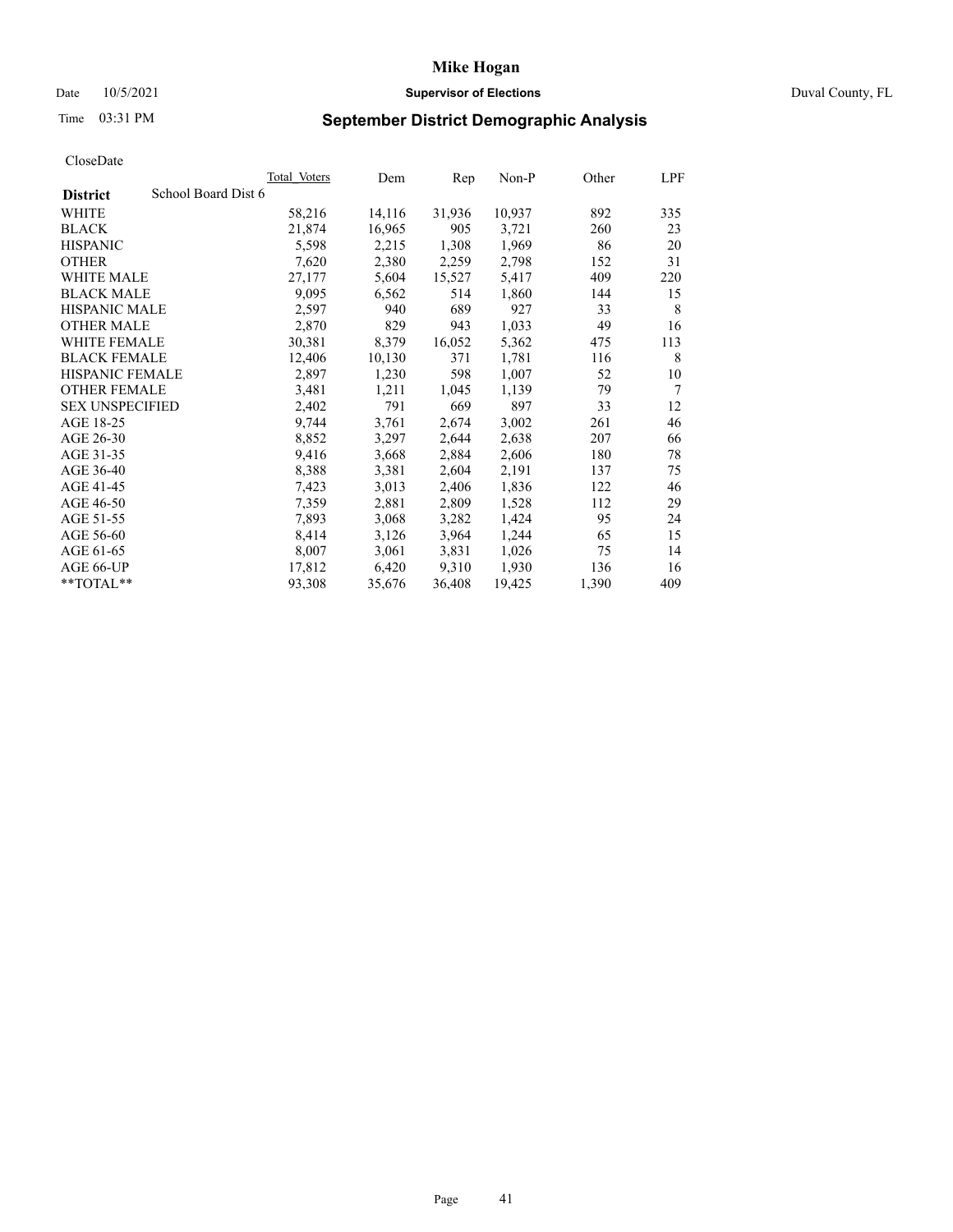# Mike Hogan

Date 10/5/2021 **Supervisor of Elections** Duval County, FL

Time 03:31 PM **September District Demographic Analysis**

CloseDate

| **District** School Board Dist 6 | Total Voters | Dem | Rep | Non-P | Other | LPF |
|---|---|---|---|---|---|---|
| WHITE | 58,216 | 14,116 | 31,936 | 10,937 | 892 | 335 |
| BLACK | 21,874 | 16,965 | 905 | 3,721 | 260 | 23 |
| HISPANIC | 5,598 | 2,215 | 1,308 | 1,969 | 86 | 20 |
| OTHER | 7,620 | 2,380 | 2,259 | 2,798 | 152 | 31 |
| WHITE MALE | 27,177 | 5,604 | 15,527 | 5,417 | 409 | 220 |
| BLACK MALE | 9,095 | 6,562 | 514 | 1,860 | 144 | 15 |
| HISPANIC MALE | 2,597 | 940 | 689 | 927 | 33 | 8 |
| OTHER MALE | 2,870 | 829 | 943 | 1,033 | 49 | 16 |
| WHITE FEMALE | 30,381 | 8,379 | 16,052 | 5,362 | 475 | 113 |
| BLACK FEMALE | 12,406 | 10,130 | 371 | 1,781 | 116 | 8 |
| HISPANIC FEMALE | 2,897 | 1,230 | 598 | 1,007 | 52 | 10 |
| OTHER FEMALE | 3,481 | 1,211 | 1,045 | 1,139 | 79 | 7 |
| SEX UNSPECIFIED | 2,402 | 791 | 669 | 897 | 33 | 12 |
| AGE 18-25 | 9,744 | 3,761 | 2,674 | 3,002 | 261 | 46 |
| AGE 26-30 | 8,852 | 3,297 | 2,644 | 2,638 | 207 | 66 |
| AGE 31-35 | 9,416 | 3,668 | 2,884 | 2,606 | 180 | 78 |
| AGE 36-40 | 8,388 | 3,381 | 2,604 | 2,191 | 137 | 75 |
| AGE 41-45 | 7,423 | 3,013 | 2,406 | 1,836 | 122 | 46 |
| AGE 46-50 | 7,359 | 2,881 | 2,809 | 1,528 | 112 | 29 |
| AGE 51-55 | 7,893 | 3,068 | 3,282 | 1,424 | 95 | 24 |
| AGE 56-60 | 8,414 | 3,126 | 3,964 | 1,244 | 65 | 15 |
| AGE 61-65 | 8,007 | 3,061 | 3,831 | 1,026 | 75 | 14 |
| AGE 66-UP | 17,812 | 6,420 | 9,310 | 1,930 | 136 | 16 |
| **TOTAL** | 93,308 | 35,676 | 36,408 | 19,425 | 1,390 | 409 |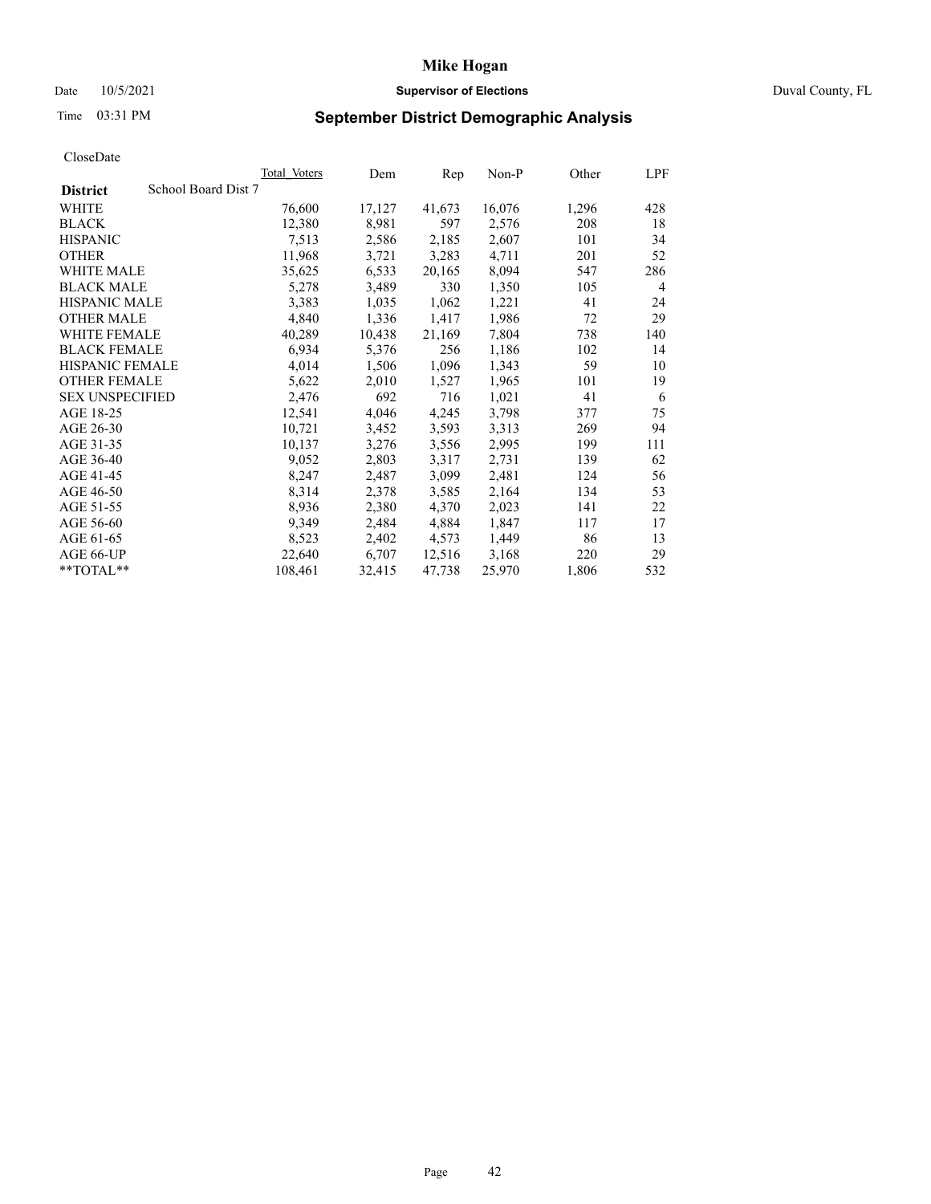# Mike Hogan

Date 10/5/2021 **Supervisor of Elections** Duval County, FL

Time 03:31 PM **September District Demographic Analysis**

CloseDate

| **District** School Board Dist 7 | Total Voters | Dem | Rep | Non-P | Other | LPF |
|---|---|---|---|---|---|---|
| WHITE | 76,600 | 17,127 | 41,673 | 16,076 | 1,296 | 428 |
| BLACK | 12,380 | 8,981 | 597 | 2,576 | 208 | 18 |
| HISPANIC | 7,513 | 2,586 | 2,185 | 2,607 | 101 | 34 |
| OTHER | 11,968 | 3,721 | 3,283 | 4,711 | 201 | 52 |
| WHITE MALE | 35,625 | 6,533 | 20,165 | 8,094 | 547 | 286 |
| BLACK MALE | 5,278 | 3,489 | 330 | 1,350 | 105 | 4 |
| HISPANIC MALE | 3,383 | 1,035 | 1,062 | 1,221 | 41 | 24 |
| OTHER MALE | 4,840 | 1,336 | 1,417 | 1,986 | 72 | 29 |
| WHITE FEMALE | 40,289 | 10,438 | 21,169 | 7,804 | 738 | 140 |
| BLACK FEMALE | 6,934 | 5,376 | 256 | 1,186 | 102 | 14 |
| HISPANIC FEMALE | 4,014 | 1,506 | 1,096 | 1,343 | 59 | 10 |
| OTHER FEMALE | 5,622 | 2,010 | 1,527 | 1,965 | 101 | 19 |
| SEX UNSPECIFIED | 2,476 | 692 | 716 | 1,021 | 41 | 6 |
| AGE 18-25 | 12,541 | 4,046 | 4,245 | 3,798 | 377 | 75 |
| AGE 26-30 | 10,721 | 3,452 | 3,593 | 3,313 | 269 | 94 |
| AGE 31-35 | 10,137 | 3,276 | 3,556 | 2,995 | 199 | 111 |
| AGE 36-40 | 9,052 | 2,803 | 3,317 | 2,731 | 139 | 62 |
| AGE 41-45 | 8,247 | 2,487 | 3,099 | 2,481 | 124 | 56 |
| AGE 46-50 | 8,314 | 2,378 | 3,585 | 2,164 | 134 | 53 |
| AGE 51-55 | 8,936 | 2,380 | 4,370 | 2,023 | 141 | 22 |
| AGE 56-60 | 9,349 | 2,484 | 4,884 | 1,847 | 117 | 17 |
| AGE 61-65 | 8,523 | 2,402 | 4,573 | 1,449 | 86 | 13 |
| AGE 66-UP | 22,640 | 6,707 | 12,516 | 3,168 | 220 | 29 |
| **TOTAL** | 108,461 | 32,415 | 47,738 | 25,970 | 1,806 | 532 |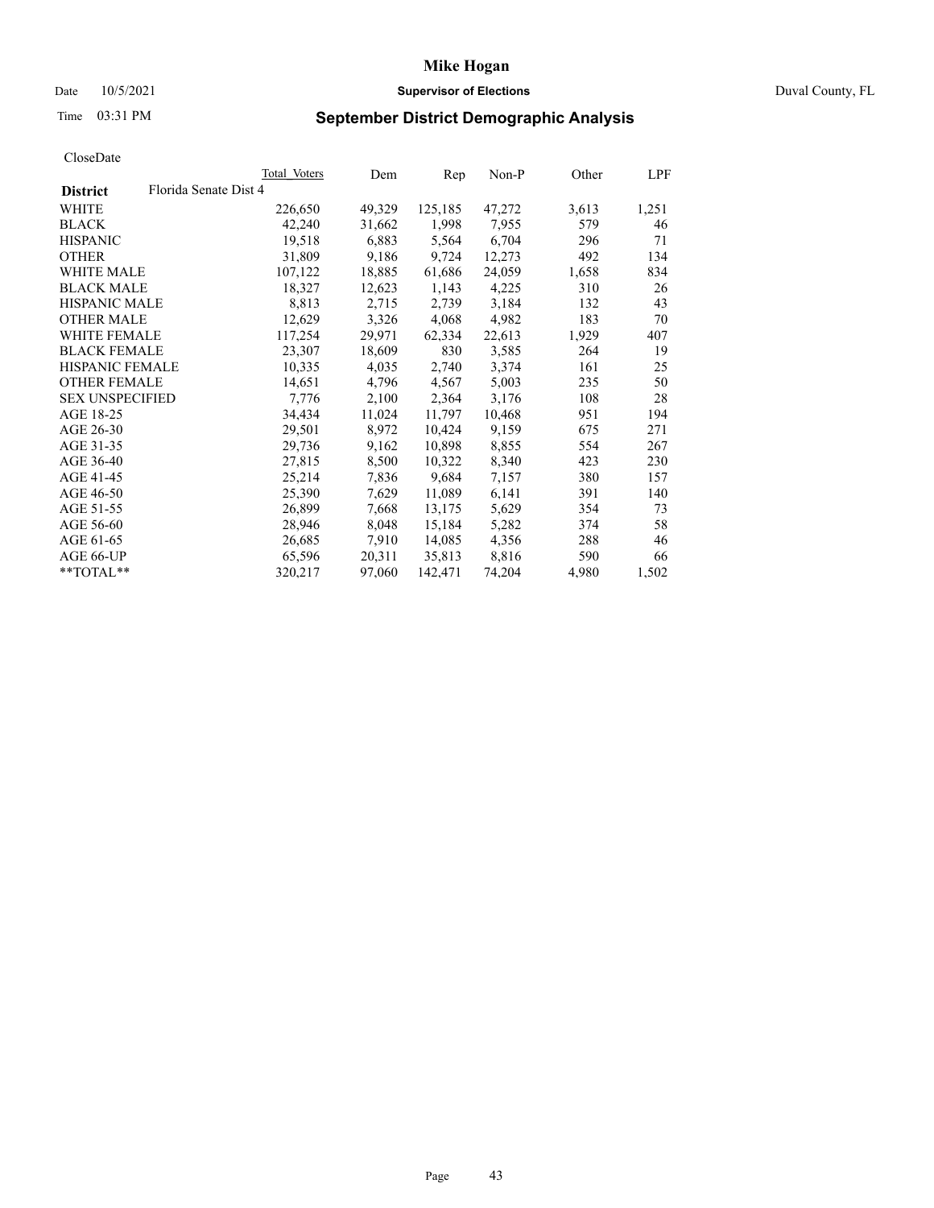# Mike Hogan

Date 10/5/2021 **Supervisor of Elections** Duval County, FL

Time 03:31 PM **September District Demographic Analysis**

CloseDate

| District | Florida Senate Dist 4 | Total Voters | Dem | Rep | Non-P | Other | LPF |
|---|---|---|---|---|---|---|---|
| WHITE | | 226,650 | 49,329 | 125,185 | 47,272 | 3,613 | 1,251 |
| BLACK | | 42,240 | 31,662 | 1,998 | 7,955 | 579 | 46 |
| HISPANIC | | 19,518 | 6,883 | 5,564 | 6,704 | 296 | 71 |
| OTHER | | 31,809 | 9,186 | 9,724 | 12,273 | 492 | 134 |
| WHITE MALE | | 107,122 | 18,885 | 61,686 | 24,059 | 1,658 | 834 |
| BLACK MALE | | 18,327 | 12,623 | 1,143 | 4,225 | 310 | 26 |
| HISPANIC MALE | | 8,813 | 2,715 | 2,739 | 3,184 | 132 | 43 |
| OTHER MALE | | 12,629 | 3,326 | 4,068 | 4,982 | 183 | 70 |
| WHITE FEMALE | | 117,254 | 29,971 | 62,334 | 22,613 | 1,929 | 407 |
| BLACK FEMALE | | 23,307 | 18,609 | 830 | 3,585 | 264 | 19 |
| HISPANIC FEMALE | | 10,335 | 4,035 | 2,740 | 3,374 | 161 | 25 |
| OTHER FEMALE | | 14,651 | 4,796 | 4,567 | 5,003 | 235 | 50 |
| SEX UNSPECIFIED | | 7,776 | 2,100 | 2,364 | 3,176 | 108 | 28 |
| AGE 18-25 | | 34,434 | 11,024 | 11,797 | 10,468 | 951 | 194 |
| AGE 26-30 | | 29,501 | 8,972 | 10,424 | 9,159 | 675 | 271 |
| AGE 31-35 | | 29,736 | 9,162 | 10,898 | 8,855 | 554 | 267 |
| AGE 36-40 | | 27,815 | 8,500 | 10,322 | 8,340 | 423 | 230 |
| AGE 41-45 | | 25,214 | 7,836 | 9,684 | 7,157 | 380 | 157 |
| AGE 46-50 | | 25,390 | 7,629 | 11,089 | 6,141 | 391 | 140 |
| AGE 51-55 | | 26,899 | 7,668 | 13,175 | 5,629 | 354 | 73 |
| AGE 56-60 | | 28,946 | 8,048 | 15,184 | 5,282 | 374 | 58 |
| AGE 61-65 | | 26,685 | 7,910 | 14,085 | 4,356 | 288 | 46 |
| AGE 66-UP | | 65,596 | 20,311 | 35,813 | 8,816 | 590 | 66 |
| **TOTAL** | | 320,217 | 97,060 | 142,471 | 74,204 | 4,980 | 1,502 |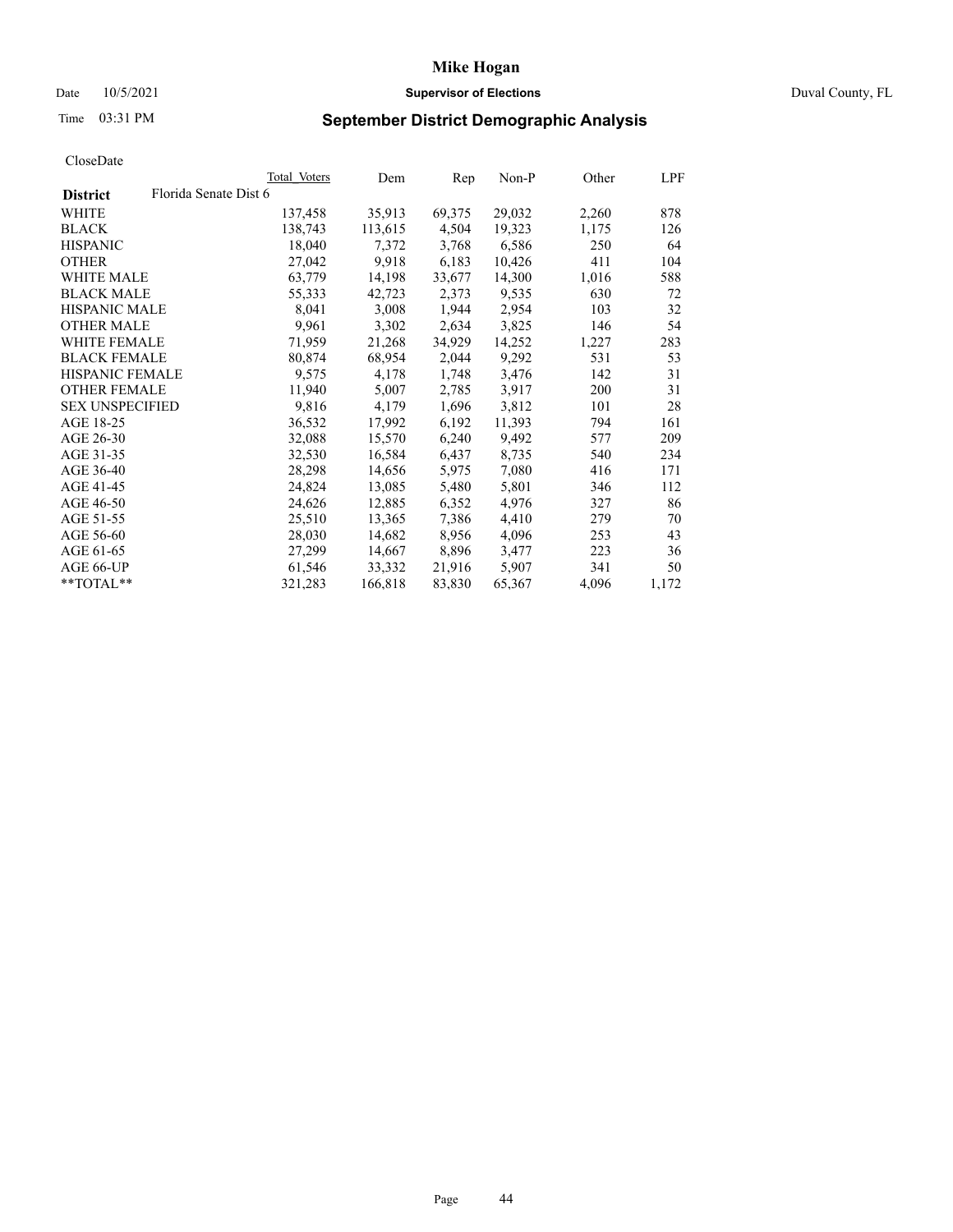# Mike Hogan

Date 10/5/2021 **Supervisor of Elections** Duval County, FL

Time 03:31 PM **September District Demographic Analysis**

CloseDate

| **District** Florida Senate Dist 6 | Total Voters | Dem | Rep | Non-P | Other | LPF |
|---|---|---|---|---|---|---|
| WHITE | 137,458 | 35,913 | 69,375 | 29,032 | 2,260 | 878 |
| BLACK | 138,743 | 113,615 | 4,504 | 19,323 | 1,175 | 126 |
| HISPANIC | 18,040 | 7,372 | 3,768 | 6,586 | 250 | 64 |
| OTHER | 27,042 | 9,918 | 6,183 | 10,426 | 411 | 104 |
| WHITE MALE | 63,779 | 14,198 | 33,677 | 14,300 | 1,016 | 588 |
| BLACK MALE | 55,333 | 42,723 | 2,373 | 9,535 | 630 | 72 |
| HISPANIC MALE | 8,041 | 3,008 | 1,944 | 2,954 | 103 | 32 |
| OTHER MALE | 9,961 | 3,302 | 2,634 | 3,825 | 146 | 54 |
| WHITE FEMALE | 71,959 | 21,268 | 34,929 | 14,252 | 1,227 | 283 |
| BLACK FEMALE | 80,874 | 68,954 | 2,044 | 9,292 | 531 | 53 |
| HISPANIC FEMALE | 9,575 | 4,178 | 1,748 | 3,476 | 142 | 31 |
| OTHER FEMALE | 11,940 | 5,007 | 2,785 | 3,917 | 200 | 31 |
| SEX UNSPECIFIED | 9,816 | 4,179 | 1,696 | 3,812 | 101 | 28 |
| AGE 18-25 | 36,532 | 17,992 | 6,192 | 11,393 | 794 | 161 |
| AGE 26-30 | 32,088 | 15,570 | 6,240 | 9,492 | 577 | 209 |
| AGE 31-35 | 32,530 | 16,584 | 6,437 | 8,735 | 540 | 234 |
| AGE 36-40 | 28,298 | 14,656 | 5,975 | 7,080 | 416 | 171 |
| AGE 41-45 | 24,824 | 13,085 | 5,480 | 5,801 | 346 | 112 |
| AGE 46-50 | 24,626 | 12,885 | 6,352 | 4,976 | 327 | 86 |
| AGE 51-55 | 25,510 | 13,365 | 7,386 | 4,410 | 279 | 70 |
| AGE 56-60 | 28,030 | 14,682 | 8,956 | 4,096 | 253 | 43 |
| AGE 61-65 | 27,299 | 14,667 | 8,896 | 3,477 | 223 | 36 |
| AGE 66-UP | 61,546 | 33,332 | 21,916 | 5,907 | 341 | 50 |
| **TOTAL** | 321,283 | 166,818 | 83,830 | 65,367 | 4,096 | 1,172 |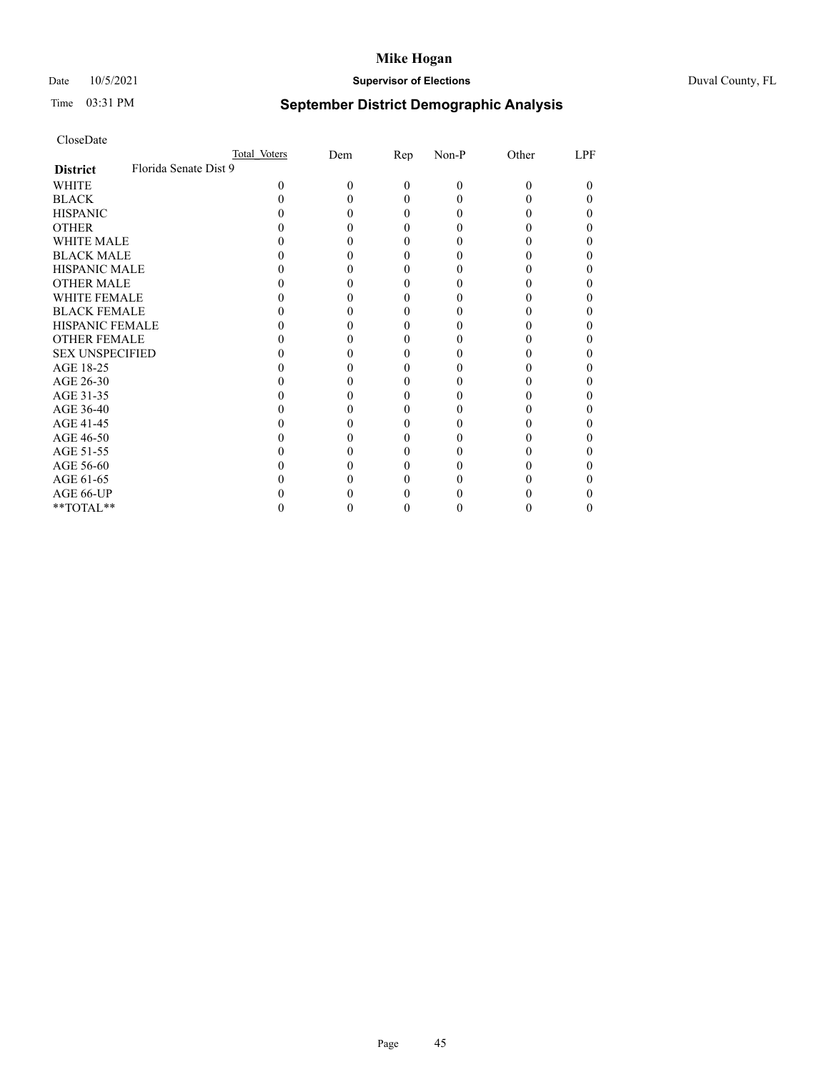CloseDate

| District | Florida Senate Dist 9 | Total Voters | Dem | Rep | Non-P | Other | LPF |
|---|---|---|---|---|---|---|---|
| WHITE | | 0 | 0 | 0 | 0 | 0 | 0 |
| BLACK | | 0 | 0 | 0 | 0 | 0 | 0 |
| HISPANIC | | 0 | 0 | 0 | 0 | 0 | 0 |
| OTHER | | 0 | 0 | 0 | 0 | 0 | 0 |
| WHITE MALE | | 0 | 0 | 0 | 0 | 0 | 0 |
| BLACK MALE | | 0 | 0 | 0 | 0 | 0 | 0 |
| HISPANIC MALE | | 0 | 0 | 0 | 0 | 0 | 0 |
| OTHER MALE | | 0 | 0 | 0 | 0 | 0 | 0 |
| WHITE FEMALE | | 0 | 0 | 0 | 0 | 0 | 0 |
| BLACK FEMALE | | 0 | 0 | 0 | 0 | 0 | 0 |
| HISPANIC FEMALE | | 0 | 0 | 0 | 0 | 0 | 0 |
| OTHER FEMALE | | 0 | 0 | 0 | 0 | 0 | 0 |
| SEX UNSPECIFIED | | 0 | 0 | 0 | 0 | 0 | 0 |
| AGE 18-25 | | 0 | 0 | 0 | 0 | 0 | 0 |
| AGE 26-30 | | 0 | 0 | 0 | 0 | 0 | 0 |
| AGE 31-35 | | 0 | 0 | 0 | 0 | 0 | 0 |
| AGE 36-40 | | 0 | 0 | 0 | 0 | 0 | 0 |
| AGE 41-45 | | 0 | 0 | 0 | 0 | 0 | 0 |
| AGE 46-50 | | 0 | 0 | 0 | 0 | 0 | 0 |
| AGE 51-55 | | 0 | 0 | 0 | 0 | 0 | 0 |
| AGE 56-60 | | 0 | 0 | 0 | 0 | 0 | 0 |
| AGE 61-65 | | 0 | 0 | 0 | 0 | 0 | 0 |
| AGE 66-UP | | 0 | 0 | 0 | 0 | 0 | 0 |
| **TOTAL** | | 0 | 0 | 0 | 0 | 0 | 0 |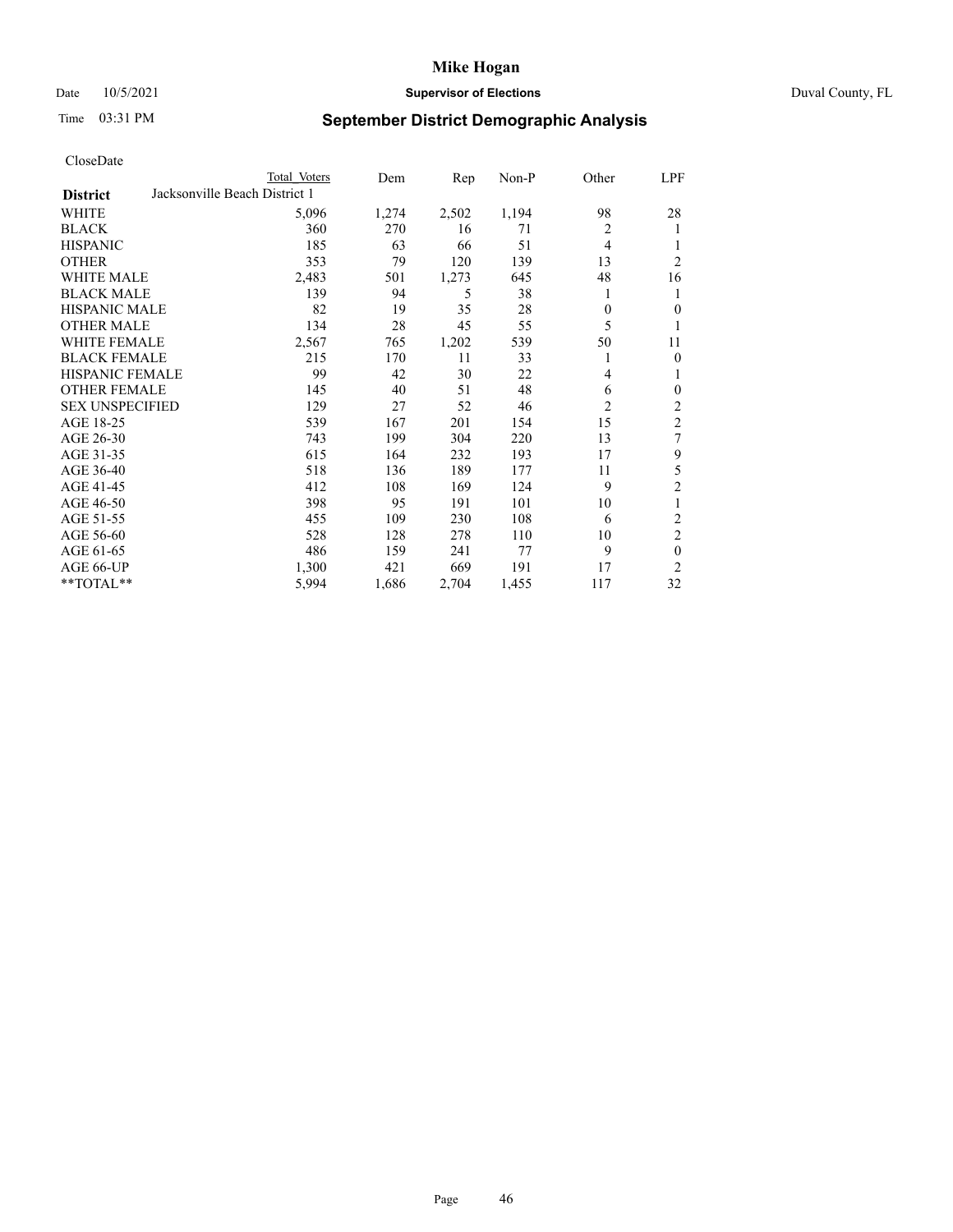# Mike Hogan

Date 10/5/2021 **Supervisor of Elections** Duval County, FL

Time 03:31 PM **September District Demographic Analysis**

CloseDate

| District | Total Voters | Dem | Rep | Non-P | Other | LPF |
|---|---|---|---|---|---|---|
| Jacksonville Beach District 1 | | | | | | |
| WHITE | 5,096 | 1,274 | 2,502 | 1,194 | 98 | 28 |
| BLACK | 360 | 270 | 16 | 71 | 2 | 1 |
| HISPANIC | 185 | 63 | 66 | 51 | 4 | 1 |
| OTHER | 353 | 79 | 120 | 139 | 13 | 2 |
| WHITE MALE | 2,483 | 501 | 1,273 | 645 | 48 | 16 |
| BLACK MALE | 139 | 94 | 5 | 38 | 1 | 1 |
| HISPANIC MALE | 82 | 19 | 35 | 28 | 0 | 0 |
| OTHER MALE | 134 | 28 | 45 | 55 | 5 | 1 |
| WHITE FEMALE | 2,567 | 765 | 1,202 | 539 | 50 | 11 |
| BLACK FEMALE | 215 | 170 | 11 | 33 | 1 | 0 |
| HISPANIC FEMALE | 99 | 42 | 30 | 22 | 4 | 1 |
| OTHER FEMALE | 145 | 40 | 51 | 48 | 6 | 0 |
| SEX UNSPECIFIED | 129 | 27 | 52 | 46 | 2 | 2 |
| AGE 18-25 | 539 | 167 | 201 | 154 | 15 | 2 |
| AGE 26-30 | 743 | 199 | 304 | 220 | 13 | 7 |
| AGE 31-35 | 615 | 164 | 232 | 193 | 17 | 9 |
| AGE 36-40 | 518 | 136 | 189 | 177 | 11 | 5 |
| AGE 41-45 | 412 | 108 | 169 | 124 | 9 | 2 |
| AGE 46-50 | 398 | 95 | 191 | 101 | 10 | 1 |
| AGE 51-55 | 455 | 109 | 230 | 108 | 6 | 2 |
| AGE 56-60 | 528 | 128 | 278 | 110 | 10 | 2 |
| AGE 61-65 | 486 | 159 | 241 | 77 | 9 | 0 |
| AGE 66-UP | 1,300 | 421 | 669 | 191 | 17 | 2 |
| **TOTAL** | 5,994 | 1,686 | 2,704 | 1,455 | 117 | 32 |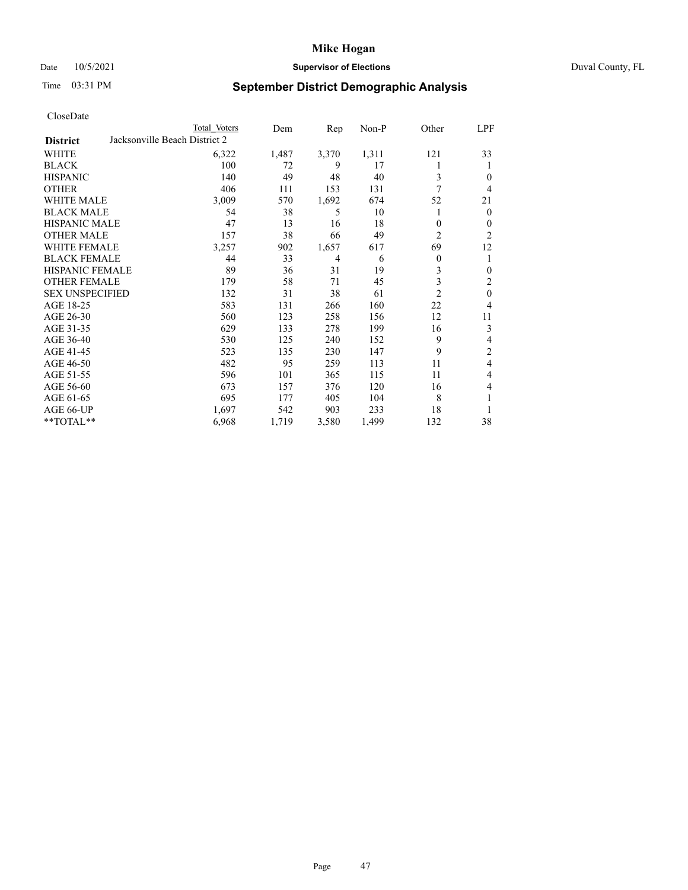# Mike Hogan

Date 10/5/2021 **Supervisor of Elections** Duval County, FL

Time 03:31 PM **September District Demographic Analysis**

CloseDate

| **District** | Total Voters | Dem | Rep | Non-P | Other | LPF |
|---|---|---|---|---|---|---|
| Jacksonville Beach District 2 | | | | | | |
| WHITE | 6,322 | 1,487 | 3,370 | 1,311 | 121 | 33 |
| BLACK | 100 | 72 | 9 | 17 | 1 | 1 |
| HISPANIC | 140 | 49 | 48 | 40 | 3 | 0 |
| OTHER | 406 | 111 | 153 | 131 | 7 | 4 |
| WHITE MALE | 3,009 | 570 | 1,692 | 674 | 52 | 21 |
| BLACK MALE | 54 | 38 | 5 | 10 | 1 | 0 |
| HISPANIC MALE | 47 | 13 | 16 | 18 | 0 | 0 |
| OTHER MALE | 157 | 38 | 66 | 49 | 2 | 2 |
| WHITE FEMALE | 3,257 | 902 | 1,657 | 617 | 69 | 12 |
| BLACK FEMALE | 44 | 33 | 4 | 6 | 0 | 1 |
| HISPANIC FEMALE | 89 | 36 | 31 | 19 | 3 | 0 |
| OTHER FEMALE | 179 | 58 | 71 | 45 | 3 | 2 |
| SEX UNSPECIFIED | 132 | 31 | 38 | 61 | 2 | 0 |
| AGE 18-25 | 583 | 131 | 266 | 160 | 22 | 4 |
| AGE 26-30 | 560 | 123 | 258 | 156 | 12 | 11 |
| AGE 31-35 | 629 | 133 | 278 | 199 | 16 | 3 |
| AGE 36-40 | 530 | 125 | 240 | 152 | 9 | 4 |
| AGE 41-45 | 523 | 135 | 230 | 147 | 9 | 2 |
| AGE 46-50 | 482 | 95 | 259 | 113 | 11 | 4 |
| AGE 51-55 | 596 | 101 | 365 | 115 | 11 | 4 |
| AGE 56-60 | 673 | 157 | 376 | 120 | 16 | 4 |
| AGE 61-65 | 695 | 177 | 405 | 104 | 8 | 1 |
| AGE 66-UP | 1,697 | 542 | 903 | 233 | 18 | 1 |
| **TOTAL** | 6,968 | 1,719 | 3,580 | 1,499 | 132 | 38 |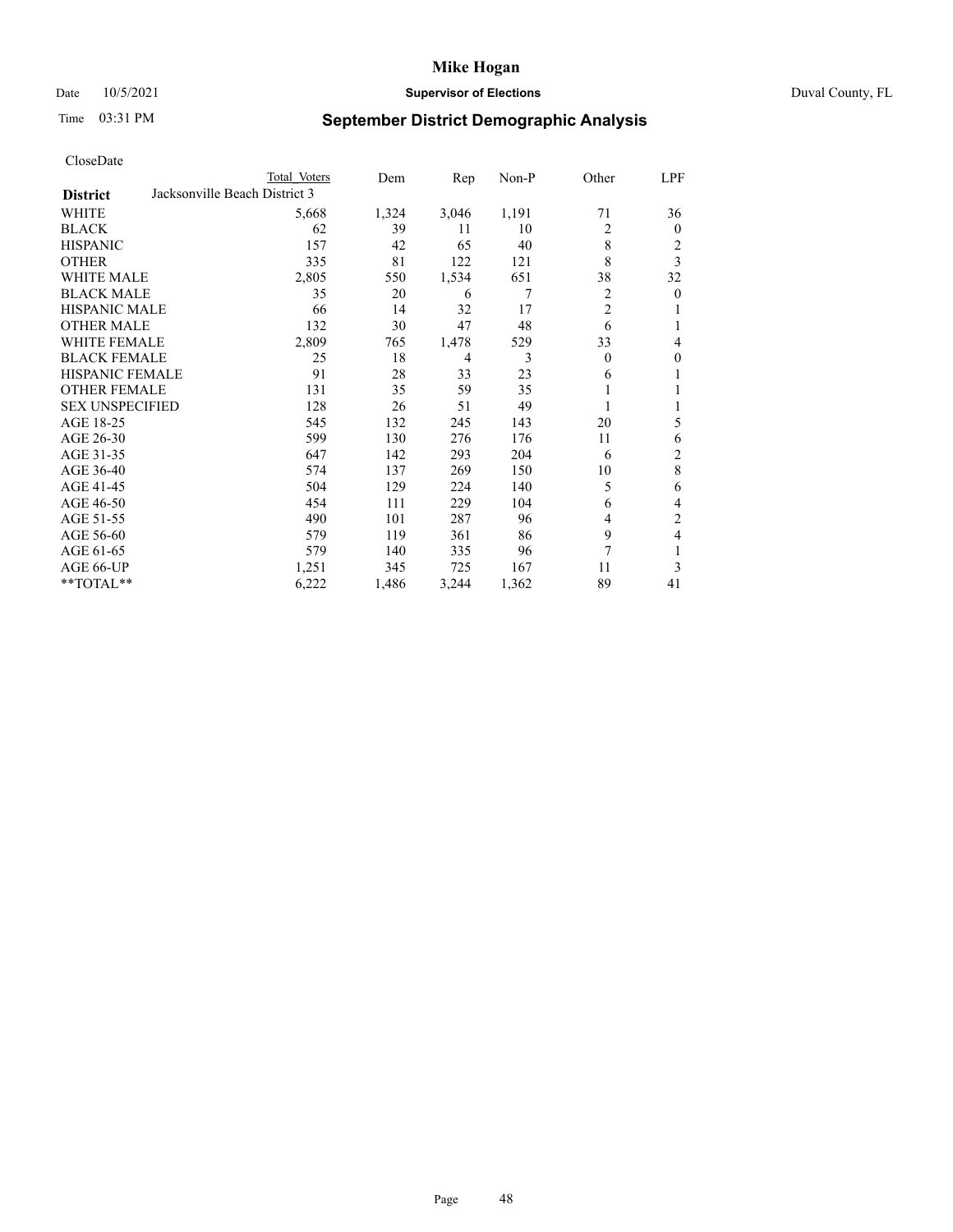# Mike Hogan

Date 10/5/2021 **Supervisor of Elections** Duval County, FL

Time 03:31 PM **September District Demographic Analysis**

CloseDate

| District | Total Voters | Dem | Rep | Non-P | Other | LPF |
|---|---|---|---|---|---|---|
| Jacksonville Beach District 3 | | | | | | |
| WHITE | 5,668 | 1,324 | 3,046 | 1,191 | 71 | 36 |
| BLACK | 62 | 39 | 11 | 10 | 2 | 0 |
| HISPANIC | 157 | 42 | 65 | 40 | 8 | 2 |
| OTHER | 335 | 81 | 122 | 121 | 8 | 3 |
| WHITE MALE | 2,805 | 550 | 1,534 | 651 | 38 | 32 |
| BLACK MALE | 35 | 20 | 6 | 7 | 2 | 0 |
| HISPANIC MALE | 66 | 14 | 32 | 17 | 2 | 1 |
| OTHER MALE | 132 | 30 | 47 | 48 | 6 | 1 |
| WHITE FEMALE | 2,809 | 765 | 1,478 | 529 | 33 | 4 |
| BLACK FEMALE | 25 | 18 | 4 | 3 | 0 | 0 |
| HISPANIC FEMALE | 91 | 28 | 33 | 23 | 6 | 1 |
| OTHER FEMALE | 131 | 35 | 59 | 35 | 1 | 1 |
| SEX UNSPECIFIED | 128 | 26 | 51 | 49 | 1 | 1 |
| AGE 18-25 | 545 | 132 | 245 | 143 | 20 | 5 |
| AGE 26-30 | 599 | 130 | 276 | 176 | 11 | 6 |
| AGE 31-35 | 647 | 142 | 293 | 204 | 6 | 2 |
| AGE 36-40 | 574 | 137 | 269 | 150 | 10 | 8 |
| AGE 41-45 | 504 | 129 | 224 | 140 | 5 | 6 |
| AGE 46-50 | 454 | 111 | 229 | 104 | 6 | 4 |
| AGE 51-55 | 490 | 101 | 287 | 96 | 4 | 2 |
| AGE 56-60 | 579 | 119 | 361 | 86 | 9 | 4 |
| AGE 61-65 | 579 | 140 | 335 | 96 | 7 | 1 |
| AGE 66-UP | 1,251 | 345 | 725 | 167 | 11 | 3 |
| **TOTAL** | 6,222 | 1,486 | 3,244 | 1,362 | 89 | 41 |